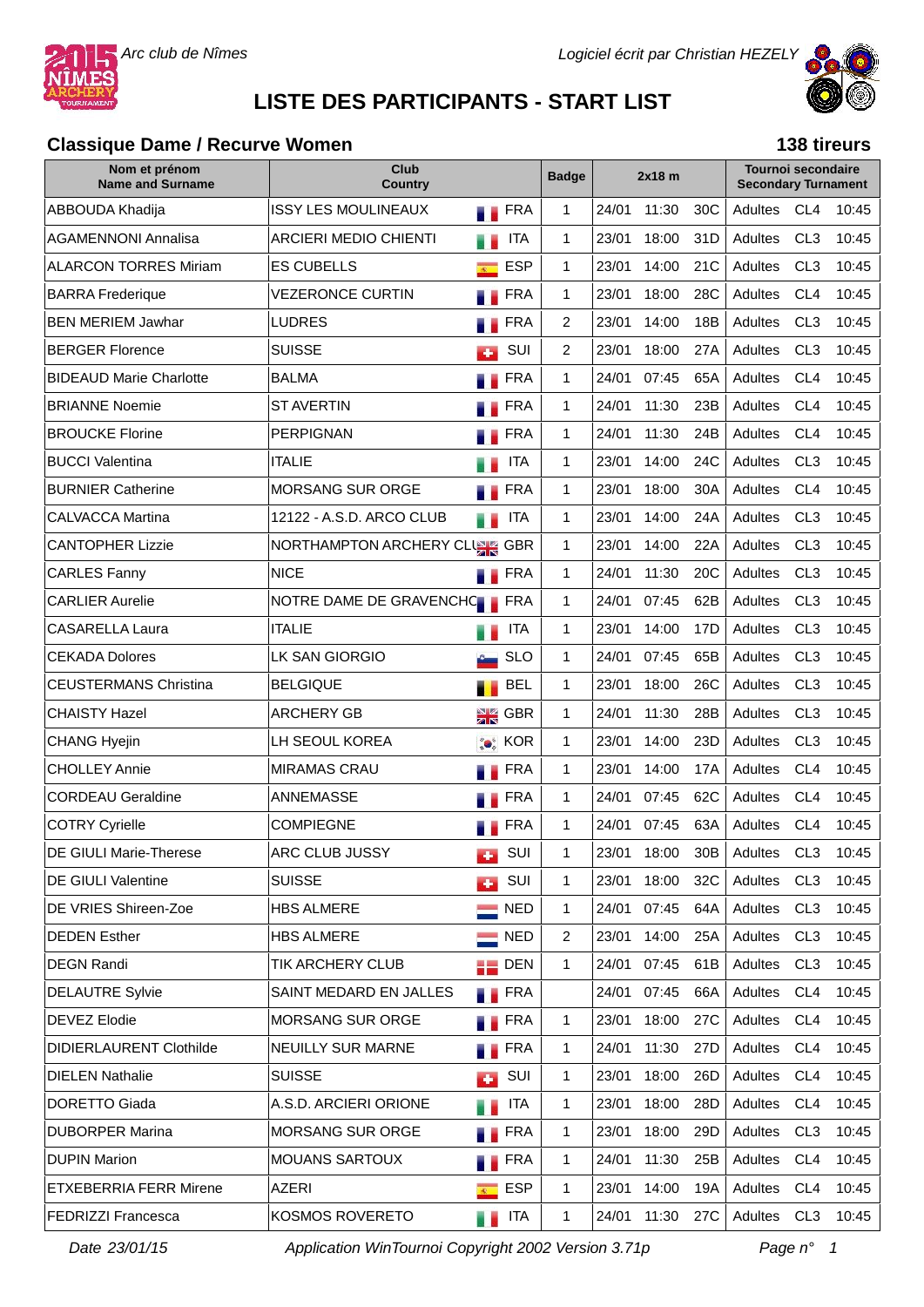Arc club de Nîmes

Logiciel écrit par Christian HEZELY

# LISTE DES PARTICIPANTS - START LIST

## Classique Dame / Recurve Women

**138 tireurs**

| Nom et prénom<br>Name and Surname | Club<br>Country | | Badge | 2x18 m | | | Tournoi secondaire<br>Secondary Turnament | | |
|---|---|---|---|---|---|---|---|---|---|
| ABBOUDA Khadija | ISSY LES MOULINEAUX | FRA | 1 | 24/01 | 11:30 | 30C | Adultes | CL4 | 10:45 |
| AGAMENNONI Annalisa | ARCIERI MEDIO CHIENTI | ITA | 1 | 23/01 | 18:00 | 31D | Adultes | CL3 | 10:45 |
| ALARCON TORRES Miriam | ES CUBELLS | ESP | 1 | 23/01 | 14:00 | 21C | Adultes | CL3 | 10:45 |
| BARRA Frederique | VEZERONCE CURTIN | FRA | 1 | 23/01 | 18:00 | 28C | Adultes | CL4 | 10:45 |
| BEN MERIEM Jawhar | LUDRES | FRA | 2 | 23/01 | 14:00 | 18B | Adultes | CL3 | 10:45 |
| BERGER Florence | SUISSE | SUI | 2 | 23/01 | 18:00 | 27A | Adultes | CL3 | 10:45 |
| BIDEAUD Marie Charlotte | BALMA | FRA | 1 | 24/01 | 07:45 | 65A | Adultes | CL4 | 10:45 |
| BRIANNE Noemie | ST AVERTIN | FRA | 1 | 24/01 | 11:30 | 23B | Adultes | CL4 | 10:45 |
| BROUCKE Florine | PERPIGNAN | FRA | 1 | 24/01 | 11:30 | 24B | Adultes | CL4 | 10:45 |
| BUCCI Valentina | ITALIE | ITA | 1 | 23/01 | 14:00 | 24C | Adultes | CL3 | 10:45 |
| BURNIER Catherine | MORSANG SUR ORGE | FRA | 1 | 23/01 | 18:00 | 30A | Adultes | CL4 | 10:45 |
| CALVACCA Martina | 12122 - A.S.D. ARCO CLUB | ITA | 1 | 23/01 | 14:00 | 24A | Adultes | CL3 | 10:45 |
| CANTOPHER Lizzie | NORTHAMPTON ARCHERY CLU | GBR | 1 | 23/01 | 14:00 | 22A | Adultes | CL3 | 10:45 |
| CARLES Fanny | NICE | FRA | 1 | 24/01 | 11:30 | 20C | Adultes | CL3 | 10:45 |
| CARLIER Aurelie | NOTRE DAME DE GRAVENCHO | FRA | 1 | 24/01 | 07:45 | 62B | Adultes | CL3 | 10:45 |
| CASARELLA Laura | ITALIE | ITA | 1 | 23/01 | 14:00 | 17D | Adultes | CL3 | 10:45 |
| CEKADA Dolores | LK SAN GIORGIO | SLO | 1 | 24/01 | 07:45 | 65B | Adultes | CL3 | 10:45 |
| CEUSTERMANS Christina | BELGIQUE | BEL | 1 | 23/01 | 18:00 | 26C | Adultes | CL3 | 10:45 |
| CHAISTY Hazel | ARCHERY GB | GBR | 1 | 24/01 | 11:30 | 28B | Adultes | CL3 | 10:45 |
| CHANG Hyejin | LH SEOUL KOREA | KOR | 1 | 23/01 | 14:00 | 23D | Adultes | CL3 | 10:45 |
| CHOLLEY Annie | MIRAMAS CRAU | FRA | 1 | 23/01 | 14:00 | 17A | Adultes | CL4 | 10:45 |
| CORDEAU Geraldine | ANNEMASSE | FRA | 1 | 24/01 | 07:45 | 62C | Adultes | CL4 | 10:45 |
| COTRY Cyrielle | COMPIEGNE | FRA | 1 | 24/01 | 07:45 | 63A | Adultes | CL4 | 10:45 |
| DE GIULI Marie-Therese | ARC CLUB JUSSY | SUI | 1 | 23/01 | 18:00 | 30B | Adultes | CL3 | 10:45 |
| DE GIULI Valentine | SUISSE | SUI | 1 | 23/01 | 18:00 | 32C | Adultes | CL3 | 10:45 |
| DE VRIES Shireen-Zoe | HBS ALMERE | NED | 1 | 24/01 | 07:45 | 64A | Adultes | CL3 | 10:45 |
| DEDEN Esther | HBS ALMERE | NED | 2 | 23/01 | 14:00 | 25A | Adultes | CL3 | 10:45 |
| DEGN Randi | TIK ARCHERY CLUB | DEN | 1 | 24/01 | 07:45 | 61B | Adultes | CL3 | 10:45 |
| DELAUTRE Sylvie | SAINT MEDARD EN JALLES | FRA | | 24/01 | 07:45 | 66A | Adultes | CL4 | 10:45 |
| DEVEZ Elodie | MORSANG SUR ORGE | FRA | 1 | 23/01 | 18:00 | 27C | Adultes | CL4 | 10:45 |
| DIDIERLAURENT Clothilde | NEUILLY SUR MARNE | FRA | 1 | 24/01 | 11:30 | 27D | Adultes | CL4 | 10:45 |
| DIELEN Nathalie | SUISSE | SUI | 1 | 23/01 | 18:00 | 26D | Adultes | CL4 | 10:45 |
| DORETTO Giada | A.S.D. ARCIERI ORIONE | ITA | 1 | 23/01 | 18:00 | 28D | Adultes | CL4 | 10:45 |
| DUBORPER Marina | MORSANG SUR ORGE | FRA | 1 | 23/01 | 18:00 | 29D | Adultes | CL3 | 10:45 |
| DUPIN Marion | MOUANS SARTOUX | FRA | 1 | 24/01 | 11:30 | 25B | Adultes | CL4 | 10:45 |
| ETXEBERRIA FERR Mirene | AZERI | ESP | 1 | 23/01 | 14:00 | 19A | Adultes | CL4 | 10:45 |
| FEDRIZZI Francesca | KOSMOS ROVERETO | ITA | 1 | 24/01 | 11:30 | 27C | Adultes | CL3 | 10:45 |

*Date 23/01/15* *Application WinTournoi Copyright 2002 Version 3.71p*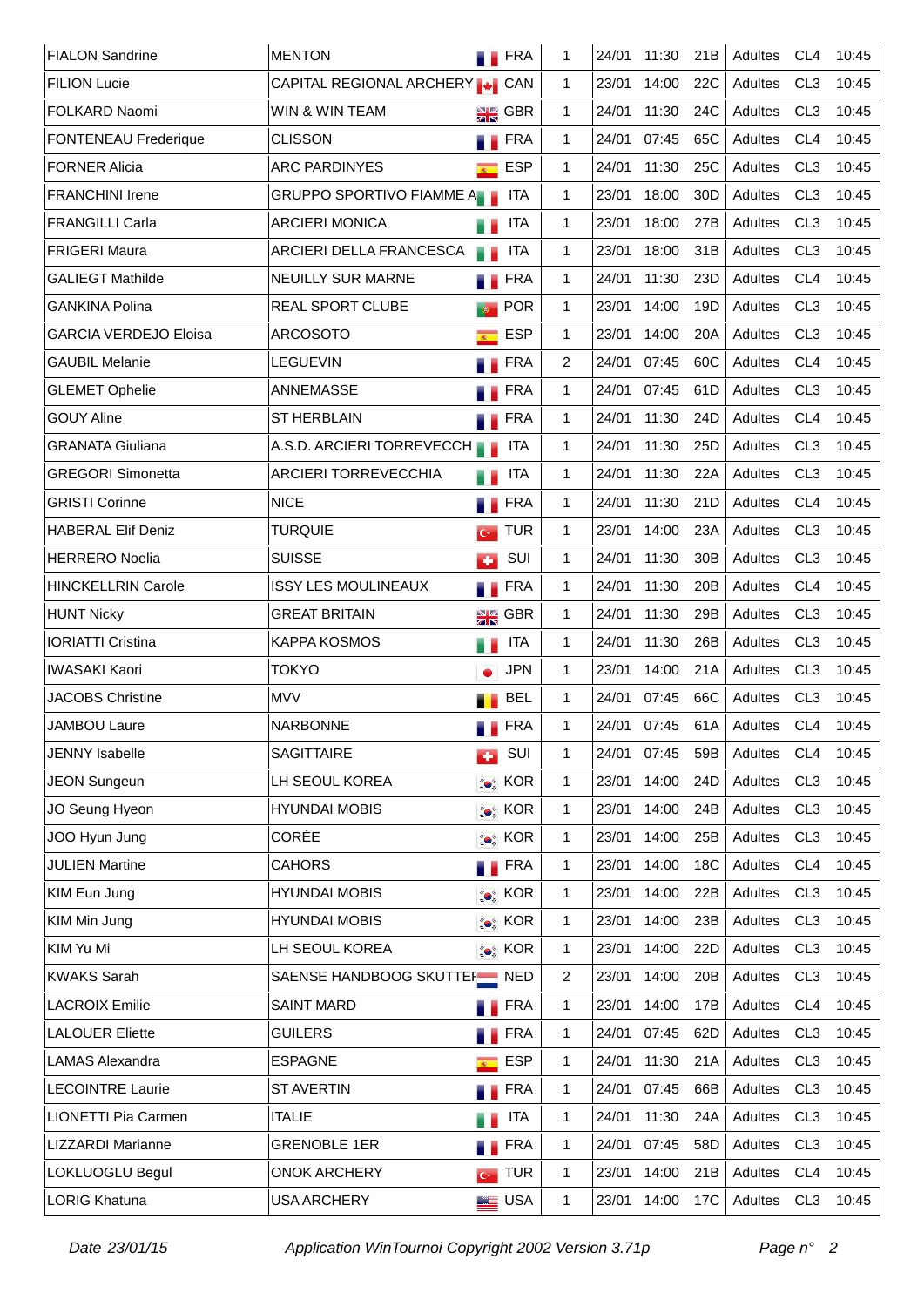| | | | | | | | | | |
|---|---|---|---|---|---|---|---|---|---|
| FIALON Sandrine | MENTON | FRA | 1 | 24/01 | 11:30 | 21B | Adultes | CL4 | 10:45 |
| FILION Lucie | CAPITAL REGIONAL ARCHERY | CAN | 1 | 23/01 | 14:00 | 22C | Adultes | CL3 | 10:45 |
| FOLKARD Naomi | WIN & WIN TEAM | GBR | 1 | 24/01 | 11:30 | 24C | Adultes | CL3 | 10:45 |
| FONTENEAU Frederique | CLISSON | FRA | 1 | 24/01 | 07:45 | 65C | Adultes | CL4 | 10:45 |
| FORNER Alicia | ARC PARDINYES | ESP | 1 | 24/01 | 11:30 | 25C | Adultes | CL3 | 10:45 |
| FRANCHINI Irene | GRUPPO SPORTIVO FIAMME A | ITA | 1 | 23/01 | 18:00 | 30D | Adultes | CL3 | 10:45 |
| FRANGILLI Carla | ARCIERI MONICA | ITA | 1 | 23/01 | 18:00 | 27B | Adultes | CL3 | 10:45 |
| FRIGERI Maura | ARCIERI DELLA FRANCESCA | ITA | 1 | 23/01 | 18:00 | 31B | Adultes | CL3 | 10:45 |
| GALIEGT Mathilde | NEUILLY SUR MARNE | FRA | 1 | 24/01 | 11:30 | 23D | Adultes | CL4 | 10:45 |
| GANKINA Polina | REAL SPORT CLUBE | POR | 1 | 23/01 | 14:00 | 19D | Adultes | CL3 | 10:45 |
| GARCIA VERDEJO Eloisa | ARCOSOTO | ESP | 1 | 23/01 | 14:00 | 20A | Adultes | CL3 | 10:45 |
| GAUBIL Melanie | LEGUEVIN | FRA | 2 | 24/01 | 07:45 | 60C | Adultes | CL4 | 10:45 |
| GLEMET Ophelie | ANNEMASSE | FRA | 1 | 24/01 | 07:45 | 61D | Adultes | CL3 | 10:45 |
| GOUY Aline | ST HERBLAIN | FRA | 1 | 24/01 | 11:30 | 24D | Adultes | CL4 | 10:45 |
| GRANATA Giuliana | A.S.D. ARCIERI TORREVECCH | ITA | 1 | 24/01 | 11:30 | 25D | Adultes | CL3 | 10:45 |
| GREGORI Simonetta | ARCIERI TORREVECCHIA | ITA | 1 | 24/01 | 11:30 | 22A | Adultes | CL3 | 10:45 |
| GRISTI Corinne | NICE | FRA | 1 | 24/01 | 11:30 | 21D | Adultes | CL4 | 10:45 |
| HABERAL Elif Deniz | TURQUIE | TUR | 1 | 23/01 | 14:00 | 23A | Adultes | CL3 | 10:45 |
| HERRERO Noelia | SUISSE | SUI | 1 | 24/01 | 11:30 | 30B | Adultes | CL3 | 10:45 |
| HINCKELLRIN Carole | ISSY LES MOULINEAUX | FRA | 1 | 24/01 | 11:30 | 20B | Adultes | CL4 | 10:45 |
| HUNT Nicky | GREAT BRITAIN | GBR | 1 | 24/01 | 11:30 | 29B | Adultes | CL3 | 10:45 |
| IORIATTI Cristina | KAPPA KOSMOS | ITA | 1 | 24/01 | 11:30 | 26B | Adultes | CL3 | 10:45 |
| IWASAKI Kaori | TOKYO | JPN | 1 | 23/01 | 14:00 | 21A | Adultes | CL3 | 10:45 |
| JACOBS Christine | MVV | BEL | 1 | 24/01 | 07:45 | 66C | Adultes | CL3 | 10:45 |
| JAMBOU Laure | NARBONNE | FRA | 1 | 24/01 | 07:45 | 61A | Adultes | CL4 | 10:45 |
| JENNY Isabelle | SAGITTAIRE | SUI | 1 | 24/01 | 07:45 | 59B | Adultes | CL4 | 10:45 |
| JEON Sungeun | LH SEOUL KOREA | KOR | 1 | 23/01 | 14:00 | 24D | Adultes | CL3 | 10:45 |
| JO Seung Hyeon | HYUNDAI MOBIS | KOR | 1 | 23/01 | 14:00 | 24B | Adultes | CL3 | 10:45 |
| JOO Hyun Jung | CORÉE | KOR | 1 | 23/01 | 14:00 | 25B | Adultes | CL3 | 10:45 |
| JULIEN Martine | CAHORS | FRA | 1 | 23/01 | 14:00 | 18C | Adultes | CL4 | 10:45 |
| KIM Eun Jung | HYUNDAI MOBIS | KOR | 1 | 23/01 | 14:00 | 22B | Adultes | CL3 | 10:45 |
| KIM Min Jung | HYUNDAI MOBIS | KOR | 1 | 23/01 | 14:00 | 23B | Adultes | CL3 | 10:45 |
| KIM Yu Mi | LH SEOUL KOREA | KOR | 1 | 23/01 | 14:00 | 22D | Adultes | CL3 | 10:45 |
| KWAKS Sarah | SAENSE HANDBOOG SKUTTEF | NED | 2 | 23/01 | 14:00 | 20B | Adultes | CL3 | 10:45 |
| LACROIX Emilie | SAINT MARD | FRA | 1 | 23/01 | 14:00 | 17B | Adultes | CL4 | 10:45 |
| LALOUER Eliette | GUILERS | FRA | 1 | 24/01 | 07:45 | 62D | Adultes | CL3 | 10:45 |
| LAMAS Alexandra | ESPAGNE | ESP | 1 | 24/01 | 11:30 | 21A | Adultes | CL3 | 10:45 |
| LECOINTRE Laurie | ST AVERTIN | FRA | 1 | 24/01 | 07:45 | 66B | Adultes | CL3 | 10:45 |
| LIONETTI Pia Carmen | ITALIE | ITA | 1 | 24/01 | 11:30 | 24A | Adultes | CL3 | 10:45 |
| LIZZARDI Marianne | GRENOBLE 1ER | FRA | 1 | 24/01 | 07:45 | 58D | Adultes | CL3 | 10:45 |
| LOKLUOGLU Begul | ONOK ARCHERY | TUR | 1 | 23/01 | 14:00 | 21B | Adultes | CL4 | 10:45 |
| LORIG Khatuna | USA ARCHERY | USA | 1 | 23/01 | 14:00 | 17C | Adultes | CL3 | 10:45 |

*Date 23/01/15* *Application WinTournoi Copyright 2002 Version 3.71p*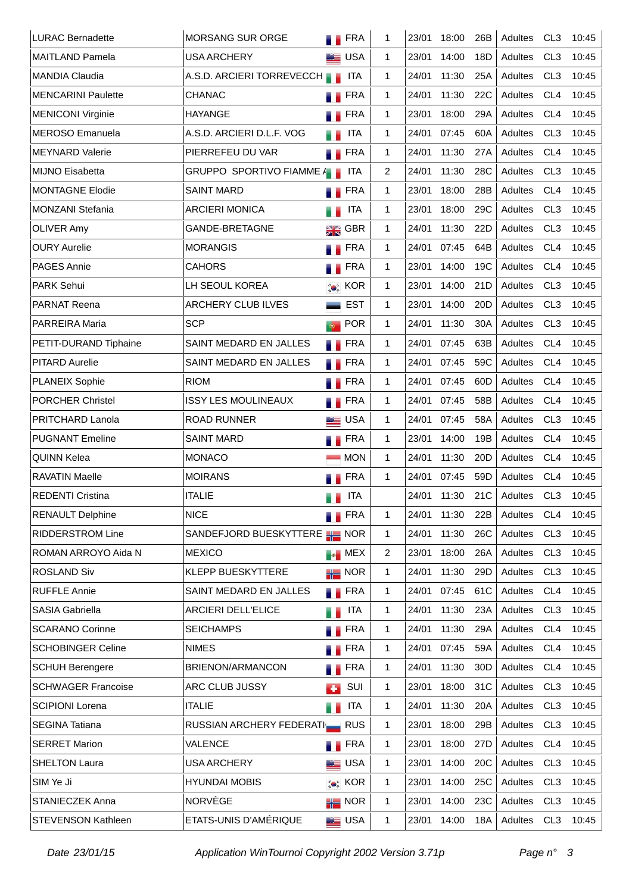| | | | | | | | | | |
|---|---|---|---|---|---|---|---|---|---|
| LURAC Bernadette | MORSANG SUR ORGE | FRA | 1 | 23/01 | 18:00 | 26B | Adultes | CL3 | 10:45 |
| MAITLAND Pamela | USA ARCHERY | USA | 1 | 23/01 | 14:00 | 18D | Adultes | CL3 | 10:45 |
| MANDIA Claudia | A.S.D. ARCIERI TORREVECCH | ITA | 1 | 24/01 | 11:30 | 25A | Adultes | CL3 | 10:45 |
| MENCARINI Paulette | CHANAC | FRA | 1 | 24/01 | 11:30 | 22C | Adultes | CL4 | 10:45 |
| MENICONI Virginie | HAYANGE | FRA | 1 | 23/01 | 18:00 | 29A | Adultes | CL4 | 10:45 |
| MEROSO Emanuela | A.S.D. ARCIERI D.L.F. VOG | ITA | 1 | 24/01 | 07:45 | 60A | Adultes | CL3 | 10:45 |
| MEYNARD Valerie | PIERREFEU DU VAR | FRA | 1 | 24/01 | 11:30 | 27A | Adultes | CL4 | 10:45 |
| MIJNO Eisabetta | GRUPPO SPORTIVO FIAMME A | ITA | 2 | 24/01 | 11:30 | 28C | Adultes | CL3 | 10:45 |
| MONTAGNE Elodie | SAINT MARD | FRA | 1 | 23/01 | 18:00 | 28B | Adultes | CL4 | 10:45 |
| MONZANI Stefania | ARCIERI MONICA | ITA | 1 | 23/01 | 18:00 | 29C | Adultes | CL3 | 10:45 |
| OLIVER Amy | GANDE-BRETAGNE | GBR | 1 | 24/01 | 11:30 | 22D | Adultes | CL3 | 10:45 |
| OURY Aurelie | MORANGIS | FRA | 1 | 24/01 | 07:45 | 64B | Adultes | CL4 | 10:45 |
| PAGES Annie | CAHORS | FRA | 1 | 23/01 | 14:00 | 19C | Adultes | CL4 | 10:45 |
| PARK Sehui | LH SEOUL KOREA | KOR | 1 | 23/01 | 14:00 | 21D | Adultes | CL3 | 10:45 |
| PARNAT Reena | ARCHERY CLUB ILVES | EST | 1 | 23/01 | 14:00 | 20D | Adultes | CL3 | 10:45 |
| PARREIRA Maria | SCP | POR | 1 | 24/01 | 11:30 | 30A | Adultes | CL3 | 10:45 |
| PETIT-DURAND Tiphaine | SAINT MEDARD EN JALLES | FRA | 1 | 24/01 | 07:45 | 63B | Adultes | CL4 | 10:45 |
| PITARD Aurelie | SAINT MEDARD EN JALLES | FRA | 1 | 24/01 | 07:45 | 59C | Adultes | CL4 | 10:45 |
| PLANEIX Sophie | RIOM | FRA | 1 | 24/01 | 07:45 | 60D | Adultes | CL4 | 10:45 |
| PORCHER Christel | ISSY LES MOULINEAUX | FRA | 1 | 24/01 | 07:45 | 58B | Adultes | CL4 | 10:45 |
| PRITCHARD Lanola | ROAD RUNNER | USA | 1 | 24/01 | 07:45 | 58A | Adultes | CL3 | 10:45 |
| PUGNANT Emeline | SAINT MARD | FRA | 1 | 23/01 | 14:00 | 19B | Adultes | CL4 | 10:45 |
| QUINN Kelea | MONACO | MON | 1 | 24/01 | 11:30 | 20D | Adultes | CL4 | 10:45 |
| RAVATIN Maelle | MOIRANS | FRA | 1 | 24/01 | 07:45 | 59D | Adultes | CL4 | 10:45 |
| REDENTI Cristina | ITALIE | ITA | | 24/01 | 11:30 | 21C | Adultes | CL3 | 10:45 |
| RENAULT Delphine | NICE | FRA | 1 | 24/01 | 11:30 | 22B | Adultes | CL4 | 10:45 |
| RIDDERSTROM Line | SANDEFJORD BUESKYTTERE | NOR | 1 | 24/01 | 11:30 | 26C | Adultes | CL3 | 10:45 |
| ROMAN ARROYO Aida N | MEXICO | MEX | 2 | 23/01 | 18:00 | 26A | Adultes | CL3 | 10:45 |
| ROSLAND Siv | KLEPP BUESKYTTERE | NOR | 1 | 24/01 | 11:30 | 29D | Adultes | CL3 | 10:45 |
| RUFFLE Annie | SAINT MEDARD EN JALLES | FRA | 1 | 24/01 | 07:45 | 61C | Adultes | CL4 | 10:45 |
| SASIA Gabriella | ARCIERI DELL'ELICE | ITA | 1 | 24/01 | 11:30 | 23A | Adultes | CL3 | 10:45 |
| SCARANO Corinne | SEICHAMPS | FRA | 1 | 24/01 | 11:30 | 29A | Adultes | CL4 | 10:45 |
| SCHOBINGER Celine | NIMES | FRA | 1 | 24/01 | 07:45 | 59A | Adultes | CL4 | 10:45 |
| SCHUH Berengere | BRIENON/ARMANCON | FRA | 1 | 24/01 | 11:30 | 30D | Adultes | CL4 | 10:45 |
| SCHWAGER Francoise | ARC CLUB JUSSY | SUI | 1 | 23/01 | 18:00 | 31C | Adultes | CL3 | 10:45 |
| SCIPIONI Lorena | ITALIE | ITA | 1 | 24/01 | 11:30 | 20A | Adultes | CL3 | 10:45 |
| SEGINA Tatiana | RUSSIAN ARCHERY FEDERATI | RUS | 1 | 23/01 | 18:00 | 29B | Adultes | CL3 | 10:45 |
| SERRET Marion | VALENCE | FRA | 1 | 23/01 | 18:00 | 27D | Adultes | CL4 | 10:45 |
| SHELTON Laura | USA ARCHERY | USA | 1 | 23/01 | 14:00 | 20C | Adultes | CL3 | 10:45 |
| SIM Ye Ji | HYUNDAI MOBIS | KOR | 1 | 23/01 | 14:00 | 25C | Adultes | CL3 | 10:45 |
| STANIECZEK Anna | NORVÈGE | NOR | 1 | 23/01 | 14:00 | 23C | Adultes | CL3 | 10:45 |
| STEVENSON Kathleen | ETATS-UNIS D'AMÉRIQUE | USA | 1 | 23/01 | 14:00 | 18A | Adultes | CL3 | 10:45 |

*Date 23/01/15* *Application WinTournoi Copyright 2002 Version 3.71p*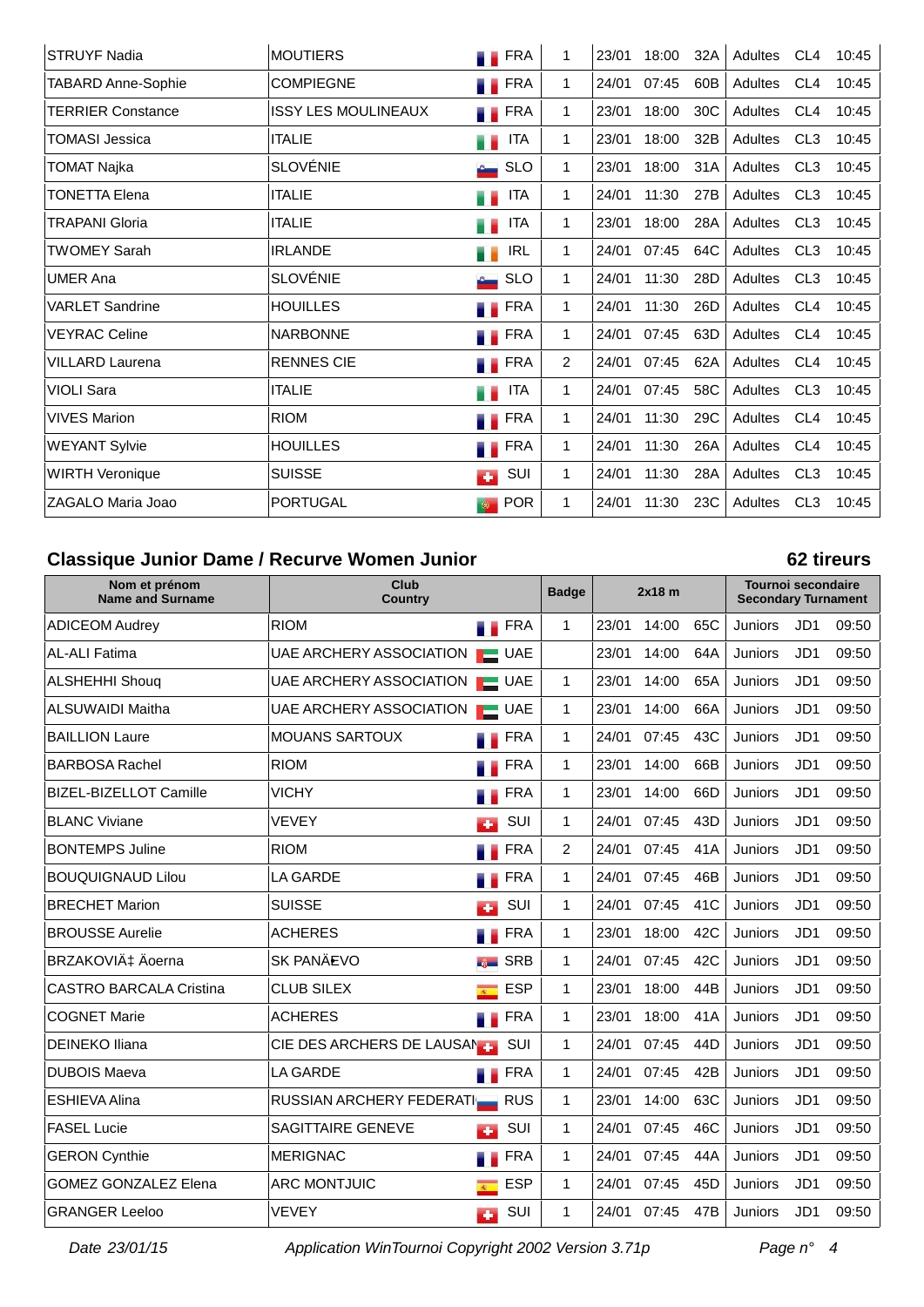| | | | | | | | | | |
|---|---|---|---|---|---|---|---|---|---|
| STRUYF Nadia | MOUTIERS | FRA | 1 | 23/01 | 18:00 | 32A | Adultes | CL4 | 10:45 |
| TABARD Anne-Sophie | COMPIEGNE | FRA | 1 | 24/01 | 07:45 | 60B | Adultes | CL4 | 10:45 |
| TERRIER Constance | ISSY LES MOULINEAUX | FRA | 1 | 23/01 | 18:00 | 30C | Adultes | CL4 | 10:45 |
| TOMASI Jessica | ITALIE | ITA | 1 | 23/01 | 18:00 | 32B | Adultes | CL3 | 10:45 |
| TOMAT Najka | SLOVÉNIE | SLO | 1 | 23/01 | 18:00 | 31A | Adultes | CL3 | 10:45 |
| TONETTA Elena | ITALIE | ITA | 1 | 24/01 | 11:30 | 27B | Adultes | CL3 | 10:45 |
| TRAPANI Gloria | ITALIE | ITA | 1 | 23/01 | 18:00 | 28A | Adultes | CL3 | 10:45 |
| TWOMEY Sarah | IRLANDE | IRL | 1 | 24/01 | 07:45 | 64C | Adultes | CL3 | 10:45 |
| UMER Ana | SLOVÉNIE | SLO | 1 | 24/01 | 11:30 | 28D | Adultes | CL3 | 10:45 |
| VARLET Sandrine | HOUILLES | FRA | 1 | 24/01 | 11:30 | 26D | Adultes | CL4 | 10:45 |
| VEYRAC Celine | NARBONNE | FRA | 1 | 24/01 | 07:45 | 63D | Adultes | CL4 | 10:45 |
| VILLARD Laurena | RENNES CIE | FRA | 2 | 24/01 | 07:45 | 62A | Adultes | CL4 | 10:45 |
| VIOLI Sara | ITALIE | ITA | 1 | 24/01 | 07:45 | 58C | Adultes | CL3 | 10:45 |
| VIVES Marion | RIOM | FRA | 1 | 24/01 | 11:30 | 29C | Adultes | CL4 | 10:45 |
| WEYANT Sylvie | HOUILLES | FRA | 1 | 24/01 | 11:30 | 26A | Adultes | CL4 | 10:45 |
| WIRTH Veronique | SUISSE | SUI | 1 | 24/01 | 11:30 | 28A | Adultes | CL3 | 10:45 |
| ZAGALO Maria Joao | PORTUGAL | POR | 1 | 24/01 | 11:30 | 23C | Adultes | CL3 | 10:45 |

## Classique Junior Dame / Recurve Women Junior — 62 tireurs

| Nom et prénom Name and Surname | Club Country | | Badge | 2x18 m | | | Tournoi secondaire Secondary Turnament | | |
|---|---|---|---|---|---|---|---|---|---|
| ADICEOM Audrey | RIOM | FRA | 1 | 23/01 | 14:00 | 65C | Juniors | JD1 | 09:50 |
| AL-ALI Fatima | UAE ARCHERY ASSOCIATION | UAE | | 23/01 | 14:00 | 64A | Juniors | JD1 | 09:50 |
| ALSHEHHI Shouq | UAE ARCHERY ASSOCIATION | UAE | 1 | 23/01 | 14:00 | 65A | Juniors | JD1 | 09:50 |
| ALSUWAIDI Maitha | UAE ARCHERY ASSOCIATION | UAE | 1 | 23/01 | 14:00 | 66A | Juniors | JD1 | 09:50 |
| BAILLION Laure | MOUANS SARTOUX | FRA | 1 | 24/01 | 07:45 | 43C | Juniors | JD1 | 09:50 |
| BARBOSA Rachel | RIOM | FRA | 1 | 23/01 | 14:00 | 66B | Juniors | JD1 | 09:50 |
| BIZEL-BIZELLOT Camille | VICHY | FRA | 1 | 23/01 | 14:00 | 66D | Juniors | JD1 | 09:50 |
| BLANC Viviane | VEVEY | SUI | 1 | 24/01 | 07:45 | 43D | Juniors | JD1 | 09:50 |
| BONTEMPS Juline | RIOM | FRA | 2 | 24/01 | 07:45 | 41A | Juniors | JD1 | 09:50 |
| BOUQUIGNAUD Lilou | LA GARDE | FRA | 1 | 24/01 | 07:45 | 46B | Juniors | JD1 | 09:50 |
| BRECHET Marion | SUISSE | SUI | 1 | 24/01 | 07:45 | 41C | Juniors | JD1 | 09:50 |
| BROUSSE Aurelie | ACHERES | FRA | 1 | 23/01 | 18:00 | 42C | Juniors | JD1 | 09:50 |
| BRZAKOVIÄ‡ Äoerna | SK PANÄ€VO | SRB | 1 | 24/01 | 07:45 | 42C | Juniors | JD1 | 09:50 |
| CASTRO BARCALA Cristina | CLUB SILEX | ESP | 1 | 23/01 | 18:00 | 44B | Juniors | JD1 | 09:50 |
| COGNET Marie | ACHERES | FRA | 1 | 23/01 | 18:00 | 41A | Juniors | JD1 | 09:50 |
| DEINEKO Iliana | CIE DES ARCHERS DE LAUSAN | SUI | 1 | 24/01 | 07:45 | 44D | Juniors | JD1 | 09:50 |
| DUBOIS Maeva | LA GARDE | FRA | 1 | 24/01 | 07:45 | 42B | Juniors | JD1 | 09:50 |
| ESHIEVA Alina | RUSSIAN ARCHERY FEDERATI | RUS | 1 | 23/01 | 14:00 | 63C | Juniors | JD1 | 09:50 |
| FASEL Lucie | SAGITTAIRE GENEVE | SUI | 1 | 24/01 | 07:45 | 46C | Juniors | JD1 | 09:50 |
| GERON Cynthie | MERIGNAC | FRA | 1 | 24/01 | 07:45 | 44A | Juniors | JD1 | 09:50 |
| GOMEZ GONZALEZ Elena | ARC MONTJUIC | ESP | 1 | 24/01 | 07:45 | 45D | Juniors | JD1 | 09:50 |
| GRANGER Leeloo | VEVEY | SUI | 1 | 24/01 | 07:45 | 47B | Juniors | JD1 | 09:50 |

*Date 23/01/15* *Application WinTournoi Copyright 2002 Version 3.71p*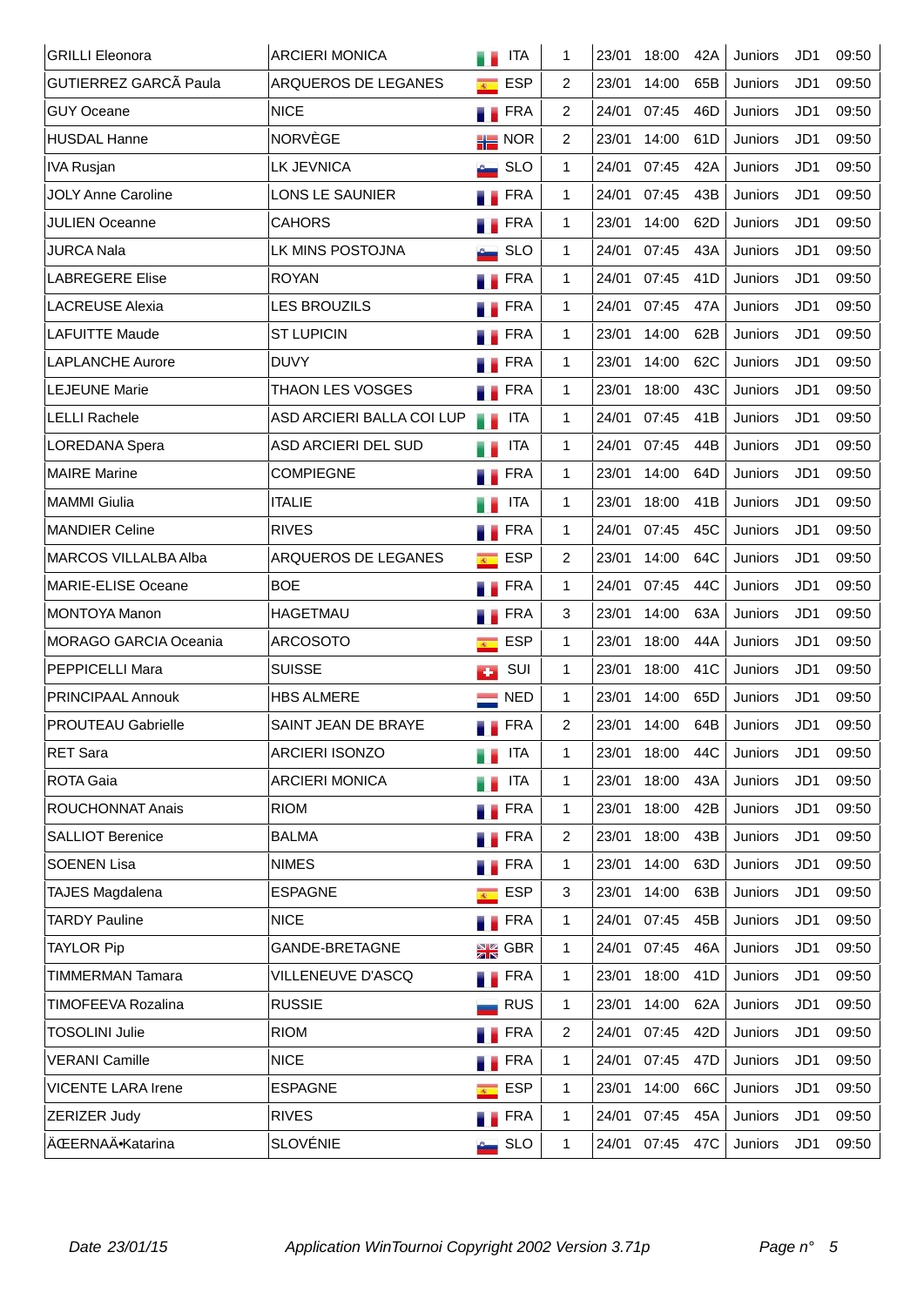| | | | | | | | | | |
|---|---|---|---|---|---|---|---|---|---|
| GRILLI Eleonora | ARCIERI MONICA | ITA | 1 | 23/01 | 18:00 | 42A | Juniors | JD1 | 09:50 |
| GUTIERREZ GARCÃ Paula | ARQUEROS DE LEGANES | ESP | 2 | 23/01 | 14:00 | 65B | Juniors | JD1 | 09:50 |
| GUY Oceane | NICE | FRA | 2 | 24/01 | 07:45 | 46D | Juniors | JD1 | 09:50 |
| HUSDAL Hanne | NORVÈGE | NOR | 2 | 23/01 | 14:00 | 61D | Juniors | JD1 | 09:50 |
| IVA Rusjan | LK JEVNICA | SLO | 1 | 24/01 | 07:45 | 42A | Juniors | JD1 | 09:50 |
| JOLY Anne Caroline | LONS LE SAUNIER | FRA | 1 | 24/01 | 07:45 | 43B | Juniors | JD1 | 09:50 |
| JULIEN Oceanne | CAHORS | FRA | 1 | 23/01 | 14:00 | 62D | Juniors | JD1 | 09:50 |
| JURCA Nala | LK MINS POSTOJNA | SLO | 1 | 24/01 | 07:45 | 43A | Juniors | JD1 | 09:50 |
| LABREGERE Elise | ROYAN | FRA | 1 | 24/01 | 07:45 | 41D | Juniors | JD1 | 09:50 |
| LACREUSE Alexia | LES BROUZILS | FRA | 1 | 24/01 | 07:45 | 47A | Juniors | JD1 | 09:50 |
| LAFUITTE Maude | ST LUPICIN | FRA | 1 | 23/01 | 14:00 | 62B | Juniors | JD1 | 09:50 |
| LAPLANCHE Aurore | DUVY | FRA | 1 | 23/01 | 14:00 | 62C | Juniors | JD1 | 09:50 |
| LEJEUNE Marie | THAON LES VOSGES | FRA | 1 | 23/01 | 18:00 | 43C | Juniors | JD1 | 09:50 |
| LELLI Rachele | ASD ARCIERI BALLA COI LUP | ITA | 1 | 24/01 | 07:45 | 41B | Juniors | JD1 | 09:50 |
| LOREDANA Spera | ASD ARCIERI DEL SUD | ITA | 1 | 24/01 | 07:45 | 44B | Juniors | JD1 | 09:50 |
| MAIRE Marine | COMPIEGNE | FRA | 1 | 23/01 | 14:00 | 64D | Juniors | JD1 | 09:50 |
| MAMMI Giulia | ITALIE | ITA | 1 | 23/01 | 18:00 | 41B | Juniors | JD1 | 09:50 |
| MANDIER Celine | RIVES | FRA | 1 | 24/01 | 07:45 | 45C | Juniors | JD1 | 09:50 |
| MARCOS VILLALBA Alba | ARQUEROS DE LEGANES | ESP | 2 | 23/01 | 14:00 | 64C | Juniors | JD1 | 09:50 |
| MARIE-ELISE Oceane | BOE | FRA | 1 | 24/01 | 07:45 | 44C | Juniors | JD1 | 09:50 |
| MONTOYA Manon | HAGETMAU | FRA | 3 | 23/01 | 14:00 | 63A | Juniors | JD1 | 09:50 |
| MORAGO GARCIA Oceania | ARCOSOTO | ESP | 1 | 23/01 | 18:00 | 44A | Juniors | JD1 | 09:50 |
| PEPPICELLI Mara | SUISSE | SUI | 1 | 23/01 | 18:00 | 41C | Juniors | JD1 | 09:50 |
| PRINCIPAAL Annouk | HBS ALMERE | NED | 1 | 23/01 | 14:00 | 65D | Juniors | JD1 | 09:50 |
| PROUTEAU Gabrielle | SAINT JEAN DE BRAYE | FRA | 2 | 23/01 | 14:00 | 64B | Juniors | JD1 | 09:50 |
| RET Sara | ARCIERI ISONZO | ITA | 1 | 23/01 | 18:00 | 44C | Juniors | JD1 | 09:50 |
| ROTA Gaia | ARCIERI MONICA | ITA | 1 | 23/01 | 18:00 | 43A | Juniors | JD1 | 09:50 |
| ROUCHONNAT Anais | RIOM | FRA | 1 | 23/01 | 18:00 | 42B | Juniors | JD1 | 09:50 |
| SALLIOT Berenice | BALMA | FRA | 2 | 23/01 | 18:00 | 43B | Juniors | JD1 | 09:50 |
| SOENEN Lisa | NIMES | FRA | 1 | 23/01 | 14:00 | 63D | Juniors | JD1 | 09:50 |
| TAJES Magdalena | ESPAGNE | ESP | 3 | 23/01 | 14:00 | 63B | Juniors | JD1 | 09:50 |
| TARDY Pauline | NICE | FRA | 1 | 24/01 | 07:45 | 45B | Juniors | JD1 | 09:50 |
| TAYLOR Pip | GANDE-BRETAGNE | GBR | 1 | 24/01 | 07:45 | 46A | Juniors | JD1 | 09:50 |
| TIMMERMAN Tamara | VILLENEUVE D'ASCQ | FRA | 1 | 23/01 | 18:00 | 41D | Juniors | JD1 | 09:50 |
| TIMOFEEVA Rozalina | RUSSIE | RUS | 1 | 23/01 | 14:00 | 62A | Juniors | JD1 | 09:50 |
| TOSOLINI Julie | RIOM | FRA | 2 | 24/01 | 07:45 | 42D | Juniors | JD1 | 09:50 |
| VERANI Camille | NICE | FRA | 1 | 24/01 | 07:45 | 47D | Juniors | JD1 | 09:50 |
| VICENTE LARA Irene | ESPAGNE | ESP | 1 | 23/01 | 14:00 | 66C | Juniors | JD1 | 09:50 |
| ZERIZER Judy | RIVES | FRA | 1 | 24/01 | 07:45 | 45A | Juniors | JD1 | 09:50 |
| ÄŒERNAÄ•Katarina | SLOVÉNIE | SLO | 1 | 24/01 | 07:45 | 47C | Juniors | JD1 | 09:50 |

*Date 23/01/15* *Application WinTournoi Copyright 2002 Version 3.71p*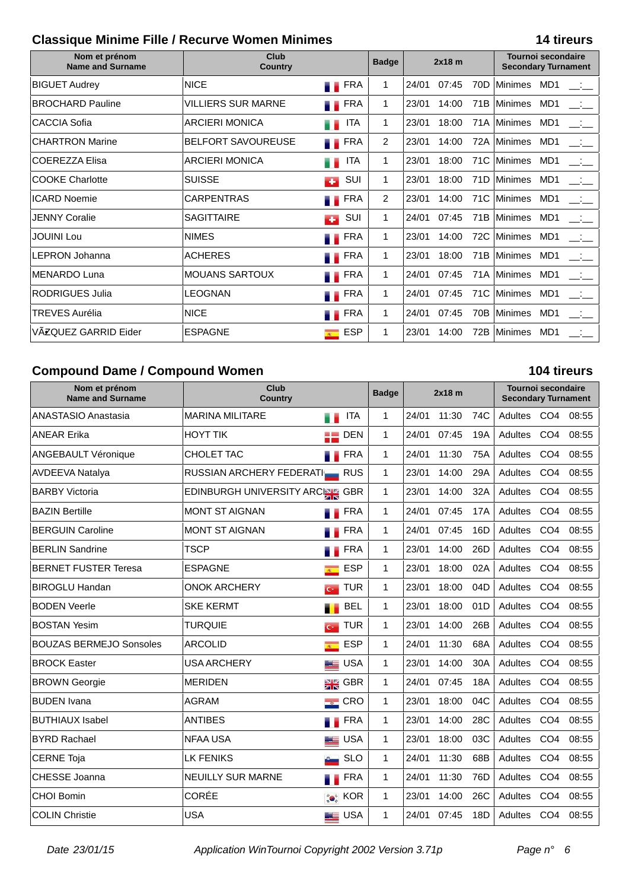## Classique Minime Fille / Recurve Women Minimes

**14 tireurs**

| Nom et prénom Name and Surname | Club Country | | Badge | 2x18 m | | | Tournoi secondaire Secondary Turnament | | |
|---|---|---|---|---|---|---|---|---|---|
| BIGUET Audrey | NICE | FRA | 1 | 24/01 | 07:45 | 70D | Minimes | MD1 | __:__ |
| BROCHARD Pauline | VILLIERS SUR MARNE | FRA | 1 | 23/01 | 14:00 | 71B | Minimes | MD1 | __:__ |
| CACCIA Sofia | ARCIERI MONICA | ITA | 1 | 23/01 | 18:00 | 71A | Minimes | MD1 | __:__ |
| CHARTRON Marine | BELFORT SAVOUREUSE | FRA | 2 | 23/01 | 14:00 | 72A | Minimes | MD1 | __:__ |
| COEREZZA Elisa | ARCIERI MONICA | ITA | 1 | 23/01 | 18:00 | 71C | Minimes | MD1 | __:__ |
| COOKE Charlotte | SUISSE | SUI | 1 | 23/01 | 18:00 | 71D | Minimes | MD1 | __:__ |
| ICARD Noemie | CARPENTRAS | FRA | 2 | 23/01 | 14:00 | 71C | Minimes | MD1 | __:__ |
| JENNY Coralie | SAGITTAIRE | SUI | 1 | 24/01 | 07:45 | 71B | Minimes | MD1 | __:__ |
| JOUINI Lou | NIMES | FRA | 1 | 23/01 | 14:00 | 72C | Minimes | MD1 | __:__ |
| LEPRON Johanna | ACHERES | FRA | 1 | 23/01 | 18:00 | 71B | Minimes | MD1 | __:__ |
| MENARDO Luna | MOUANS SARTOUX | FRA | 1 | 24/01 | 07:45 | 71A | Minimes | MD1 | __:__ |
| RODRIGUES Julia | LEOGNAN | FRA | 1 | 24/01 | 07:45 | 71C | Minimes | MD1 | __:__ |
| TREVES Aurélia | NICE | FRA | 1 | 24/01 | 07:45 | 70B | Minimes | MD1 | __:__ |
| VÃ­ZQUEZ GARRID Eider | ESPAGNE | ESP | 1 | 23/01 | 14:00 | 72B | Minimes | MD1 | __:__ |

## Compound Dame / Compound Women

**104 tireurs**

| Nom et prénom Name and Surname | Club Country | | Badge | 2x18 m | | | Tournoi secondaire Secondary Turnament | | |
|---|---|---|---|---|---|---|---|---|---|
| ANASTASIO Anastasia | MARINA MILITARE | ITA | 1 | 24/01 | 11:30 | 74C | Adultes | CO4 | 08:55 |
| ANEAR Erika | HOYT TIK | DEN | 1 | 24/01 | 07:45 | 19A | Adultes | CO4 | 08:55 |
| ANGEBAULT Véronique | CHOLET TAC | FRA | 1 | 24/01 | 11:30 | 75A | Adultes | CO4 | 08:55 |
| AVDEEVA Natalya | RUSSIAN ARCHERY FEDERATI | RUS | 1 | 23/01 | 14:00 | 29A | Adultes | CO4 | 08:55 |
| BARBY Victoria | EDINBURGH UNIVERSITY ARC | GBR | 1 | 23/01 | 14:00 | 32A | Adultes | CO4 | 08:55 |
| BAZIN Bertille | MONT ST AIGNAN | FRA | 1 | 24/01 | 07:45 | 17A | Adultes | CO4 | 08:55 |
| BERGUIN Caroline | MONT ST AIGNAN | FRA | 1 | 24/01 | 07:45 | 16D | Adultes | CO4 | 08:55 |
| BERLIN Sandrine | TSCP | FRA | 1 | 23/01 | 14:00 | 26D | Adultes | CO4 | 08:55 |
| BERNET FUSTER Teresa | ESPAGNE | ESP | 1 | 23/01 | 18:00 | 02A | Adultes | CO4 | 08:55 |
| BIROGLU Handan | ONOK ARCHERY | TUR | 1 | 23/01 | 18:00 | 04D | Adultes | CO4 | 08:55 |
| BODEN Veerle | SKE KERMT | BEL | 1 | 23/01 | 18:00 | 01D | Adultes | CO4 | 08:55 |
| BOSTAN Yesim | TURQUIE | TUR | 1 | 23/01 | 14:00 | 26B | Adultes | CO4 | 08:55 |
| BOUZAS BERMEJO Sonsoles | ARCOLID | ESP | 1 | 24/01 | 11:30 | 68A | Adultes | CO4 | 08:55 |
| BROCK Easter | USA ARCHERY | USA | 1 | 23/01 | 14:00 | 30A | Adultes | CO4 | 08:55 |
| BROWN Georgie | MERIDEN | GBR | 1 | 24/01 | 07:45 | 18A | Adultes | CO4 | 08:55 |
| BUDEN Ivana | AGRAM | CRO | 1 | 23/01 | 18:00 | 04C | Adultes | CO4 | 08:55 |
| BUTHIAUX Isabel | ANTIBES | FRA | 1 | 23/01 | 14:00 | 28C | Adultes | CO4 | 08:55 |
| BYRD Rachael | NFAA USA | USA | 1 | 23/01 | 18:00 | 03C | Adultes | CO4 | 08:55 |
| CERNE Toja | LK FENIKS | SLO | 1 | 24/01 | 11:30 | 68B | Adultes | CO4 | 08:55 |
| CHESSE Joanna | NEUILLY SUR MARNE | FRA | 1 | 24/01 | 11:30 | 76D | Adultes | CO4 | 08:55 |
| CHOI Bomin | CORÉE | KOR | 1 | 23/01 | 14:00 | 26C | Adultes | CO4 | 08:55 |
| COLIN Christie | USA | USA | 1 | 24/01 | 07:45 | 18D | Adultes | CO4 | 08:55 |

*Date 23/01/15* *Application WinTournoi Copyright 2002 Version 3.71p*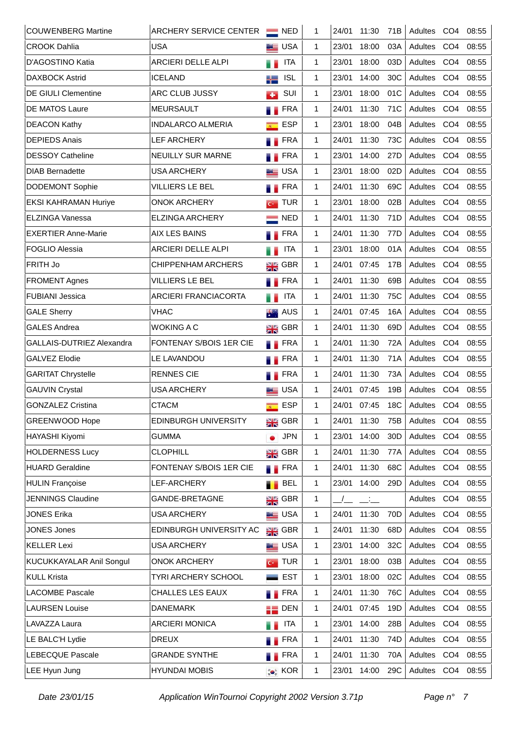| | | | | | | | | | |
|---|---|---|---|---|---|---|---|---|---|
| COUWENBERG Martine | ARCHERY SERVICE CENTER | NED | 1 | 24/01 | 11:30 | 71B | Adultes | CO4 | 08:55 |
| CROOK Dahlia | USA | USA | 1 | 23/01 | 18:00 | 03A | Adultes | CO4 | 08:55 |
| D'AGOSTINO Katia | ARCIERI DELLE ALPI | ITA | 1 | 23/01 | 18:00 | 03D | Adultes | CO4 | 08:55 |
| DAXBOCK Astrid | ICELAND | ISL | 1 | 23/01 | 14:00 | 30C | Adultes | CO4 | 08:55 |
| DE GIULI Clementine | ARC CLUB JUSSY | SUI | 1 | 23/01 | 18:00 | 01C | Adultes | CO4 | 08:55 |
| DE MATOS Laure | MEURSAULT | FRA | 1 | 24/01 | 11:30 | 71C | Adultes | CO4 | 08:55 |
| DEACON Kathy | INDALARCO ALMERIA | ESP | 1 | 23/01 | 18:00 | 04B | Adultes | CO4 | 08:55 |
| DEPIEDS Anais | LEF ARCHERY | FRA | 1 | 24/01 | 11:30 | 73C | Adultes | CO4 | 08:55 |
| DESSOY Catheline | NEUILLY SUR MARNE | FRA | 1 | 23/01 | 14:00 | 27D | Adultes | CO4 | 08:55 |
| DIAB Bernadette | USA ARCHERY | USA | 1 | 23/01 | 18:00 | 02D | Adultes | CO4 | 08:55 |
| DODEMONT Sophie | VILLIERS LE BEL | FRA | 1 | 24/01 | 11:30 | 69C | Adultes | CO4 | 08:55 |
| EKSI KAHRAMAN Huriye | ONOK ARCHERY | TUR | 1 | 23/01 | 18:00 | 02B | Adultes | CO4 | 08:55 |
| ELZINGA Vanessa | ELZINGA ARCHERY | NED | 1 | 24/01 | 11:30 | 71D | Adultes | CO4 | 08:55 |
| EXERTIER Anne-Marie | AIX LES BAINS | FRA | 1 | 24/01 | 11:30 | 77D | Adultes | CO4 | 08:55 |
| FOGLIO Alessia | ARCIERI DELLE ALPI | ITA | 1 | 23/01 | 18:00 | 01A | Adultes | CO4 | 08:55 |
| FRITH Jo | CHIPPENHAM ARCHERS | GBR | 1 | 24/01 | 07:45 | 17B | Adultes | CO4 | 08:55 |
| FROMENT Agnes | VILLIERS LE BEL | FRA | 1 | 24/01 | 11:30 | 69B | Adultes | CO4 | 08:55 |
| FUBIANI Jessica | ARCIERI FRANCIACORTA | ITA | 1 | 24/01 | 11:30 | 75C | Adultes | CO4 | 08:55 |
| GALE Sherry | VHAC | AUS | 1 | 24/01 | 07:45 | 16A | Adultes | CO4 | 08:55 |
| GALES Andrea | WOKING A C | GBR | 1 | 24/01 | 11:30 | 69D | Adultes | CO4 | 08:55 |
| GALLAIS-DUTRIEZ Alexandra | FONTENAY S/BOIS 1ER CIE | FRA | 1 | 24/01 | 11:30 | 72A | Adultes | CO4 | 08:55 |
| GALVEZ Elodie | LE LAVANDOU | FRA | 1 | 24/01 | 11:30 | 71A | Adultes | CO4 | 08:55 |
| GARITAT Chrystelle | RENNES CIE | FRA | 1 | 24/01 | 11:30 | 73A | Adultes | CO4 | 08:55 |
| GAUVIN Crystal | USA ARCHERY | USA | 1 | 24/01 | 07:45 | 19B | Adultes | CO4 | 08:55 |
| GONZALEZ Cristina | CTACM | ESP | 1 | 24/01 | 07:45 | 18C | Adultes | CO4 | 08:55 |
| GREENWOOD Hope | EDINBURGH UNIVERSITY | GBR | 1 | 24/01 | 11:30 | 75B | Adultes | CO4 | 08:55 |
| HAYASHI Kiyomi | GUMMA | JPN | 1 | 23/01 | 14:00 | 30D | Adultes | CO4 | 08:55 |
| HOLDERNESS Lucy | CLOPHILL | GBR | 1 | 24/01 | 11:30 | 77A | Adultes | CO4 | 08:55 |
| HUARD Geraldine | FONTENAY S/BOIS 1ER CIE | FRA | 1 | 24/01 | 11:30 | 68C | Adultes | CO4 | 08:55 |
| HULIN Françoise | LEF-ARCHERY | BEL | 1 | 23/01 | 14:00 | 29D | Adultes | CO4 | 08:55 |
| JENNINGS Claudine | GANDE-BRETAGNE | GBR | 1 | __/__ | __:__ | | Adultes | CO4 | 08:55 |
| JONES Erika | USA ARCHERY | USA | 1 | 24/01 | 11:30 | 70D | Adultes | CO4 | 08:55 |
| JONES Jones | EDINBURGH UNIVERSITY AC | GBR | 1 | 24/01 | 11:30 | 68D | Adultes | CO4 | 08:55 |
| KELLER Lexi | USA ARCHERY | USA | 1 | 23/01 | 14:00 | 32C | Adultes | CO4 | 08:55 |
| KUCUKKAYALAR Anil Songul | ONOK ARCHERY | TUR | 1 | 23/01 | 18:00 | 03B | Adultes | CO4 | 08:55 |
| KULL Krista | TYRI ARCHERY SCHOOL | EST | 1 | 23/01 | 18:00 | 02C | Adultes | CO4 | 08:55 |
| LACOMBE Pascale | CHALLES LES EAUX | FRA | 1 | 24/01 | 11:30 | 76C | Adultes | CO4 | 08:55 |
| LAURSEN Louise | DANEMARK | DEN | 1 | 24/01 | 07:45 | 19D | Adultes | CO4 | 08:55 |
| LAVAZZA Laura | ARCIERI MONICA | ITA | 1 | 23/01 | 14:00 | 28B | Adultes | CO4 | 08:55 |
| LE BALC'H Lydie | DREUX | FRA | 1 | 24/01 | 11:30 | 74D | Adultes | CO4 | 08:55 |
| LEBECQUE Pascale | GRANDE SYNTHE | FRA | 1 | 24/01 | 11:30 | 70A | Adultes | CO4 | 08:55 |
| LEE Hyun Jung | HYUNDAI MOBIS | KOR | 1 | 23/01 | 14:00 | 29C | Adultes | CO4 | 08:55 |

*Date 23/01/15* *Application WinTournoi Copyright 2002 Version 3.71p*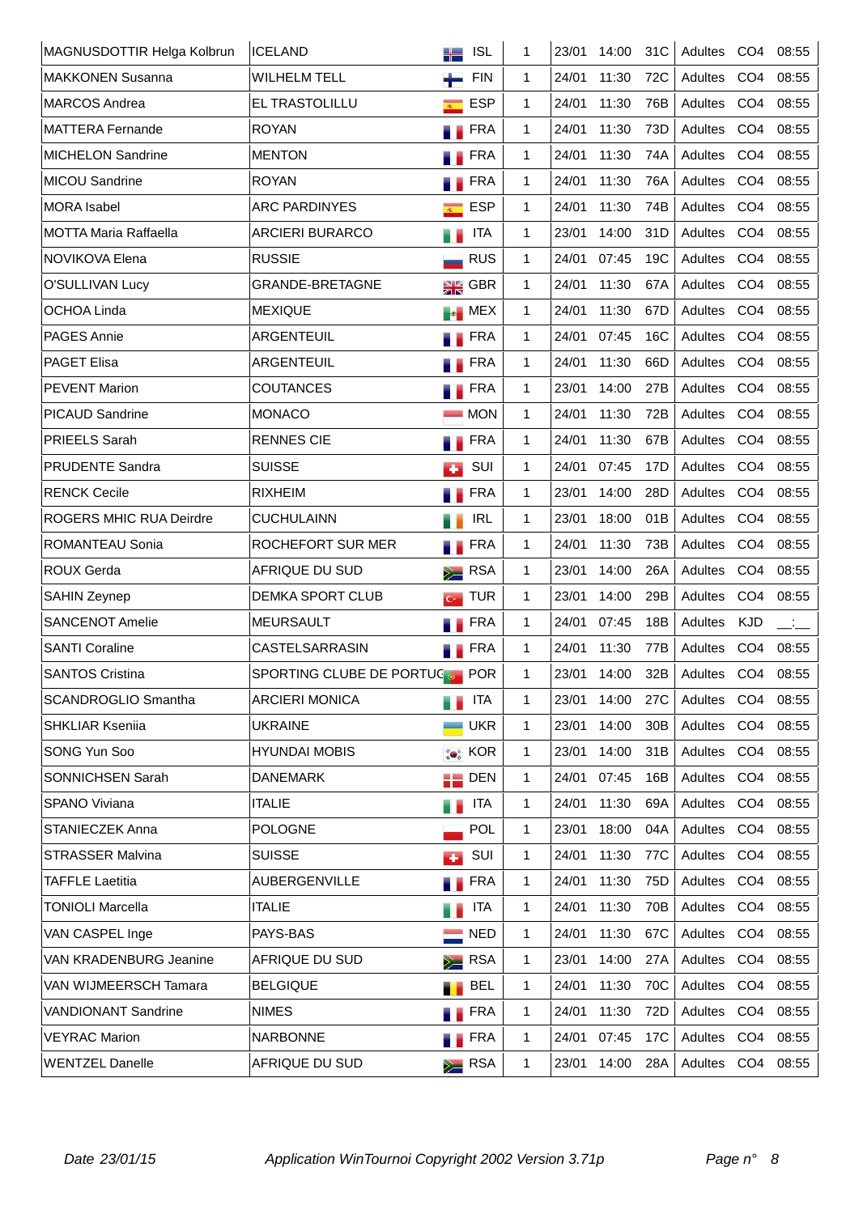| | | | | | | | | | |
|---|---|---|---|---|---|---|---|---|---|
| MAGNUSDOTTIR Helga Kolbrun | ICELAND | ISL | 1 | 23/01 | 14:00 | 31C | Adultes | CO4 | 08:55 |
| MAKKONEN Susanna | WILHELM TELL | FIN | 1 | 24/01 | 11:30 | 72C | Adultes | CO4 | 08:55 |
| MARCOS Andrea | EL TRASTOLILLU | ESP | 1 | 24/01 | 11:30 | 76B | Adultes | CO4 | 08:55 |
| MATTERA Fernande | ROYAN | FRA | 1 | 24/01 | 11:30 | 73D | Adultes | CO4 | 08:55 |
| MICHELON Sandrine | MENTON | FRA | 1 | 24/01 | 11:30 | 74A | Adultes | CO4 | 08:55 |
| MICOU Sandrine | ROYAN | FRA | 1 | 24/01 | 11:30 | 76A | Adultes | CO4 | 08:55 |
| MORA Isabel | ARC PARDINYES | ESP | 1 | 24/01 | 11:30 | 74B | Adultes | CO4 | 08:55 |
| MOTTA Maria Raffaella | ARCIERI BURARCO | ITA | 1 | 23/01 | 14:00 | 31D | Adultes | CO4 | 08:55 |
| NOVIKOVA Elena | RUSSIE | RUS | 1 | 24/01 | 07:45 | 19C | Adultes | CO4 | 08:55 |
| O'SULLIVAN Lucy | GRANDE-BRETAGNE | GBR | 1 | 24/01 | 11:30 | 67A | Adultes | CO4 | 08:55 |
| OCHOA Linda | MEXIQUE | MEX | 1 | 24/01 | 11:30 | 67D | Adultes | CO4 | 08:55 |
| PAGES Annie | ARGENTEUIL | FRA | 1 | 24/01 | 07:45 | 16C | Adultes | CO4 | 08:55 |
| PAGET Elisa | ARGENTEUIL | FRA | 1 | 24/01 | 11:30 | 66D | Adultes | CO4 | 08:55 |
| PEVENT Marion | COUTANCES | FRA | 1 | 23/01 | 14:00 | 27B | Adultes | CO4 | 08:55 |
| PICAUD Sandrine | MONACO | MON | 1 | 24/01 | 11:30 | 72B | Adultes | CO4 | 08:55 |
| PRIEELS Sarah | RENNES CIE | FRA | 1 | 24/01 | 11:30 | 67B | Adultes | CO4 | 08:55 |
| PRUDENTE Sandra | SUISSE | SUI | 1 | 24/01 | 07:45 | 17D | Adultes | CO4 | 08:55 |
| RENCK Cecile | RIXHEIM | FRA | 1 | 23/01 | 14:00 | 28D | Adultes | CO4 | 08:55 |
| ROGERS MHIC RUA Deirdre | CUCHULAINN | IRL | 1 | 23/01 | 18:00 | 01B | Adultes | CO4 | 08:55 |
| ROMANTEAU Sonia | ROCHEFORT SUR MER | FRA | 1 | 24/01 | 11:30 | 73B | Adultes | CO4 | 08:55 |
| ROUX Gerda | AFRIQUE DU SUD | RSA | 1 | 23/01 | 14:00 | 26A | Adultes | CO4 | 08:55 |
| SAHIN Zeynep | DEMKA SPORT CLUB | TUR | 1 | 23/01 | 14:00 | 29B | Adultes | CO4 | 08:55 |
| SANCENOT Amelie | MEURSAULT | FRA | 1 | 24/01 | 07:45 | 18B | Adultes | KJD | __:__ |
| SANTI Coraline | CASTELSARRASIN | FRA | 1 | 24/01 | 11:30 | 77B | Adultes | CO4 | 08:55 |
| SANTOS Cristina | SPORTING CLUBE DE PORTUG | POR | 1 | 23/01 | 14:00 | 32B | Adultes | CO4 | 08:55 |
| SCANDROGLIO Smantha | ARCIERI MONICA | ITA | 1 | 23/01 | 14:00 | 27C | Adultes | CO4 | 08:55 |
| SHKLIAR Kseniia | UKRAINE | UKR | 1 | 23/01 | 14:00 | 30B | Adultes | CO4 | 08:55 |
| SONG Yun Soo | HYUNDAI MOBIS | KOR | 1 | 23/01 | 14:00 | 31B | Adultes | CO4 | 08:55 |
| SONNICHSEN Sarah | DANEMARK | DEN | 1 | 24/01 | 07:45 | 16B | Adultes | CO4 | 08:55 |
| SPANO Viviana | ITALIE | ITA | 1 | 24/01 | 11:30 | 69A | Adultes | CO4 | 08:55 |
| STANIECZEK Anna | POLOGNE | POL | 1 | 23/01 | 18:00 | 04A | Adultes | CO4 | 08:55 |
| STRASSER Malvina | SUISSE | SUI | 1 | 24/01 | 11:30 | 77C | Adultes | CO4 | 08:55 |
| TAFFLE Laetitia | AUBERGENVILLE | FRA | 1 | 24/01 | 11:30 | 75D | Adultes | CO4 | 08:55 |
| TONIOLI Marcella | ITALIE | ITA | 1 | 24/01 | 11:30 | 70B | Adultes | CO4 | 08:55 |
| VAN CASPEL Inge | PAYS-BAS | NED | 1 | 24/01 | 11:30 | 67C | Adultes | CO4 | 08:55 |
| VAN KRADENBURG Jeanine | AFRIQUE DU SUD | RSA | 1 | 23/01 | 14:00 | 27A | Adultes | CO4 | 08:55 |
| VAN WIJMEERSCH Tamara | BELGIQUE | BEL | 1 | 24/01 | 11:30 | 70C | Adultes | CO4 | 08:55 |
| VANDIONANT Sandrine | NIMES | FRA | 1 | 24/01 | 11:30 | 72D | Adultes | CO4 | 08:55 |
| VEYRAC Marion | NARBONNE | FRA | 1 | 24/01 | 07:45 | 17C | Adultes | CO4 | 08:55 |
| WENTZEL Danelle | AFRIQUE DU SUD | RSA | 1 | 23/01 | 14:00 | 28A | Adultes | CO4 | 08:55 |

*Date 23/01/15* *Application WinTournoi Copyright 2002 Version 3.71p*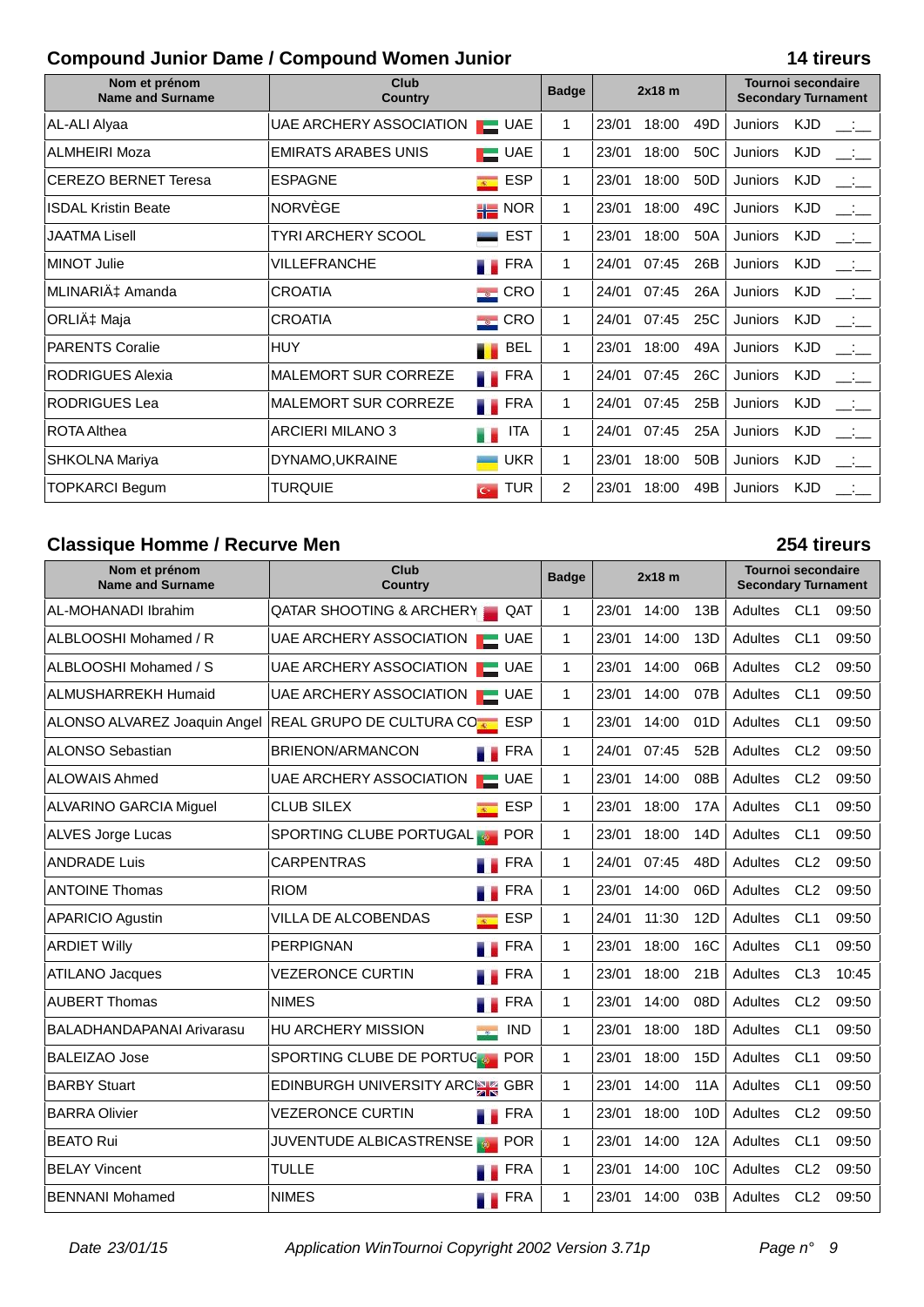## Compound Junior Dame / Compound Women Junior

**14 tireurs**

| Nom et prénom<br>Name and Surname | Club<br>Country | | Badge | 2x18 m | | | Tournoi secondaire<br>Secondary Turnament | | |
|---|---|---|---|---|---|---|---|---|---|
| AL-ALI Alyaa | UAE ARCHERY ASSOCIATION | UAE | 1 | 23/01 | 18:00 | 49D | Juniors | KJD | __:__ |
| ALMHEIRI Moza | EMIRATS ARABES UNIS | UAE | 1 | 23/01 | 18:00 | 50C | Juniors | KJD | __:__ |
| CEREZO BERNET Teresa | ESPAGNE | ESP | 1 | 23/01 | 18:00 | 50D | Juniors | KJD | __:__ |
| ISDAL Kristin Beate | NORVÈGE | NOR | 1 | 23/01 | 18:00 | 49C | Juniors | KJD | __:__ |
| JAATMA Lisell | TYRI ARCHERY SCOOL | EST | 1 | 23/01 | 18:00 | 50A | Juniors | KJD | __:__ |
| MINOT Julie | VILLEFRANCHE | FRA | 1 | 24/01 | 07:45 | 26B | Juniors | KJD | __:__ |
| MLINARIÄ‡ Amanda | CROATIA | CRO | 1 | 24/01 | 07:45 | 26A | Juniors | KJD | __:__ |
| ORLIÄ‡ Maja | CROATIA | CRO | 1 | 24/01 | 07:45 | 25C | Juniors | KJD | __:__ |
| PARENTS Coralie | HUY | BEL | 1 | 23/01 | 18:00 | 49A | Juniors | KJD | __:__ |
| RODRIGUES Alexia | MALEMORT SUR CORREZE | FRA | 1 | 24/01 | 07:45 | 26C | Juniors | KJD | __:__ |
| RODRIGUES Lea | MALEMORT SUR CORREZE | FRA | 1 | 24/01 | 07:45 | 25B | Juniors | KJD | __:__ |
| ROTA Althea | ARCIERI MILANO 3 | ITA | 1 | 24/01 | 07:45 | 25A | Juniors | KJD | __:__ |
| SHKOLNA Mariya | DYNAMO,UKRAINE | UKR | 1 | 23/01 | 18:00 | 50B | Juniors | KJD | __:__ |
| TOPKARCI Begum | TURQUIE | TUR | 2 | 23/01 | 18:00 | 49B | Juniors | KJD | __:__ |

## Classique Homme / Recurve Men

**254 tireurs**

| Nom et prénom<br>Name and Surname | Club<br>Country | | Badge | 2x18 m | | | Tournoi secondaire<br>Secondary Turnament | | |
|---|---|---|---|---|---|---|---|---|---|
| AL-MOHANADI Ibrahim | QATAR SHOOTING & ARCHERY | QAT | 1 | 23/01 | 14:00 | 13B | Adultes | CL1 | 09:50 |
| ALBLOOSHI Mohamed / R | UAE ARCHERY ASSOCIATION | UAE | 1 | 23/01 | 14:00 | 13D | Adultes | CL1 | 09:50 |
| ALBLOOSHI Mohamed / S | UAE ARCHERY ASSOCIATION | UAE | 1 | 23/01 | 14:00 | 06B | Adultes | CL2 | 09:50 |
| ALMUSHARREKH Humaid | UAE ARCHERY ASSOCIATION | UAE | 1 | 23/01 | 14:00 | 07B | Adultes | CL1 | 09:50 |
| ALONSO ALVAREZ Joaquin Angel | REAL GRUPO DE CULTURA CO | ESP | 1 | 23/01 | 14:00 | 01D | Adultes | CL1 | 09:50 |
| ALONSO Sebastian | BRIENON/ARMANCON | FRA | 1 | 24/01 | 07:45 | 52B | Adultes | CL2 | 09:50 |
| ALOWAIS Ahmed | UAE ARCHERY ASSOCIATION | UAE | 1 | 23/01 | 14:00 | 08B | Adultes | CL2 | 09:50 |
| ALVARINO GARCIA Miguel | CLUB SILEX | ESP | 1 | 23/01 | 18:00 | 17A | Adultes | CL1 | 09:50 |
| ALVES Jorge Lucas | SPORTING CLUBE PORTUGAL | POR | 1 | 23/01 | 18:00 | 14D | Adultes | CL1 | 09:50 |
| ANDRADE Luis | CARPENTRAS | FRA | 1 | 24/01 | 07:45 | 48D | Adultes | CL2 | 09:50 |
| ANTOINE Thomas | RIOM | FRA | 1 | 23/01 | 14:00 | 06D | Adultes | CL2 | 09:50 |
| APARICIO Agustin | VILLA DE ALCOBENDAS | ESP | 1 | 24/01 | 11:30 | 12D | Adultes | CL1 | 09:50 |
| ARDIET Willy | PERPIGNAN | FRA | 1 | 23/01 | 18:00 | 16C | Adultes | CL1 | 09:50 |
| ATILANO Jacques | VEZERONCE CURTIN | FRA | 1 | 23/01 | 18:00 | 21B | Adultes | CL3 | 10:45 |
| AUBERT Thomas | NIMES | FRA | 1 | 23/01 | 14:00 | 08D | Adultes | CL2 | 09:50 |
| BALADHANDAPANAI Arivarasu | HU ARCHERY MISSION | IND | 1 | 23/01 | 18:00 | 18D | Adultes | CL1 | 09:50 |
| BALEIZAO Jose | SPORTING CLUBE DE PORTUG | POR | 1 | 23/01 | 18:00 | 15D | Adultes | CL1 | 09:50 |
| BARBY Stuart | EDINBURGH UNIVERSITY ARC | GBR | 1 | 23/01 | 14:00 | 11A | Adultes | CL1 | 09:50 |
| BARRA Olivier | VEZERONCE CURTIN | FRA | 1 | 23/01 | 18:00 | 10D | Adultes | CL2 | 09:50 |
| BEATO Rui | JUVENTUDE ALBICASTRENSE | POR | 1 | 23/01 | 14:00 | 12A | Adultes | CL1 | 09:50 |
| BELAY Vincent | TULLE | FRA | 1 | 23/01 | 14:00 | 10C | Adultes | CL2 | 09:50 |
| BENNANI Mohamed | NIMES | FRA | 1 | 23/01 | 14:00 | 03B | Adultes | CL2 | 09:50 |

*Date 23/01/15* *Application WinTournoi Copyright 2002 Version 3.71p*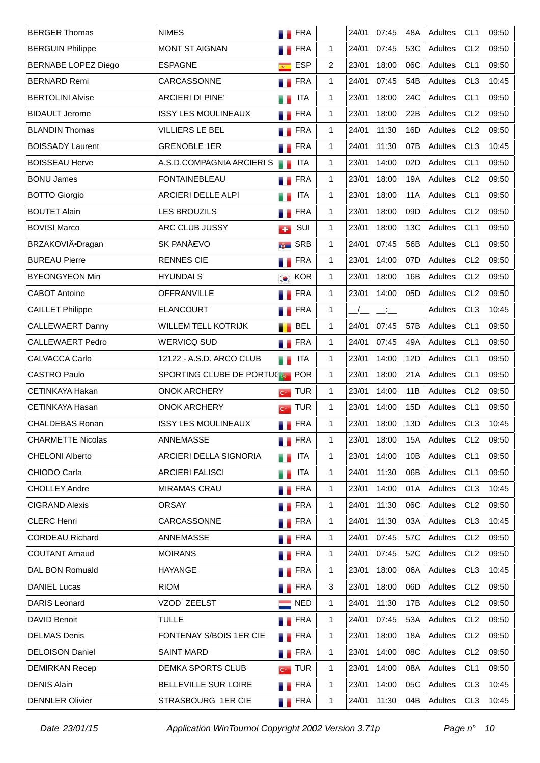| | | | | | | | | | |
|---|---|---|---|---|---|---|---|---|---|
| BERGER Thomas | NIMES | FRA | | 24/01 | 07:45 | 48A | Adultes | CL1 | 09:50 |
| BERGUIN Philippe | MONT ST AIGNAN | FRA | 1 | 24/01 | 07:45 | 53C | Adultes | CL2 | 09:50 |
| BERNABE LOPEZ Diego | ESPAGNE | ESP | 2 | 23/01 | 18:00 | 06C | Adultes | CL1 | 09:50 |
| BERNARD Remi | CARCASSONNE | FRA | 1 | 24/01 | 07:45 | 54B | Adultes | CL3 | 10:45 |
| BERTOLINI Alvise | ARCIERI DI PINE' | ITA | 1 | 23/01 | 18:00 | 24C | Adultes | CL1 | 09:50 |
| BIDAULT Jerome | ISSY LES MOULINEAUX | FRA | 1 | 23/01 | 18:00 | 22B | Adultes | CL2 | 09:50 |
| BLANDIN Thomas | VILLIERS LE BEL | FRA | 1 | 24/01 | 11:30 | 16D | Adultes | CL2 | 09:50 |
| BOISSADY Laurent | GRENOBLE 1ER | FRA | 1 | 24/01 | 11:30 | 07B | Adultes | CL3 | 10:45 |
| BOISSEAU Herve | A.S.D.COMPAGNIA ARCIERI S | ITA | 1 | 23/01 | 14:00 | 02D | Adultes | CL1 | 09:50 |
| BONU James | FONTAINEBLEAU | FRA | 1 | 23/01 | 18:00 | 19A | Adultes | CL2 | 09:50 |
| BOTTO Giorgio | ARCIERI DELLE ALPI | ITA | 1 | 23/01 | 18:00 | 11A | Adultes | CL1 | 09:50 |
| BOUTET Alain | LES BROUZILS | FRA | 1 | 23/01 | 18:00 | 09D | Adultes | CL2 | 09:50 |
| BOVISI Marco | ARC CLUB JUSSY | SUI | 1 | 23/01 | 18:00 | 13C | Adultes | CL1 | 09:50 |
| BRZAKOVIÄ•Dragan | SK PANÄEVO | SRB | 1 | 24/01 | 07:45 | 56B | Adultes | CL1 | 09:50 |
| BUREAU Pierre | RENNES CIE | FRA | 1 | 23/01 | 14:00 | 07D | Adultes | CL2 | 09:50 |
| BYEONGYEON Min | HYUNDAI S | KOR | 1 | 23/01 | 18:00 | 16B | Adultes | CL2 | 09:50 |
| CABOT Antoine | OFFRANVILLE | FRA | 1 | 23/01 | 14:00 | 05D | Adultes | CL2 | 09:50 |
| CAILLET Philippe | ELANCOURT | FRA | 1 | __/__ | __:__ | | Adultes | CL3 | 10:45 |
| CALLEWAERT Danny | WILLEM TELL KOTRIJK | BEL | 1 | 24/01 | 07:45 | 57B | Adultes | CL1 | 09:50 |
| CALLEWAERT Pedro | WERVICQ SUD | FRA | 1 | 24/01 | 07:45 | 49A | Adultes | CL1 | 09:50 |
| CALVACCA Carlo | 12122 - A.S.D. ARCO CLUB | ITA | 1 | 23/01 | 14:00 | 12D | Adultes | CL1 | 09:50 |
| CASTRO Paulo | SPORTING CLUBE DE PORTUG | POR | 1 | 23/01 | 18:00 | 21A | Adultes | CL1 | 09:50 |
| CETINKAYA Hakan | ONOK ARCHERY | TUR | 1 | 23/01 | 14:00 | 11B | Adultes | CL2 | 09:50 |
| CETINKAYA Hasan | ONOK ARCHERY | TUR | 1 | 23/01 | 14:00 | 15D | Adultes | CL1 | 09:50 |
| CHALDEBAS Ronan | ISSY LES MOULINEAUX | FRA | 1 | 23/01 | 18:00 | 13D | Adultes | CL3 | 10:45 |
| CHARMETTE Nicolas | ANNEMASSE | FRA | 1 | 23/01 | 18:00 | 15A | Adultes | CL2 | 09:50 |
| CHELONI Alberto | ARCIERI DELLA SIGNORIA | ITA | 1 | 23/01 | 14:00 | 10B | Adultes | CL1 | 09:50 |
| CHIODO Carla | ARCIERI FALISCI | ITA | 1 | 24/01 | 11:30 | 06B | Adultes | CL1 | 09:50 |
| CHOLLEY Andre | MIRAMAS CRAU | FRA | 1 | 23/01 | 14:00 | 01A | Adultes | CL3 | 10:45 |
| CIGRAND Alexis | ORSAY | FRA | 1 | 24/01 | 11:30 | 06C | Adultes | CL2 | 09:50 |
| CLERC Henri | CARCASSONNE | FRA | 1 | 24/01 | 11:30 | 03A | Adultes | CL3 | 10:45 |
| CORDEAU Richard | ANNEMASSE | FRA | 1 | 24/01 | 07:45 | 57C | Adultes | CL2 | 09:50 |
| COUTANT Arnaud | MOIRANS | FRA | 1 | 24/01 | 07:45 | 52C | Adultes | CL2 | 09:50 |
| DAL BON Romuald | HAYANGE | FRA | 1 | 23/01 | 18:00 | 06A | Adultes | CL3 | 10:45 |
| DANIEL Lucas | RIOM | FRA | 3 | 23/01 | 18:00 | 06D | Adultes | CL2 | 09:50 |
| DARIS Leonard | VZOD ZEELST | NED | 1 | 24/01 | 11:30 | 17B | Adultes | CL2 | 09:50 |
| DAVID Benoit | TULLE | FRA | 1 | 24/01 | 07:45 | 53A | Adultes | CL2 | 09:50 |
| DELMAS Denis | FONTENAY S/BOIS 1ER CIE | FRA | 1 | 23/01 | 18:00 | 18A | Adultes | CL2 | 09:50 |
| DELOISON Daniel | SAINT MARD | FRA | 1 | 23/01 | 14:00 | 08C | Adultes | CL2 | 09:50 |
| DEMIRKAN Recep | DEMKA SPORTS CLUB | TUR | 1 | 23/01 | 14:00 | 08A | Adultes | CL1 | 09:50 |
| DENIS Alain | BELLEVILLE SUR LOIRE | FRA | 1 | 23/01 | 14:00 | 05C | Adultes | CL3 | 10:45 |
| DENNLER Olivier | STRASBOURG 1ER CIE | FRA | 1 | 24/01 | 11:30 | 04B | Adultes | CL3 | 10:45 |

*Date 23/01/15* *Application WinTournoi Copyright 2002 Version 3.71p*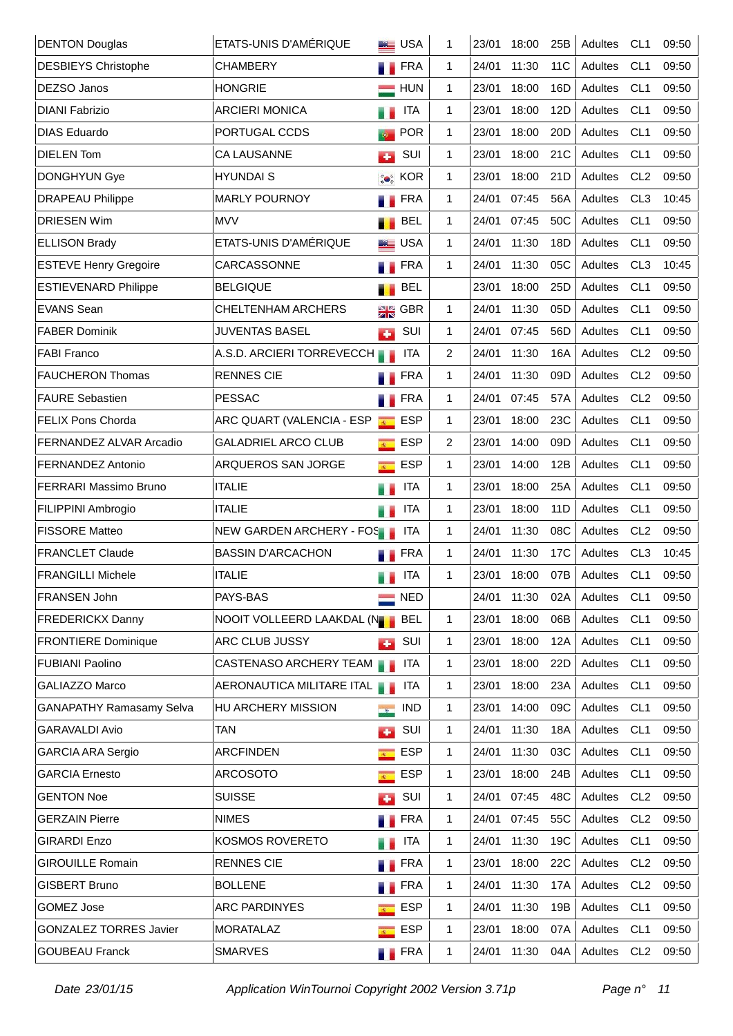| | | | | | | | | | |
|---|---|---|---|---|---|---|---|---|---|
| DENTON Douglas | ETATS-UNIS D'AMÉRIQUE | USA | 1 | 23/01 | 18:00 | 25B | Adultes | CL1 | 09:50 |
| DESBIEYS Christophe | CHAMBERY | FRA | 1 | 24/01 | 11:30 | 11C | Adultes | CL1 | 09:50 |
| DEZSO Janos | HONGRIE | HUN | 1 | 23/01 | 18:00 | 16D | Adultes | CL1 | 09:50 |
| DIANI Fabrizio | ARCIERI MONICA | ITA | 1 | 23/01 | 18:00 | 12D | Adultes | CL1 | 09:50 |
| DIAS Eduardo | PORTUGAL CCDS | POR | 1 | 23/01 | 18:00 | 20D | Adultes | CL1 | 09:50 |
| DIELEN Tom | CA LAUSANNE | SUI | 1 | 23/01 | 18:00 | 21C | Adultes | CL1 | 09:50 |
| DONGHYUN Gye | HYUNDAI S | KOR | 1 | 23/01 | 18:00 | 21D | Adultes | CL2 | 09:50 |
| DRAPEAU Philippe | MARLY POURNOY | FRA | 1 | 24/01 | 07:45 | 56A | Adultes | CL3 | 10:45 |
| DRIESEN Wim | MVV | BEL | 1 | 24/01 | 07:45 | 50C | Adultes | CL1 | 09:50 |
| ELLISON Brady | ETATS-UNIS D'AMÉRIQUE | USA | 1 | 24/01 | 11:30 | 18D | Adultes | CL1 | 09:50 |
| ESTEVE Henry Gregoire | CARCASSONNE | FRA | 1 | 24/01 | 11:30 | 05C | Adultes | CL3 | 10:45 |
| ESTIEVENARD Philippe | BELGIQUE | BEL | | 23/01 | 18:00 | 25D | Adultes | CL1 | 09:50 |
| EVANS Sean | CHELTENHAM ARCHERS | GBR | 1 | 24/01 | 11:30 | 05D | Adultes | CL1 | 09:50 |
| FABER Dominik | JUVENTAS BASEL | SUI | 1 | 24/01 | 07:45 | 56D | Adultes | CL1 | 09:50 |
| FABI Franco | A.S.D. ARCIERI TORREVECCH | ITA | 2 | 24/01 | 11:30 | 16A | Adultes | CL2 | 09:50 |
| FAUCHERON Thomas | RENNES CIE | FRA | 1 | 24/01 | 11:30 | 09D | Adultes | CL2 | 09:50 |
| FAURE Sebastien | PESSAC | FRA | 1 | 24/01 | 07:45 | 57A | Adultes | CL2 | 09:50 |
| FELIX Pons Chorda | ARC QUART (VALENCIA - ESP | ESP | 1 | 23/01 | 18:00 | 23C | Adultes | CL1 | 09:50 |
| FERNANDEZ ALVAR Arcadio | GALADRIEL ARCO CLUB | ESP | 2 | 23/01 | 14:00 | 09D | Adultes | CL1 | 09:50 |
| FERNANDEZ Antonio | ARQUEROS SAN JORGE | ESP | 1 | 23/01 | 14:00 | 12B | Adultes | CL1 | 09:50 |
| FERRARI Massimo Bruno | ITALIE | ITA | 1 | 23/01 | 18:00 | 25A | Adultes | CL1 | 09:50 |
| FILIPPINI Ambrogio | ITALIE | ITA | 1 | 23/01 | 18:00 | 11D | Adultes | CL1 | 09:50 |
| FISSORE Matteo | NEW GARDEN ARCHERY - FOS | ITA | 1 | 24/01 | 11:30 | 08C | Adultes | CL2 | 09:50 |
| FRANCLET Claude | BASSIN D'ARCACHON | FRA | 1 | 24/01 | 11:30 | 17C | Adultes | CL3 | 10:45 |
| FRANGILLI Michele | ITALIE | ITA | 1 | 23/01 | 18:00 | 07B | Adultes | CL1 | 09:50 |
| FRANSEN John | PAYS-BAS | NED | | 24/01 | 11:30 | 02A | Adultes | CL1 | 09:50 |
| FREDERICKX Danny | NOOIT VOLLEERD LAAKDAL (N | BEL | 1 | 23/01 | 18:00 | 06B | Adultes | CL1 | 09:50 |
| FRONTIERE Dominique | ARC CLUB JUSSY | SUI | 1 | 23/01 | 18:00 | 12A | Adultes | CL1 | 09:50 |
| FUBIANI Paolino | CASTENASO ARCHERY TEAM | ITA | 1 | 23/01 | 18:00 | 22D | Adultes | CL1 | 09:50 |
| GALIAZZO Marco | AERONAUTICA MILITARE ITAL | ITA | 1 | 23/01 | 18:00 | 23A | Adultes | CL1 | 09:50 |
| GANAPATHY Ramasamy Selva | HU ARCHERY MISSION | IND | 1 | 23/01 | 14:00 | 09C | Adultes | CL1 | 09:50 |
| GARAVALDI Avio | TAN | SUI | 1 | 24/01 | 11:30 | 18A | Adultes | CL1 | 09:50 |
| GARCIA ARA Sergio | ARCFINDEN | ESP | 1 | 24/01 | 11:30 | 03C | Adultes | CL1 | 09:50 |
| GARCIA Ernesto | ARCOSOTO | ESP | 1 | 23/01 | 18:00 | 24B | Adultes | CL1 | 09:50 |
| GENTON Noe | SUISSE | SUI | 1 | 24/01 | 07:45 | 48C | Adultes | CL2 | 09:50 |
| GERZAIN Pierre | NIMES | FRA | 1 | 24/01 | 07:45 | 55C | Adultes | CL2 | 09:50 |
| GIRARDI Enzo | KOSMOS ROVERETO | ITA | 1 | 24/01 | 11:30 | 19C | Adultes | CL1 | 09:50 |
| GIROUILLE Romain | RENNES CIE | FRA | 1 | 23/01 | 18:00 | 22C | Adultes | CL2 | 09:50 |
| GISBERT Bruno | BOLLENE | FRA | 1 | 24/01 | 11:30 | 17A | Adultes | CL2 | 09:50 |
| GOMEZ Jose | ARC PARDINYES | ESP | 1 | 24/01 | 11:30 | 19B | Adultes | CL1 | 09:50 |
| GONZALEZ TORRES Javier | MORATALAZ | ESP | 1 | 23/01 | 18:00 | 07A | Adultes | CL1 | 09:50 |
| GOUBEAU Franck | SMARVES | FRA | 1 | 24/01 | 11:30 | 04A | Adultes | CL2 | 09:50 |

*Date 23/01/15* *Application WinTournoi Copyright 2002 Version 3.71p*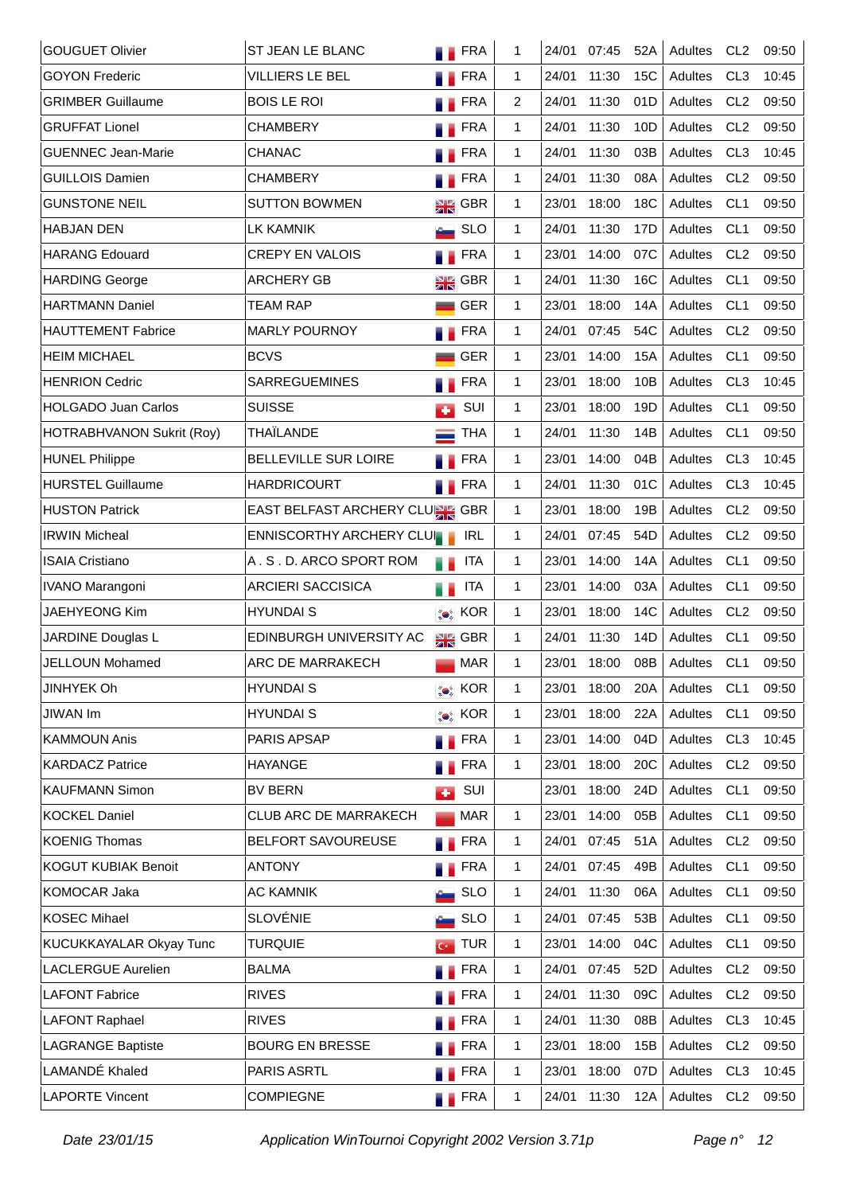| GOUGUET Olivier | ST JEAN LE BLANC | FRA | 1 | 24/01 | 07:45 | 52A | Adultes | CL2 | 09:50 |
|---|---|---|---|---|---|---|---|---|---|
| GOYON Frederic | VILLIERS LE BEL | FRA | 1 | 24/01 | 11:30 | 15C | Adultes | CL3 | 10:45 |
| GRIMBER Guillaume | BOIS LE ROI | FRA | 2 | 24/01 | 11:30 | 01D | Adultes | CL2 | 09:50 |
| GRUFFAT Lionel | CHAMBERY | FRA | 1 | 24/01 | 11:30 | 10D | Adultes | CL2 | 09:50 |
| GUENNEC Jean-Marie | CHANAC | FRA | 1 | 24/01 | 11:30 | 03B | Adultes | CL3 | 10:45 |
| GUILLOIS Damien | CHAMBERY | FRA | 1 | 24/01 | 11:30 | 08A | Adultes | CL2 | 09:50 |
| GUNSTONE NEIL | SUTTON BOWMEN | GBR | 1 | 23/01 | 18:00 | 18C | Adultes | CL1 | 09:50 |
| HABJAN DEN | LK KAMNIK | SLO | 1 | 24/01 | 11:30 | 17D | Adultes | CL1 | 09:50 |
| HARANG Edouard | CREPY EN VALOIS | FRA | 1 | 23/01 | 14:00 | 07C | Adultes | CL2 | 09:50 |
| HARDING George | ARCHERY GB | GBR | 1 | 24/01 | 11:30 | 16C | Adultes | CL1 | 09:50 |
| HARTMANN Daniel | TEAM RAP | GER | 1 | 23/01 | 18:00 | 14A | Adultes | CL1 | 09:50 |
| HAUTTEMENT Fabrice | MARLY POURNOY | FRA | 1 | 24/01 | 07:45 | 54C | Adultes | CL2 | 09:50 |
| HEIM MICHAEL | BCVS | GER | 1 | 23/01 | 14:00 | 15A | Adultes | CL1 | 09:50 |
| HENRION Cedric | SARREGUEMINES | FRA | 1 | 23/01 | 18:00 | 10B | Adultes | CL3 | 10:45 |
| HOLGADO Juan Carlos | SUISSE | SUI | 1 | 23/01 | 18:00 | 19D | Adultes | CL1 | 09:50 |
| HOTRABHVANON Sukrit (Roy) | THAÏLANDE | THA | 1 | 24/01 | 11:30 | 14B | Adultes | CL1 | 09:50 |
| HUNEL Philippe | BELLEVILLE SUR LOIRE | FRA | 1 | 23/01 | 14:00 | 04B | Adultes | CL3 | 10:45 |
| HURSTEL Guillaume | HARDRICOURT | FRA | 1 | 24/01 | 11:30 | 01C | Adultes | CL3 | 10:45 |
| HUSTON Patrick | EAST BELFAST ARCHERY CLU | GBR | 1 | 23/01 | 18:00 | 19B | Adultes | CL2 | 09:50 |
| IRWIN Micheal | ENNISCORTHY ARCHERY CLU | IRL | 1 | 24/01 | 07:45 | 54D | Adultes | CL2 | 09:50 |
| ISAIA Cristiano | A . S . D. ARCO SPORT ROM | ITA | 1 | 23/01 | 14:00 | 14A | Adultes | CL1 | 09:50 |
| IVANO Marangoni | ARCIERI SACCISICA | ITA | 1 | 23/01 | 14:00 | 03A | Adultes | CL1 | 09:50 |
| JAEHYEONG Kim | HYUNDAI S | KOR | 1 | 23/01 | 18:00 | 14C | Adultes | CL2 | 09:50 |
| JARDINE Douglas L | EDINBURGH UNIVERSITY AC | GBR | 1 | 24/01 | 11:30 | 14D | Adultes | CL1 | 09:50 |
| JELLOUN Mohamed | ARC DE MARRAKECH | MAR | 1 | 23/01 | 18:00 | 08B | Adultes | CL1 | 09:50 |
| JINHYEK Oh | HYUNDAI S | KOR | 1 | 23/01 | 18:00 | 20A | Adultes | CL1 | 09:50 |
| JIWAN Im | HYUNDAI S | KOR | 1 | 23/01 | 18:00 | 22A | Adultes | CL1 | 09:50 |
| KAMMOUN Anis | PARIS APSAP | FRA | 1 | 23/01 | 14:00 | 04D | Adultes | CL3 | 10:45 |
| KARDACZ Patrice | HAYANGE | FRA | 1 | 23/01 | 18:00 | 20C | Adultes | CL2 | 09:50 |
| KAUFMANN Simon | BV BERN | SUI | | 23/01 | 18:00 | 24D | Adultes | CL1 | 09:50 |
| KOCKEL Daniel | CLUB ARC DE MARRAKECH | MAR | 1 | 23/01 | 14:00 | 05B | Adultes | CL1 | 09:50 |
| KOENIG Thomas | BELFORT SAVOUREUSE | FRA | 1 | 24/01 | 07:45 | 51A | Adultes | CL2 | 09:50 |
| KOGUT KUBIAK Benoit | ANTONY | FRA | 1 | 24/01 | 07:45 | 49B | Adultes | CL1 | 09:50 |
| KOMOCAR Jaka | AC KAMNIK | SLO | 1 | 24/01 | 11:30 | 06A | Adultes | CL1 | 09:50 |
| KOSEC Mihael | SLOVÉNIE | SLO | 1 | 24/01 | 07:45 | 53B | Adultes | CL1 | 09:50 |
| KUCUKKAYALAR Okyay Tunc | TURQUIE | TUR | 1 | 23/01 | 14:00 | 04C | Adultes | CL1 | 09:50 |
| LACLERGUE Aurelien | BALMA | FRA | 1 | 24/01 | 07:45 | 52D | Adultes | CL2 | 09:50 |
| LAFONT Fabrice | RIVES | FRA | 1 | 24/01 | 11:30 | 09C | Adultes | CL2 | 09:50 |
| LAFONT Raphael | RIVES | FRA | 1 | 24/01 | 11:30 | 08B | Adultes | CL3 | 10:45 |
| LAGRANGE Baptiste | BOURG EN BRESSE | FRA | 1 | 23/01 | 18:00 | 15B | Adultes | CL2 | 09:50 |
| LAMANDÉ Khaled | PARIS ASRTL | FRA | 1 | 23/01 | 18:00 | 07D | Adultes | CL3 | 10:45 |
| LAPORTE Vincent | COMPIEGNE | FRA | 1 | 24/01 | 11:30 | 12A | Adultes | CL2 | 09:50 |

*Date 23/01/15* *Application WinTournoi Copyright 2002 Version 3.71p*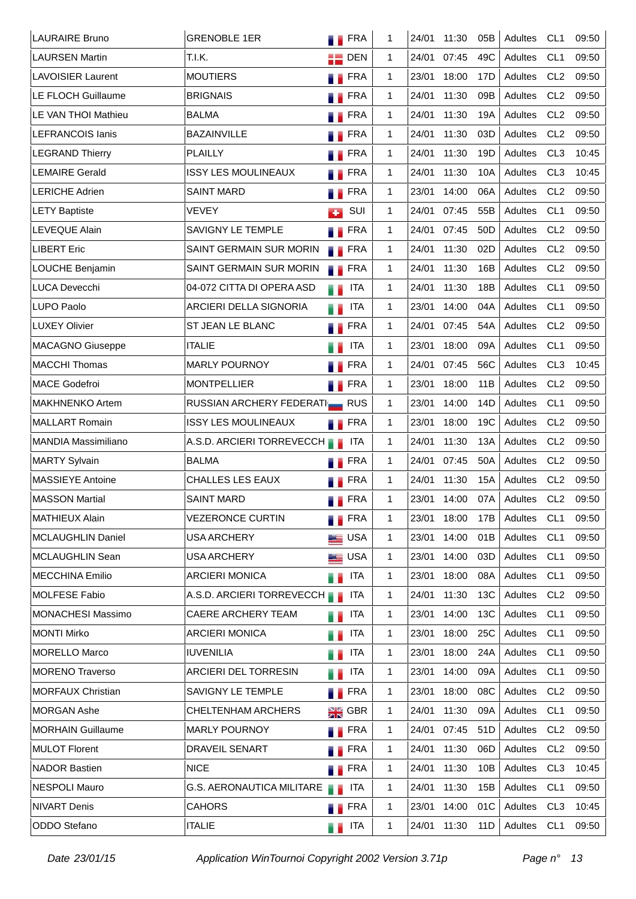| | | | | | | | | | |
|---|---|---|---|---|---|---|---|---|---|
| LAURAIRE Bruno | GRENOBLE 1ER | FRA | 1 | 24/01 | 11:30 | 05B | Adultes | CL1 | 09:50 |
| LAURSEN Martin | T.I.K. | DEN | 1 | 24/01 | 07:45 | 49C | Adultes | CL1 | 09:50 |
| LAVOISIER Laurent | MOUTIERS | FRA | 1 | 23/01 | 18:00 | 17D | Adultes | CL2 | 09:50 |
| LE FLOCH Guillaume | BRIGNAIS | FRA | 1 | 24/01 | 11:30 | 09B | Adultes | CL2 | 09:50 |
| LE VAN THOI Mathieu | BALMA | FRA | 1 | 24/01 | 11:30 | 19A | Adultes | CL2 | 09:50 |
| LEFRANCOIS Ianis | BAZAINVILLE | FRA | 1 | 24/01 | 11:30 | 03D | Adultes | CL2 | 09:50 |
| LEGRAND Thierry | PLAILLY | FRA | 1 | 24/01 | 11:30 | 19D | Adultes | CL3 | 10:45 |
| LEMAIRE Gerald | ISSY LES MOULINEAUX | FRA | 1 | 24/01 | 11:30 | 10A | Adultes | CL3 | 10:45 |
| LERICHE Adrien | SAINT MARD | FRA | 1 | 23/01 | 14:00 | 06A | Adultes | CL2 | 09:50 |
| LETY Baptiste | VEVEY | SUI | 1 | 24/01 | 07:45 | 55B | Adultes | CL1 | 09:50 |
| LEVEQUE Alain | SAVIGNY LE TEMPLE | FRA | 1 | 24/01 | 07:45 | 50D | Adultes | CL2 | 09:50 |
| LIBERT Eric | SAINT GERMAIN SUR MORIN | FRA | 1 | 24/01 | 11:30 | 02D | Adultes | CL2 | 09:50 |
| LOUCHE Benjamin | SAINT GERMAIN SUR MORIN | FRA | 1 | 24/01 | 11:30 | 16B | Adultes | CL2 | 09:50 |
| LUCA Devecchi | 04-072 CITTA DI OPERA ASD | ITA | 1 | 24/01 | 11:30 | 18B | Adultes | CL1 | 09:50 |
| LUPO Paolo | ARCIERI DELLA SIGNORIA | ITA | 1 | 23/01 | 14:00 | 04A | Adultes | CL1 | 09:50 |
| LUXEY Olivier | ST JEAN LE BLANC | FRA | 1 | 24/01 | 07:45 | 54A | Adultes | CL2 | 09:50 |
| MACAGNO Giuseppe | ITALIE | ITA | 1 | 23/01 | 18:00 | 09A | Adultes | CL1 | 09:50 |
| MACCHI Thomas | MARLY POURNOY | FRA | 1 | 24/01 | 07:45 | 56C | Adultes | CL3 | 10:45 |
| MACE Godefroi | MONTPELLIER | FRA | 1 | 23/01 | 18:00 | 11B | Adultes | CL2 | 09:50 |
| MAKHNENKO Artem | RUSSIAN ARCHERY FEDERATI | RUS | 1 | 23/01 | 14:00 | 14D | Adultes | CL1 | 09:50 |
| MALLART Romain | ISSY LES MOULINEAUX | FRA | 1 | 23/01 | 18:00 | 19C | Adultes | CL2 | 09:50 |
| MANDIA Massimiliano | A.S.D. ARCIERI TORREVECCH | ITA | 1 | 24/01 | 11:30 | 13A | Adultes | CL2 | 09:50 |
| MARTY Sylvain | BALMA | FRA | 1 | 24/01 | 07:45 | 50A | Adultes | CL2 | 09:50 |
| MASSIEYE Antoine | CHALLES LES EAUX | FRA | 1 | 24/01 | 11:30 | 15A | Adultes | CL2 | 09:50 |
| MASSON Martial | SAINT MARD | FRA | 1 | 23/01 | 14:00 | 07A | Adultes | CL2 | 09:50 |
| MATHIEUX Alain | VEZERONCE CURTIN | FRA | 1 | 23/01 | 18:00 | 17B | Adultes | CL1 | 09:50 |
| MCLAUGHLIN Daniel | USA ARCHERY | USA | 1 | 23/01 | 14:00 | 01B | Adultes | CL1 | 09:50 |
| MCLAUGHLIN Sean | USA ARCHERY | USA | 1 | 23/01 | 14:00 | 03D | Adultes | CL1 | 09:50 |
| MECCHINA Emilio | ARCIERI MONICA | ITA | 1 | 23/01 | 18:00 | 08A | Adultes | CL1 | 09:50 |
| MOLFESE Fabio | A.S.D. ARCIERI TORREVECCH | ITA | 1 | 24/01 | 11:30 | 13C | Adultes | CL2 | 09:50 |
| MONACHESI Massimo | CAERE ARCHERY TEAM | ITA | 1 | 23/01 | 14:00 | 13C | Adultes | CL1 | 09:50 |
| MONTI Mirko | ARCIERI MONICA | ITA | 1 | 23/01 | 18:00 | 25C | Adultes | CL1 | 09:50 |
| MORELLO Marco | IUVENILIA | ITA | 1 | 23/01 | 18:00 | 24A | Adultes | CL1 | 09:50 |
| MORENO Traverso | ARCIERI DEL TORRESIN | ITA | 1 | 23/01 | 14:00 | 09A | Adultes | CL1 | 09:50 |
| MORFAUX Christian | SAVIGNY LE TEMPLE | FRA | 1 | 23/01 | 18:00 | 08C | Adultes | CL2 | 09:50 |
| MORGAN Ashe | CHELTENHAM ARCHERS | GBR | 1 | 24/01 | 11:30 | 09A | Adultes | CL1 | 09:50 |
| MORHAIN Guillaume | MARLY POURNOY | FRA | 1 | 24/01 | 07:45 | 51D | Adultes | CL2 | 09:50 |
| MULOT Florent | DRAVEIL SENART | FRA | 1 | 24/01 | 11:30 | 06D | Adultes | CL2 | 09:50 |
| NADOR Bastien | NICE | FRA | 1 | 24/01 | 11:30 | 10B | Adultes | CL3 | 10:45 |
| NESPOLI Mauro | G.S. AERONAUTICA MILITARE | ITA | 1 | 24/01 | 11:30 | 15B | Adultes | CL1 | 09:50 |
| NIVART Denis | CAHORS | FRA | 1 | 23/01 | 14:00 | 01C | Adultes | CL3 | 10:45 |
| ODDO Stefano | ITALIE | ITA | 1 | 24/01 | 11:30 | 11D | Adultes | CL1 | 09:50 |

*Date 23/01/15* *Application WinTournoi Copyright 2002 Version 3.71p*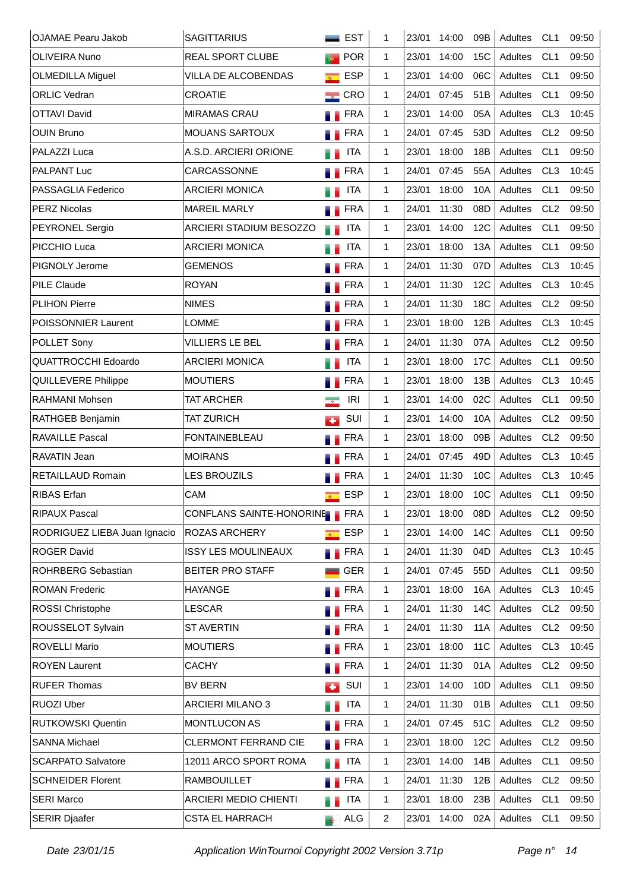| | | | | | | | | | |
|---|---|---|---|---|---|---|---|---|---|
| OJAMAE Pearu Jakob | SAGITTARIUS | EST | 1 | 23/01 | 14:00 | 09B | Adultes | CL1 | 09:50 |
| OLIVEIRA Nuno | REAL SPORT CLUBE | POR | 1 | 23/01 | 14:00 | 15C | Adultes | CL1 | 09:50 |
| OLMEDILLA Miguel | VILLA DE ALCOBENDAS | ESP | 1 | 23/01 | 14:00 | 06C | Adultes | CL1 | 09:50 |
| ORLIC Vedran | CROATIE | CRO | 1 | 24/01 | 07:45 | 51B | Adultes | CL1 | 09:50 |
| OTTAVI David | MIRAMAS CRAU | FRA | 1 | 23/01 | 14:00 | 05A | Adultes | CL3 | 10:45 |
| OUIN Bruno | MOUANS SARTOUX | FRA | 1 | 24/01 | 07:45 | 53D | Adultes | CL2 | 09:50 |
| PALAZZI Luca | A.S.D. ARCIERI ORIONE | ITA | 1 | 23/01 | 18:00 | 18B | Adultes | CL1 | 09:50 |
| PALPANT Luc | CARCASSONNE | FRA | 1 | 24/01 | 07:45 | 55A | Adultes | CL3 | 10:45 |
| PASSAGLIA Federico | ARCIERI MONICA | ITA | 1 | 23/01 | 18:00 | 10A | Adultes | CL1 | 09:50 |
| PERZ Nicolas | MAREIL MARLY | FRA | 1 | 24/01 | 11:30 | 08D | Adultes | CL2 | 09:50 |
| PEYRONEL Sergio | ARCIERI STADIUM BESOZZO | ITA | 1 | 23/01 | 14:00 | 12C | Adultes | CL1 | 09:50 |
| PICCHIO Luca | ARCIERI MONICA | ITA | 1 | 23/01 | 18:00 | 13A | Adultes | CL1 | 09:50 |
| PIGNOLY Jerome | GEMENOS | FRA | 1 | 24/01 | 11:30 | 07D | Adultes | CL3 | 10:45 |
| PILE Claude | ROYAN | FRA | 1 | 24/01 | 11:30 | 12C | Adultes | CL3 | 10:45 |
| PLIHON Pierre | NIMES | FRA | 1 | 24/01 | 11:30 | 18C | Adultes | CL2 | 09:50 |
| POISSONNIER Laurent | LOMME | FRA | 1 | 23/01 | 18:00 | 12B | Adultes | CL3 | 10:45 |
| POLLET Sony | VILLIERS LE BEL | FRA | 1 | 24/01 | 11:30 | 07A | Adultes | CL2 | 09:50 |
| QUATTROCCHI Edoardo | ARCIERI MONICA | ITA | 1 | 23/01 | 18:00 | 17C | Adultes | CL1 | 09:50 |
| QUILLEVERE Philippe | MOUTIERS | FRA | 1 | 23/01 | 18:00 | 13B | Adultes | CL3 | 10:45 |
| RAHMANI Mohsen | TAT ARCHER | IRI | 1 | 23/01 | 14:00 | 02C | Adultes | CL1 | 09:50 |
| RATHGEB Benjamin | TAT ZURICH | SUI | 1 | 23/01 | 14:00 | 10A | Adultes | CL2 | 09:50 |
| RAVAILLE Pascal | FONTAINEBLEAU | FRA | 1 | 23/01 | 18:00 | 09B | Adultes | CL2 | 09:50 |
| RAVATIN Jean | MOIRANS | FRA | 1 | 24/01 | 07:45 | 49D | Adultes | CL3 | 10:45 |
| RETAILLAUD Romain | LES BROUZILS | FRA | 1 | 24/01 | 11:30 | 10C | Adultes | CL3 | 10:45 |
| RIBAS Erfan | CAM | ESP | 1 | 23/01 | 18:00 | 10C | Adultes | CL1 | 09:50 |
| RIPAUX Pascal | CONFLANS SAINTE-HONORINE | FRA | 1 | 23/01 | 18:00 | 08D | Adultes | CL2 | 09:50 |
| RODRIGUEZ LIEBA Juan Ignacio | ROZAS ARCHERY | ESP | 1 | 23/01 | 14:00 | 14C | Adultes | CL1 | 09:50 |
| ROGER David | ISSY LES MOULINEAUX | FRA | 1 | 24/01 | 11:30 | 04D | Adultes | CL3 | 10:45 |
| ROHRBERG Sebastian | BEITER PRO STAFF | GER | 1 | 24/01 | 07:45 | 55D | Adultes | CL1 | 09:50 |
| ROMAN Frederic | HAYANGE | FRA | 1 | 23/01 | 18:00 | 16A | Adultes | CL3 | 10:45 |
| ROSSI Christophe | LESCAR | FRA | 1 | 24/01 | 11:30 | 14C | Adultes | CL2 | 09:50 |
| ROUSSELOT Sylvain | ST AVERTIN | FRA | 1 | 24/01 | 11:30 | 11A | Adultes | CL2 | 09:50 |
| ROVELLI Mario | MOUTIERS | FRA | 1 | 23/01 | 18:00 | 11C | Adultes | CL3 | 10:45 |
| ROYEN Laurent | CACHY | FRA | 1 | 24/01 | 11:30 | 01A | Adultes | CL2 | 09:50 |
| RUFER Thomas | BV BERN | SUI | 1 | 23/01 | 14:00 | 10D | Adultes | CL1 | 09:50 |
| RUOZI Uber | ARCIERI MILANO 3 | ITA | 1 | 24/01 | 11:30 | 01B | Adultes | CL1 | 09:50 |
| RUTKOWSKI Quentin | MONTLUCON AS | FRA | 1 | 24/01 | 07:45 | 51C | Adultes | CL2 | 09:50 |
| SANNA Michael | CLERMONT FERRAND CIE | FRA | 1 | 23/01 | 18:00 | 12C | Adultes | CL2 | 09:50 |
| SCARPATO Salvatore | 12011 ARCO SPORT ROMA | ITA | 1 | 23/01 | 14:00 | 14B | Adultes | CL1 | 09:50 |
| SCHNEIDER Florent | RAMBOUILLET | FRA | 1 | 24/01 | 11:30 | 12B | Adultes | CL2 | 09:50 |
| SERI Marco | ARCIERI MEDIO CHIENTI | ITA | 1 | 23/01 | 18:00 | 23B | Adultes | CL1 | 09:50 |
| SERIR Djaafer | CSTA EL HARRACH | ALG | 2 | 23/01 | 14:00 | 02A | Adultes | CL1 | 09:50 |

*Date 23/01/15* *Application WinTournoi Copyright 2002 Version 3.71p*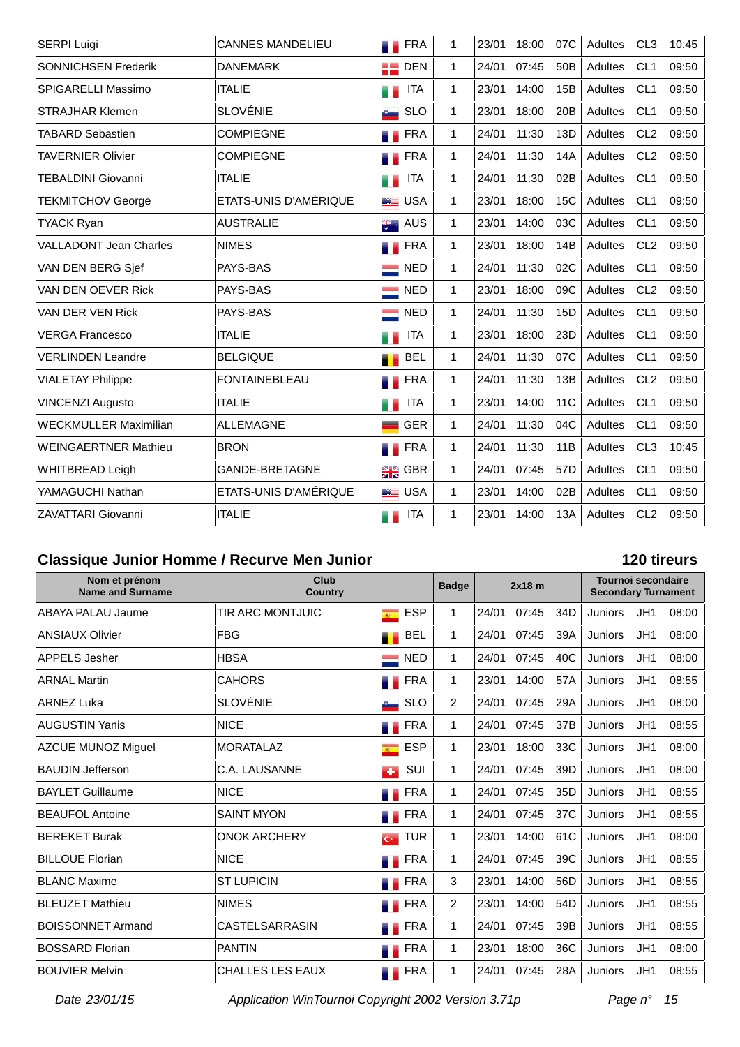| | | | | | | | | | |
|---|---|---|---|---|---|---|---|---|---|
| SERPI Luigi | CANNES MANDELIEU | FRA | 1 | 23/01 | 18:00 | 07C | Adultes | CL3 | 10:45 |
| SONNICHSEN Frederik | DANEMARK | DEN | 1 | 24/01 | 07:45 | 50B | Adultes | CL1 | 09:50 |
| SPIGARELLI Massimo | ITALIE | ITA | 1 | 23/01 | 14:00 | 15B | Adultes | CL1 | 09:50 |
| STRAJHAR Klemen | SLOVÉNIE | SLO | 1 | 23/01 | 18:00 | 20B | Adultes | CL1 | 09:50 |
| TABARD Sebastien | COMPIEGNE | FRA | 1 | 24/01 | 11:30 | 13D | Adultes | CL2 | 09:50 |
| TAVERNIER Olivier | COMPIEGNE | FRA | 1 | 24/01 | 11:30 | 14A | Adultes | CL2 | 09:50 |
| TEBALDINI Giovanni | ITALIE | ITA | 1 | 24/01 | 11:30 | 02B | Adultes | CL1 | 09:50 |
| TEKMITCHOV George | ETATS-UNIS D'AMÉRIQUE | USA | 1 | 23/01 | 18:00 | 15C | Adultes | CL1 | 09:50 |
| TYACK Ryan | AUSTRALIE | AUS | 1 | 23/01 | 14:00 | 03C | Adultes | CL1 | 09:50 |
| VALLADONT Jean Charles | NIMES | FRA | 1 | 23/01 | 18:00 | 14B | Adultes | CL2 | 09:50 |
| VAN DEN BERG Sjef | PAYS-BAS | NED | 1 | 24/01 | 11:30 | 02C | Adultes | CL1 | 09:50 |
| VAN DEN OEVER Rick | PAYS-BAS | NED | 1 | 23/01 | 18:00 | 09C | Adultes | CL2 | 09:50 |
| VAN DER VEN Rick | PAYS-BAS | NED | 1 | 24/01 | 11:30 | 15D | Adultes | CL1 | 09:50 |
| VERGA Francesco | ITALIE | ITA | 1 | 23/01 | 18:00 | 23D | Adultes | CL1 | 09:50 |
| VERLINDEN Leandre | BELGIQUE | BEL | 1 | 24/01 | 11:30 | 07C | Adultes | CL1 | 09:50 |
| VIALETAY Philippe | FONTAINEBLEAU | FRA | 1 | 24/01 | 11:30 | 13B | Adultes | CL2 | 09:50 |
| VINCENZI Augusto | ITALIE | ITA | 1 | 23/01 | 14:00 | 11C | Adultes | CL1 | 09:50 |
| WECKMULLER Maximilian | ALLEMAGNE | GER | 1 | 24/01 | 11:30 | 04C | Adultes | CL1 | 09:50 |
| WEINGAERTNER Mathieu | BRON | FRA | 1 | 24/01 | 11:30 | 11B | Adultes | CL3 | 10:45 |
| WHITBREAD Leigh | GANDE-BRETAGNE | GBR | 1 | 24/01 | 07:45 | 57D | Adultes | CL1 | 09:50 |
| YAMAGUCHI Nathan | ETATS-UNIS D'AMÉRIQUE | USA | 1 | 23/01 | 14:00 | 02B | Adultes | CL1 | 09:50 |
| ZAVATTARI Giovanni | ITALIE | ITA | 1 | 23/01 | 14:00 | 13A | Adultes | CL2 | 09:50 |

## Classique Junior Homme / Recurve Men Junior

**120 tireurs**

| Nom et prénom / Name and Surname | Club / Country | | Badge | 2x18 m | | | Tournoi secondaire / Secondary Turnament | | |
|---|---|---|---|---|---|---|---|---|---|
| ABAYA PALAU Jaume | TIR ARC MONTJUIC | ESP | 1 | 24/01 | 07:45 | 34D | Juniors | JH1 | 08:00 |
| ANSIAUX Olivier | FBG | BEL | 1 | 24/01 | 07:45 | 39A | Juniors | JH1 | 08:00 |
| APPELS Jesher | HBSA | NED | 1 | 24/01 | 07:45 | 40C | Juniors | JH1 | 08:00 |
| ARNAL Martin | CAHORS | FRA | 1 | 23/01 | 14:00 | 57A | Juniors | JH1 | 08:55 |
| ARNEZ Luka | SLOVÉNIE | SLO | 2 | 24/01 | 07:45 | 29A | Juniors | JH1 | 08:00 |
| AUGUSTIN Yanis | NICE | FRA | 1 | 24/01 | 07:45 | 37B | Juniors | JH1 | 08:55 |
| AZCUE MUNOZ Miguel | MORATALAZ | ESP | 1 | 23/01 | 18:00 | 33C | Juniors | JH1 | 08:00 |
| BAUDIN Jefferson | C.A. LAUSANNE | SUI | 1 | 24/01 | 07:45 | 39D | Juniors | JH1 | 08:00 |
| BAYLET Guillaume | NICE | FRA | 1 | 24/01 | 07:45 | 35D | Juniors | JH1 | 08:55 |
| BEAUFOL Antoine | SAINT MYON | FRA | 1 | 24/01 | 07:45 | 37C | Juniors | JH1 | 08:55 |
| BEREKET Burak | ONOK ARCHERY | TUR | 1 | 23/01 | 14:00 | 61C | Juniors | JH1 | 08:00 |
| BILLOUE Florian | NICE | FRA | 1 | 24/01 | 07:45 | 39C | Juniors | JH1 | 08:55 |
| BLANC Maxime | ST LUPICIN | FRA | 3 | 23/01 | 14:00 | 56D | Juniors | JH1 | 08:55 |
| BLEUZET Mathieu | NIMES | FRA | 2 | 23/01 | 14:00 | 54D | Juniors | JH1 | 08:55 |
| BOISSONNET Armand | CASTELSARRASIN | FRA | 1 | 24/01 | 07:45 | 39B | Juniors | JH1 | 08:55 |
| BOSSARD Florian | PANTIN | FRA | 1 | 23/01 | 18:00 | 36C | Juniors | JH1 | 08:00 |
| BOUVIER Melvin | CHALLES LES EAUX | FRA | 1 | 24/01 | 07:45 | 28A | Juniors | JH1 | 08:55 |

*Date 23/01/15* *Application WinTournoi Copyright 2002 Version 3.71p*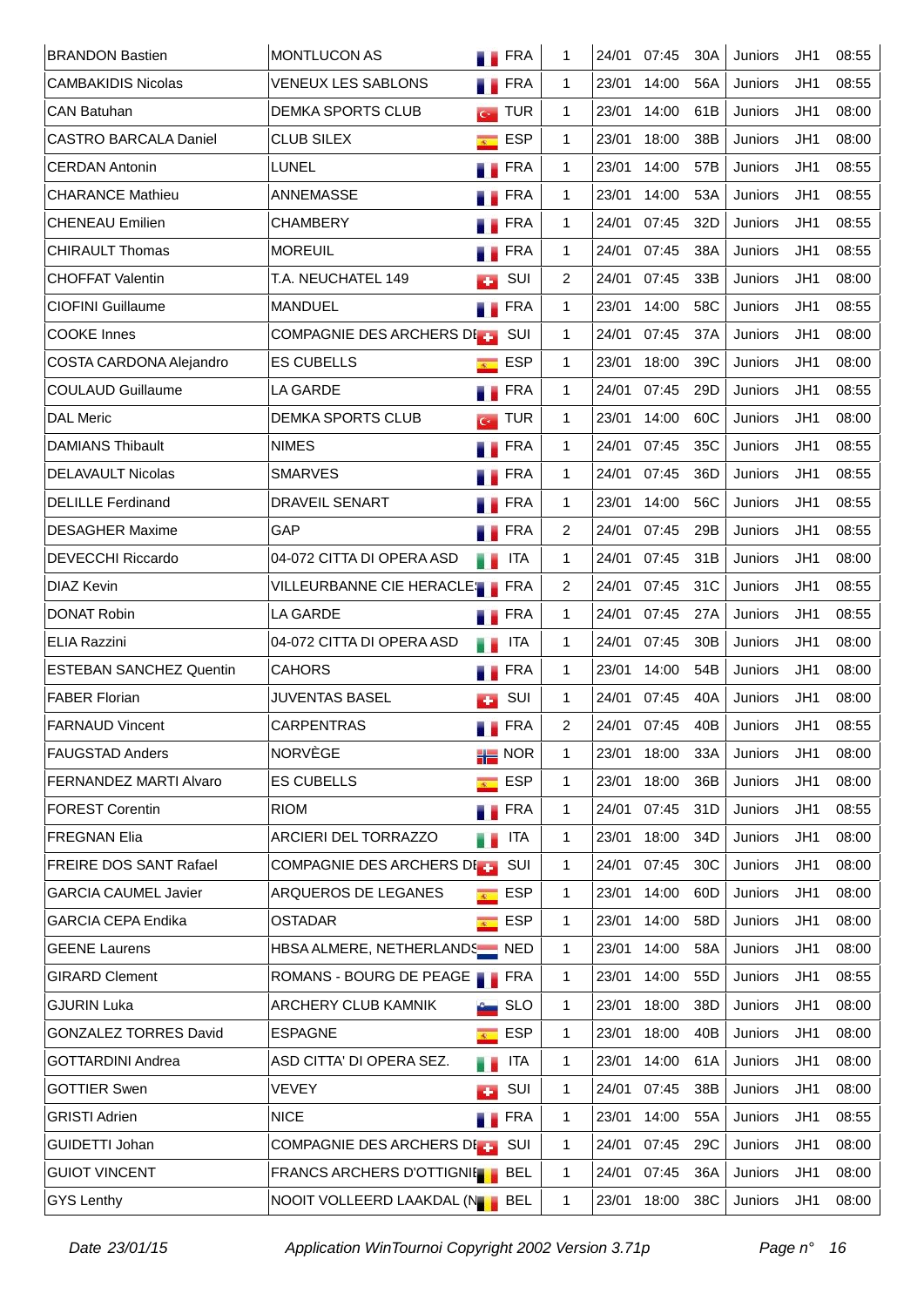| | | | | | | | | | |
|---|---|---|---|---|---|---|---|---|---|
| BRANDON Bastien | MONTLUCON AS | FRA | 1 | 24/01 | 07:45 | 30A | Juniors | JH1 | 08:55 |
| CAMBAKIDIS Nicolas | VENEUX LES SABLONS | FRA | 1 | 23/01 | 14:00 | 56A | Juniors | JH1 | 08:55 |
| CAN Batuhan | DEMKA SPORTS CLUB | TUR | 1 | 23/01 | 14:00 | 61B | Juniors | JH1 | 08:00 |
| CASTRO BARCALA Daniel | CLUB SILEX | ESP | 1 | 23/01 | 18:00 | 38B | Juniors | JH1 | 08:00 |
| CERDAN Antonin | LUNEL | FRA | 1 | 23/01 | 14:00 | 57B | Juniors | JH1 | 08:55 |
| CHARANCE Mathieu | ANNEMASSE | FRA | 1 | 23/01 | 14:00 | 53A | Juniors | JH1 | 08:55 |
| CHENEAU Emilien | CHAMBERY | FRA | 1 | 24/01 | 07:45 | 32D | Juniors | JH1 | 08:55 |
| CHIRAULT Thomas | MOREUIL | FRA | 1 | 24/01 | 07:45 | 38A | Juniors | JH1 | 08:55 |
| CHOFFAT Valentin | T.A. NEUCHATEL 149 | SUI | 2 | 24/01 | 07:45 | 33B | Juniors | JH1 | 08:00 |
| CIOFINI Guillaume | MANDUEL | FRA | 1 | 23/01 | 14:00 | 58C | Juniors | JH1 | 08:55 |
| COOKE Innes | COMPAGNIE DES ARCHERS DE | SUI | 1 | 24/01 | 07:45 | 37A | Juniors | JH1 | 08:00 |
| COSTA CARDONA Alejandro | ES CUBELLS | ESP | 1 | 23/01 | 18:00 | 39C | Juniors | JH1 | 08:00 |
| COULAUD Guillaume | LA GARDE | FRA | 1 | 24/01 | 07:45 | 29D | Juniors | JH1 | 08:55 |
| DAL Meric | DEMKA SPORTS CLUB | TUR | 1 | 23/01 | 14:00 | 60C | Juniors | JH1 | 08:00 |
| DAMIANS Thibault | NIMES | FRA | 1 | 24/01 | 07:45 | 35C | Juniors | JH1 | 08:55 |
| DELAVAULT Nicolas | SMARVES | FRA | 1 | 24/01 | 07:45 | 36D | Juniors | JH1 | 08:55 |
| DELILLE Ferdinand | DRAVEIL SENART | FRA | 1 | 23/01 | 14:00 | 56C | Juniors | JH1 | 08:55 |
| DESAGHER Maxime | GAP | FRA | 2 | 24/01 | 07:45 | 29B | Juniors | JH1 | 08:55 |
| DEVECCHI Riccardo | 04-072 CITTA DI OPERA ASD | ITA | 1 | 24/01 | 07:45 | 31B | Juniors | JH1 | 08:00 |
| DIAZ Kevin | VILLEURBANNE CIE HERACLE | FRA | 2 | 24/01 | 07:45 | 31C | Juniors | JH1 | 08:55 |
| DONAT Robin | LA GARDE | FRA | 1 | 24/01 | 07:45 | 27A | Juniors | JH1 | 08:55 |
| ELIA Razzini | 04-072 CITTA DI OPERA ASD | ITA | 1 | 24/01 | 07:45 | 30B | Juniors | JH1 | 08:00 |
| ESTEBAN SANCHEZ Quentin | CAHORS | FRA | 1 | 23/01 | 14:00 | 54B | Juniors | JH1 | 08:00 |
| FABER Florian | JUVENTAS BASEL | SUI | 1 | 24/01 | 07:45 | 40A | Juniors | JH1 | 08:00 |
| FARNAUD Vincent | CARPENTRAS | FRA | 2 | 24/01 | 07:45 | 40B | Juniors | JH1 | 08:55 |
| FAUGSTAD Anders | NORVÈGE | NOR | 1 | 23/01 | 18:00 | 33A | Juniors | JH1 | 08:00 |
| FERNANDEZ MARTI Alvaro | ES CUBELLS | ESP | 1 | 23/01 | 18:00 | 36B | Juniors | JH1 | 08:00 |
| FOREST Corentin | RIOM | FRA | 1 | 24/01 | 07:45 | 31D | Juniors | JH1 | 08:55 |
| FREGNAN Elia | ARCIERI DEL TORRAZZO | ITA | 1 | 23/01 | 18:00 | 34D | Juniors | JH1 | 08:00 |
| FREIRE DOS SANT Rafael | COMPAGNIE DES ARCHERS DE | SUI | 1 | 24/01 | 07:45 | 30C | Juniors | JH1 | 08:00 |
| GARCIA CAUMEL Javier | ARQUEROS DE LEGANES | ESP | 1 | 23/01 | 14:00 | 60D | Juniors | JH1 | 08:00 |
| GARCIA CEPA Endika | OSTADAR | ESP | 1 | 23/01 | 14:00 | 58D | Juniors | JH1 | 08:00 |
| GEENE Laurens | HBSA ALMERE, NETHERLANDS | NED | 1 | 23/01 | 14:00 | 58A | Juniors | JH1 | 08:00 |
| GIRARD Clement | ROMANS - BOURG DE PEAGE | FRA | 1 | 23/01 | 14:00 | 55D | Juniors | JH1 | 08:55 |
| GJURIN Luka | ARCHERY CLUB KAMNIK | SLO | 1 | 23/01 | 18:00 | 38D | Juniors | JH1 | 08:00 |
| GONZALEZ TORRES David | ESPAGNE | ESP | 1 | 23/01 | 18:00 | 40B | Juniors | JH1 | 08:00 |
| GOTTARDINI Andrea | ASD CITTA' DI OPERA SEZ. | ITA | 1 | 23/01 | 14:00 | 61A | Juniors | JH1 | 08:00 |
| GOTTIER Swen | VEVEY | SUI | 1 | 24/01 | 07:45 | 38B | Juniors | JH1 | 08:00 |
| GRISTI Adrien | NICE | FRA | 1 | 23/01 | 14:00 | 55A | Juniors | JH1 | 08:55 |
| GUIDETTI Johan | COMPAGNIE DES ARCHERS DE | SUI | 1 | 24/01 | 07:45 | 29C | Juniors | JH1 | 08:00 |
| GUIOT VINCENT | FRANCS ARCHERS D'OTTIGNIE | BEL | 1 | 24/01 | 07:45 | 36A | Juniors | JH1 | 08:00 |
| GYS Lenthy | NOOIT VOLLEERD LAAKDAL (N | BEL | 1 | 23/01 | 18:00 | 38C | Juniors | JH1 | 08:00 |

*Date 23/01/15* *Application WinTournoi Copyright 2002 Version 3.71p*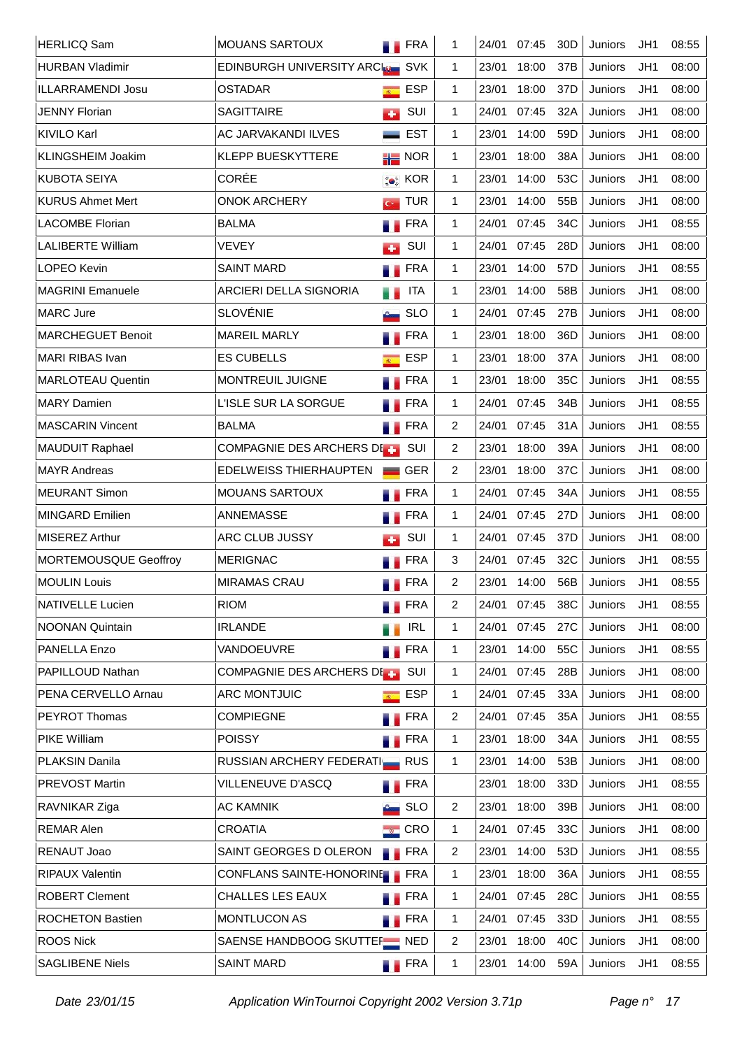| | | | | | | | | | |
|---|---|---|---|---|---|---|---|---|---|
| HERLICQ Sam | MOUANS SARTOUX | FRA | 1 | 24/01 | 07:45 | 30D | Juniors | JH1 | 08:55 |
| HURBAN Vladimir | EDINBURGH UNIVERSITY ARC | SVK | 1 | 23/01 | 18:00 | 37B | Juniors | JH1 | 08:00 |
| ILLARRAMENDI Josu | OSTADAR | ESP | 1 | 23/01 | 18:00 | 37D | Juniors | JH1 | 08:00 |
| JENNY Florian | SAGITTAIRE | SUI | 1 | 24/01 | 07:45 | 32A | Juniors | JH1 | 08:00 |
| KIVILO Karl | AC JARVAKANDI ILVES | EST | 1 | 23/01 | 14:00 | 59D | Juniors | JH1 | 08:00 |
| KLINGSHEIM Joakim | KLEPP BUESKYTTERE | NOR | 1 | 23/01 | 18:00 | 38A | Juniors | JH1 | 08:00 |
| KUBOTA SEIYA | CORÉE | KOR | 1 | 23/01 | 14:00 | 53C | Juniors | JH1 | 08:00 |
| KURUS Ahmet Mert | ONOK ARCHERY | TUR | 1 | 23/01 | 14:00 | 55B | Juniors | JH1 | 08:00 |
| LACOMBE Florian | BALMA | FRA | 1 | 24/01 | 07:45 | 34C | Juniors | JH1 | 08:55 |
| LALIBERTE William | VEVEY | SUI | 1 | 24/01 | 07:45 | 28D | Juniors | JH1 | 08:00 |
| LOPEO Kevin | SAINT MARD | FRA | 1 | 23/01 | 14:00 | 57D | Juniors | JH1 | 08:55 |
| MAGRINI Emanuele | ARCIERI DELLA SIGNORIA | ITA | 1 | 23/01 | 14:00 | 58B | Juniors | JH1 | 08:00 |
| MARC Jure | SLOVÉNIE | SLO | 1 | 24/01 | 07:45 | 27B | Juniors | JH1 | 08:00 |
| MARCHEGUET Benoit | MAREIL MARLY | FRA | 1 | 23/01 | 18:00 | 36D | Juniors | JH1 | 08:00 |
| MARI RIBAS Ivan | ES CUBELLS | ESP | 1 | 23/01 | 18:00 | 37A | Juniors | JH1 | 08:00 |
| MARLOTEAU Quentin | MONTREUIL JUIGNE | FRA | 1 | 23/01 | 18:00 | 35C | Juniors | JH1 | 08:55 |
| MARY Damien | L'ISLE SUR LA SORGUE | FRA | 1 | 24/01 | 07:45 | 34B | Juniors | JH1 | 08:55 |
| MASCARIN Vincent | BALMA | FRA | 2 | 24/01 | 07:45 | 31A | Juniors | JH1 | 08:55 |
| MAUDUIT Raphael | COMPAGNIE DES ARCHERS DI | SUI | 2 | 23/01 | 18:00 | 39A | Juniors | JH1 | 08:00 |
| MAYR Andreas | EDELWEISS THIERHAUPTEN | GER | 2 | 23/01 | 18:00 | 37C | Juniors | JH1 | 08:00 |
| MEURANT Simon | MOUANS SARTOUX | FRA | 1 | 24/01 | 07:45 | 34A | Juniors | JH1 | 08:55 |
| MINGARD Emilien | ANNEMASSE | FRA | 1 | 24/01 | 07:45 | 27D | Juniors | JH1 | 08:00 |
| MISEREZ Arthur | ARC CLUB JUSSY | SUI | 1 | 24/01 | 07:45 | 37D | Juniors | JH1 | 08:00 |
| MORTEMOUSQUE Geoffroy | MERIGNAC | FRA | 3 | 24/01 | 07:45 | 32C | Juniors | JH1 | 08:55 |
| MOULIN Louis | MIRAMAS CRAU | FRA | 2 | 23/01 | 14:00 | 56B | Juniors | JH1 | 08:55 |
| NATIVELLE Lucien | RIOM | FRA | 2 | 24/01 | 07:45 | 38C | Juniors | JH1 | 08:55 |
| NOONAN Quintain | IRLANDE | IRL | 1 | 24/01 | 07:45 | 27C | Juniors | JH1 | 08:00 |
| PANELLA Enzo | VANDOEUVRE | FRA | 1 | 23/01 | 14:00 | 55C | Juniors | JH1 | 08:55 |
| PAPILLOUD Nathan | COMPAGNIE DES ARCHERS DI | SUI | 1 | 24/01 | 07:45 | 28B | Juniors | JH1 | 08:00 |
| PENA CERVELLO Arnau | ARC MONTJUIC | ESP | 1 | 24/01 | 07:45 | 33A | Juniors | JH1 | 08:00 |
| PEYROT Thomas | COMPIEGNE | FRA | 2 | 24/01 | 07:45 | 35A | Juniors | JH1 | 08:55 |
| PIKE William | POISSY | FRA | 1 | 23/01 | 18:00 | 34A | Juniors | JH1 | 08:55 |
| PLAKSIN Danila | RUSSIAN ARCHERY FEDERATI | RUS | 1 | 23/01 | 14:00 | 53B | Juniors | JH1 | 08:00 |
| PREVOST Martin | VILLENEUVE D'ASCQ | FRA | | 23/01 | 18:00 | 33D | Juniors | JH1 | 08:55 |
| RAVNIKAR Ziga | AC KAMNIK | SLO | 2 | 23/01 | 18:00 | 39B | Juniors | JH1 | 08:00 |
| REMAR Alen | CROATIA | CRO | 1 | 24/01 | 07:45 | 33C | Juniors | JH1 | 08:00 |
| RENAUT Joao | SAINT GEORGES D OLERON | FRA | 2 | 23/01 | 14:00 | 53D | Juniors | JH1 | 08:55 |
| RIPAUX Valentin | CONFLANS SAINTE-HONORINE | FRA | 1 | 23/01 | 18:00 | 36A | Juniors | JH1 | 08:55 |
| ROBERT Clement | CHALLES LES EAUX | FRA | 1 | 24/01 | 07:45 | 28C | Juniors | JH1 | 08:55 |
| ROCHETON Bastien | MONTLUCON AS | FRA | 1 | 24/01 | 07:45 | 33D | Juniors | JH1 | 08:55 |
| ROOS Nick | SAENSE HANDBOOG SKUTTEF | NED | 2 | 23/01 | 18:00 | 40C | Juniors | JH1 | 08:00 |
| SAGLIBENE Niels | SAINT MARD | FRA | 1 | 23/01 | 14:00 | 59A | Juniors | JH1 | 08:55 |

*Date 23/01/15* *Application WinTournoi Copyright 2002 Version 3.71p*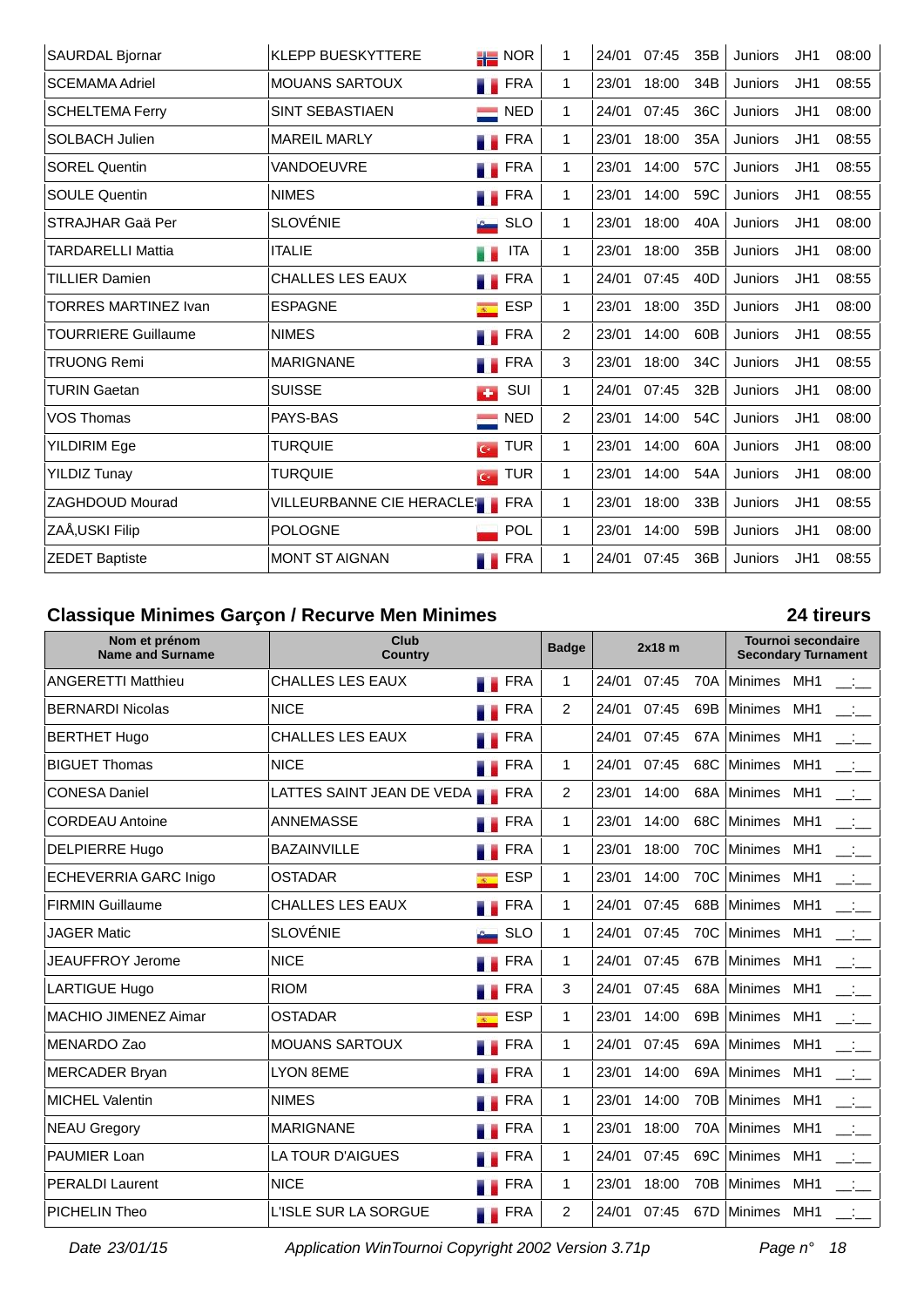| | | | | | | | | | | |
|---|---|---|---|---|---|---|---|---|---|---|
| SAURDAL Bjornar | KLEPP BUESKYTTERE | NOR | 1 | 24/01 | 07:45 | 35B | Juniors | JH1 | 08:00 |
| SCEMAMA Adriel | MOUANS SARTOUX | FRA | 1 | 23/01 | 18:00 | 34B | Juniors | JH1 | 08:55 |
| SCHELTEMA Ferry | SINT SEBASTIAEN | NED | 1 | 24/01 | 07:45 | 36C | Juniors | JH1 | 08:00 |
| SOLBACH Julien | MAREIL MARLY | FRA | 1 | 23/01 | 18:00 | 35A | Juniors | JH1 | 08:55 |
| SOREL Quentin | VANDOEUVRE | FRA | 1 | 23/01 | 14:00 | 57C | Juniors | JH1 | 08:55 |
| SOULE Quentin | NIMES | FRA | 1 | 23/01 | 14:00 | 59C | Juniors | JH1 | 08:55 |
| STRAJHAR Gaä Per | SLOVÉNIE | SLO | 1 | 23/01 | 18:00 | 40A | Juniors | JH1 | 08:00 |
| TARDARELLI Mattia | ITALIE | ITA | 1 | 23/01 | 18:00 | 35B | Juniors | JH1 | 08:00 |
| TILLIER Damien | CHALLES LES EAUX | FRA | 1 | 24/01 | 07:45 | 40D | Juniors | JH1 | 08:55 |
| TORRES MARTINEZ Ivan | ESPAGNE | ESP | 1 | 23/01 | 18:00 | 35D | Juniors | JH1 | 08:00 |
| TOURRIERE Guillaume | NIMES | FRA | 2 | 23/01 | 14:00 | 60B | Juniors | JH1 | 08:55 |
| TRUONG Remi | MARIGNANE | FRA | 3 | 23/01 | 18:00 | 34C | Juniors | JH1 | 08:55 |
| TURIN Gaetan | SUISSE | SUI | 1 | 24/01 | 07:45 | 32B | Juniors | JH1 | 08:00 |
| VOS Thomas | PAYS-BAS | NED | 2 | 23/01 | 14:00 | 54C | Juniors | JH1 | 08:00 |
| YILDIRIM Ege | TURQUIE | TUR | 1 | 23/01 | 14:00 | 60A | Juniors | JH1 | 08:00 |
| YILDIZ Tunay | TURQUIE | TUR | 1 | 23/01 | 14:00 | 54A | Juniors | JH1 | 08:00 |
| ZAGHDOUD Mourad | VILLEURBANNE CIE HERACLES | FRA | 1 | 23/01 | 18:00 | 33B | Juniors | JH1 | 08:55 |
| ZAÅ‚USKI Filip | POLOGNE | POL | 1 | 23/01 | 14:00 | 59B | Juniors | JH1 | 08:00 |
| ZEDET Baptiste | MONT ST AIGNAN | FRA | 1 | 24/01 | 07:45 | 36B | Juniors | JH1 | 08:55 |

## Classique Minimes Garçon / Recurve Men Minimes

**24 tireurs**

| Nom et prénom Name and Surname | Club Country | | Badge | 2x18 m | | | Tournoi secondaire Secondary Turnament | | |
|---|---|---|---|---|---|---|---|---|---|
| ANGERETTI Matthieu | CHALLES LES EAUX | FRA | 1 | 24/01 | 07:45 | 70A | Minimes | MH1 | __:__ |
| BERNARDI Nicolas | NICE | FRA | 2 | 24/01 | 07:45 | 69B | Minimes | MH1 | __:__ |
| BERTHET Hugo | CHALLES LES EAUX | FRA | | 24/01 | 07:45 | 67A | Minimes | MH1 | __:__ |
| BIGUET Thomas | NICE | FRA | 1 | 24/01 | 07:45 | 68C | Minimes | MH1 | __:__ |
| CONESA Daniel | LATTES SAINT JEAN DE VEDA | FRA | 2 | 23/01 | 14:00 | 68A | Minimes | MH1 | __:__ |
| CORDEAU Antoine | ANNEMASSE | FRA | 1 | 23/01 | 14:00 | 68C | Minimes | MH1 | __:__ |
| DELPIERRE Hugo | BAZAINVILLE | FRA | 1 | 23/01 | 18:00 | 70C | Minimes | MH1 | __:__ |
| ECHEVERRIA GARC Inigo | OSTADAR | ESP | 1 | 23/01 | 14:00 | 70C | Minimes | MH1 | __:__ |
| FIRMIN Guillaume | CHALLES LES EAUX | FRA | 1 | 24/01 | 07:45 | 68B | Minimes | MH1 | __:__ |
| JAGER Matic | SLOVÉNIE | SLO | 1 | 24/01 | 07:45 | 70C | Minimes | MH1 | __:__ |
| JEAUFFROY Jerome | NICE | FRA | 1 | 24/01 | 07:45 | 67B | Minimes | MH1 | __:__ |
| LARTIGUE Hugo | RIOM | FRA | 3 | 24/01 | 07:45 | 68A | Minimes | MH1 | __:__ |
| MACHIO JIMENEZ Aimar | OSTADAR | ESP | 1 | 23/01 | 14:00 | 69B | Minimes | MH1 | __:__ |
| MENARDO Zao | MOUANS SARTOUX | FRA | 1 | 24/01 | 07:45 | 69A | Minimes | MH1 | __:__ |
| MERCADER Bryan | LYON 8EME | FRA | 1 | 23/01 | 14:00 | 69A | Minimes | MH1 | __:__ |
| MICHEL Valentin | NIMES | FRA | 1 | 23/01 | 14:00 | 70B | Minimes | MH1 | __:__ |
| NEAU Gregory | MARIGNANE | FRA | 1 | 23/01 | 18:00 | 70A | Minimes | MH1 | __:__ |
| PAUMIER Loan | LA TOUR D'AIGUES | FRA | 1 | 24/01 | 07:45 | 69C | Minimes | MH1 | __:__ |
| PERALDI Laurent | NICE | FRA | 1 | 23/01 | 18:00 | 70B | Minimes | MH1 | __:__ |
| PICHELIN Theo | L'ISLE SUR LA SORGUE | FRA | 2 | 24/01 | 07:45 | 67D | Minimes | MH1 | __:__ |

*Date 23/01/15* *Application WinTournoi Copyright 2002 Version 3.71p*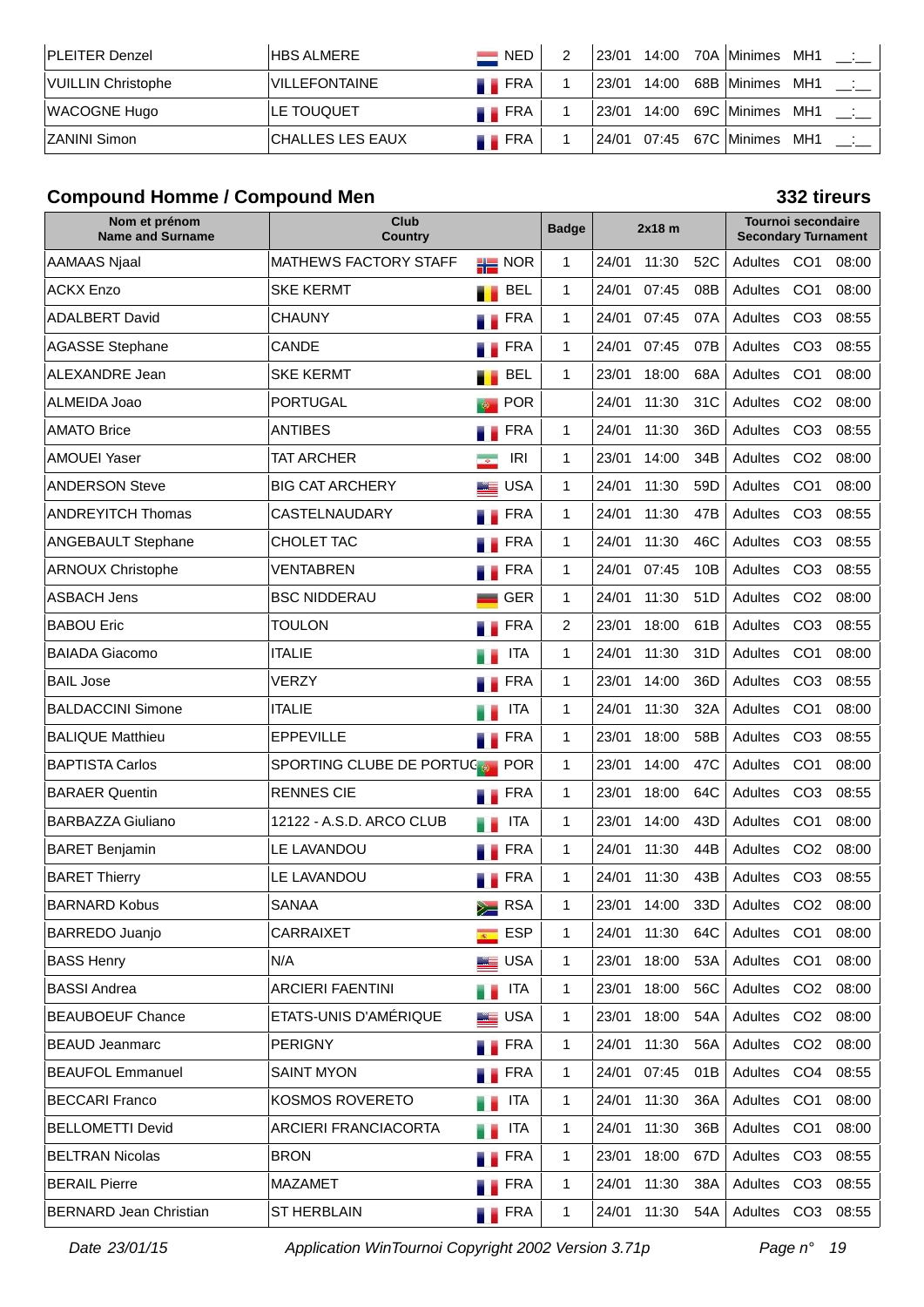| PLEITER Denzel | HBS ALMERE | NED | 2 | 23/01 | 14:00 | 70A | Minimes | MH1 | __:__ |
|---|---|---|---|---|---|---|---|---|---|
| VUILLIN Christophe | VILLEFONTAINE | FRA | 1 | 23/01 | 14:00 | 68B | Minimes | MH1 | __:__ |
| WACOGNE Hugo | LE TOUQUET | FRA | 1 | 23/01 | 14:00 | 69C | Minimes | MH1 | __:__ |
| ZANINI Simon | CHALLES LES EAUX | FRA | 1 | 24/01 | 07:45 | 67C | Minimes | MH1 | __:__ |

## Compound Homme / Compound Men

**332 tireurs**

| Nom et prénom Name and Surname | Club Country | | Badge | 2x18 m | | | Tournoi secondaire Secondary Turnament | | |
|---|---|---|---|---|---|---|---|---|---|
| AAMAAS Njaal | MATHEWS FACTORY STAFF | NOR | 1 | 24/01 | 11:30 | 52C | Adultes | CO1 | 08:00 |
| ACKX Enzo | SKE KERMT | BEL | 1 | 24/01 | 07:45 | 08B | Adultes | CO1 | 08:00 |
| ADALBERT David | CHAUNY | FRA | 1 | 24/01 | 07:45 | 07A | Adultes | CO3 | 08:55 |
| AGASSE Stephane | CANDE | FRA | 1 | 24/01 | 07:45 | 07B | Adultes | CO3 | 08:55 |
| ALEXANDRE Jean | SKE KERMT | BEL | 1 | 23/01 | 18:00 | 68A | Adultes | CO1 | 08:00 |
| ALMEIDA Joao | PORTUGAL | POR | | 24/01 | 11:30 | 31C | Adultes | CO2 | 08:00 |
| AMATO Brice | ANTIBES | FRA | 1 | 24/01 | 11:30 | 36D | Adultes | CO3 | 08:55 |
| AMOUEI Yaser | TAT ARCHER | IRI | 1 | 23/01 | 14:00 | 34B | Adultes | CO2 | 08:00 |
| ANDERSON Steve | BIG CAT ARCHERY | USA | 1 | 24/01 | 11:30 | 59D | Adultes | CO1 | 08:00 |
| ANDREYITCH Thomas | CASTELNAUDARY | FRA | 1 | 24/01 | 11:30 | 47B | Adultes | CO3 | 08:55 |
| ANGEBAULT Stephane | CHOLET TAC | FRA | 1 | 24/01 | 11:30 | 46C | Adultes | CO3 | 08:55 |
| ARNOUX Christophe | VENTABREN | FRA | 1 | 24/01 | 07:45 | 10B | Adultes | CO3 | 08:55 |
| ASBACH Jens | BSC NIDDERAU | GER | 1 | 24/01 | 11:30 | 51D | Adultes | CO2 | 08:00 |
| BABOU Eric | TOULON | FRA | 2 | 23/01 | 18:00 | 61B | Adultes | CO3 | 08:55 |
| BAIADA Giacomo | ITALIE | ITA | 1 | 24/01 | 11:30 | 31D | Adultes | CO1 | 08:00 |
| BAIL Jose | VERZY | FRA | 1 | 23/01 | 14:00 | 36D | Adultes | CO3 | 08:55 |
| BALDACCINI Simone | ITALIE | ITA | 1 | 24/01 | 11:30 | 32A | Adultes | CO1 | 08:00 |
| BALIQUE Matthieu | EPPEVILLE | FRA | 1 | 23/01 | 18:00 | 58B | Adultes | CO3 | 08:55 |
| BAPTISTA Carlos | SPORTING CLUBE DE PORTUG | POR | 1 | 23/01 | 14:00 | 47C | Adultes | CO1 | 08:00 |
| BARAER Quentin | RENNES CIE | FRA | 1 | 23/01 | 18:00 | 64C | Adultes | CO3 | 08:55 |
| BARBAZZA Giuliano | 12122 - A.S.D. ARCO CLUB | ITA | 1 | 23/01 | 14:00 | 43D | Adultes | CO1 | 08:00 |
| BARET Benjamin | LE LAVANDOU | FRA | 1 | 24/01 | 11:30 | 44B | Adultes | CO2 | 08:00 |
| BARET Thierry | LE LAVANDOU | FRA | 1 | 24/01 | 11:30 | 43B | Adultes | CO3 | 08:55 |
| BARNARD Kobus | SANAA | RSA | 1 | 23/01 | 14:00 | 33D | Adultes | CO2 | 08:00 |
| BARREDO Juanjo | CARRAIXET | ESP | 1 | 24/01 | 11:30 | 64C | Adultes | CO1 | 08:00 |
| BASS Henry | N/A | USA | 1 | 23/01 | 18:00 | 53A | Adultes | CO1 | 08:00 |
| BASSI Andrea | ARCIERI FAENTINI | ITA | 1 | 23/01 | 18:00 | 56C | Adultes | CO2 | 08:00 |
| BEAUBOEUF Chance | ETATS-UNIS D'AMÉRIQUE | USA | 1 | 23/01 | 18:00 | 54A | Adultes | CO2 | 08:00 |
| BEAUD Jeanmarc | PERIGNY | FRA | 1 | 24/01 | 11:30 | 56A | Adultes | CO2 | 08:00 |
| BEAUFOL Emmanuel | SAINT MYON | FRA | 1 | 24/01 | 07:45 | 01B | Adultes | CO4 | 08:55 |
| BECCARI Franco | KOSMOS ROVERETO | ITA | 1 | 24/01 | 11:30 | 36A | Adultes | CO1 | 08:00 |
| BELLOMETTI Devid | ARCIERI FRANCIACORTA | ITA | 1 | 24/01 | 11:30 | 36B | Adultes | CO1 | 08:00 |
| BELTRAN Nicolas | BRON | FRA | 1 | 23/01 | 18:00 | 67D | Adultes | CO3 | 08:55 |
| BERAIL Pierre | MAZAMET | FRA | 1 | 24/01 | 11:30 | 38A | Adultes | CO3 | 08:55 |
| BERNARD Jean Christian | ST HERBLAIN | FRA | 1 | 24/01 | 11:30 | 54A | Adultes | CO3 | 08:55 |

*Date 23/01/15* *Application WinTournoi Copyright 2002 Version 3.71p*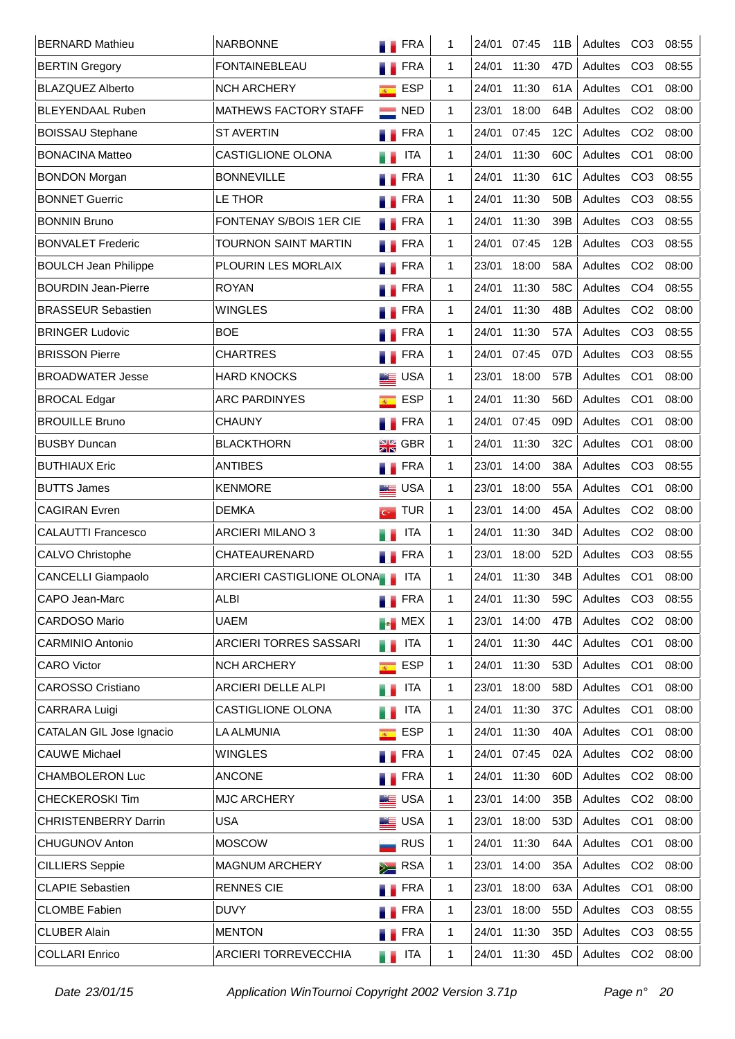| | | | | | | | | | |
|---|---|---|---|---|---|---|---|---|---|
| BERNARD Mathieu | NARBONNE | FRA | 1 | 24/01 | 07:45 | 11B | Adultes | CO3 | 08:55 |
| BERTIN Gregory | FONTAINEBLEAU | FRA | 1 | 24/01 | 11:30 | 47D | Adultes | CO3 | 08:55 |
| BLAZQUEZ Alberto | NCH ARCHERY | ESP | 1 | 24/01 | 11:30 | 61A | Adultes | CO1 | 08:00 |
| BLEYENDAAL Ruben | MATHEWS FACTORY STAFF | NED | 1 | 23/01 | 18:00 | 64B | Adultes | CO2 | 08:00 |
| BOISSAU Stephane | ST AVERTIN | FRA | 1 | 24/01 | 07:45 | 12C | Adultes | CO2 | 08:00 |
| BONACINA Matteo | CASTIGLIONE OLONA | ITA | 1 | 24/01 | 11:30 | 60C | Adultes | CO1 | 08:00 |
| BONDON Morgan | BONNEVILLE | FRA | 1 | 24/01 | 11:30 | 61C | Adultes | CO3 | 08:55 |
| BONNET Guerric | LE THOR | FRA | 1 | 24/01 | 11:30 | 50B | Adultes | CO3 | 08:55 |
| BONNIN Bruno | FONTENAY S/BOIS 1ER CIE | FRA | 1 | 24/01 | 11:30 | 39B | Adultes | CO3 | 08:55 |
| BONVALET Frederic | TOURNON SAINT MARTIN | FRA | 1 | 24/01 | 07:45 | 12B | Adultes | CO3 | 08:55 |
| BOULCH Jean Philippe | PLOURIN LES MORLAIX | FRA | 1 | 23/01 | 18:00 | 58A | Adultes | CO2 | 08:00 |
| BOURDIN Jean-Pierre | ROYAN | FRA | 1 | 24/01 | 11:30 | 58C | Adultes | CO4 | 08:55 |
| BRASSEUR Sebastien | WINGLES | FRA | 1 | 24/01 | 11:30 | 48B | Adultes | CO2 | 08:00 |
| BRINGER Ludovic | BOE | FRA | 1 | 24/01 | 11:30 | 57A | Adultes | CO3 | 08:55 |
| BRISSON Pierre | CHARTRES | FRA | 1 | 24/01 | 07:45 | 07D | Adultes | CO3 | 08:55 |
| BROADWATER Jesse | HARD KNOCKS | USA | 1 | 23/01 | 18:00 | 57B | Adultes | CO1 | 08:00 |
| BROCAL Edgar | ARC PARDINYES | ESP | 1 | 24/01 | 11:30 | 56D | Adultes | CO1 | 08:00 |
| BROUILLE Bruno | CHAUNY | FRA | 1 | 24/01 | 07:45 | 09D | Adultes | CO1 | 08:00 |
| BUSBY Duncan | BLACKTHORN | GBR | 1 | 24/01 | 11:30 | 32C | Adultes | CO1 | 08:00 |
| BUTHIAUX Eric | ANTIBES | FRA | 1 | 23/01 | 14:00 | 38A | Adultes | CO3 | 08:55 |
| BUTTS James | KENMORE | USA | 1 | 23/01 | 18:00 | 55A | Adultes | CO1 | 08:00 |
| CAGIRAN Evren | DEMKA | TUR | 1 | 23/01 | 14:00 | 45A | Adultes | CO2 | 08:00 |
| CALAUTTI Francesco | ARCIERI MILANO 3 | ITA | 1 | 24/01 | 11:30 | 34D | Adultes | CO2 | 08:00 |
| CALVO Christophe | CHATEAURENARD | FRA | 1 | 23/01 | 18:00 | 52D | Adultes | CO3 | 08:55 |
| CANCELLI Giampaolo | ARCIERI CASTIGLIONE OLONA | ITA | 1 | 24/01 | 11:30 | 34B | Adultes | CO1 | 08:00 |
| CAPO Jean-Marc | ALBI | FRA | 1 | 24/01 | 11:30 | 59C | Adultes | CO3 | 08:55 |
| CARDOSO Mario | UAEM | MEX | 1 | 23/01 | 14:00 | 47B | Adultes | CO2 | 08:00 |
| CARMINIO Antonio | ARCIERI TORRES SASSARI | ITA | 1 | 24/01 | 11:30 | 44C | Adultes | CO1 | 08:00 |
| CARO Victor | NCH ARCHERY | ESP | 1 | 24/01 | 11:30 | 53D | Adultes | CO1 | 08:00 |
| CAROSSO Cristiano | ARCIERI DELLE ALPI | ITA | 1 | 23/01 | 18:00 | 58D | Adultes | CO1 | 08:00 |
| CARRARA Luigi | CASTIGLIONE OLONA | ITA | 1 | 24/01 | 11:30 | 37C | Adultes | CO1 | 08:00 |
| CATALAN GIL Jose Ignacio | LA ALMUNIA | ESP | 1 | 24/01 | 11:30 | 40A | Adultes | CO1 | 08:00 |
| CAUWE Michael | WINGLES | FRA | 1 | 24/01 | 07:45 | 02A | Adultes | CO2 | 08:00 |
| CHAMBOLERON Luc | ANCONE | FRA | 1 | 24/01 | 11:30 | 60D | Adultes | CO2 | 08:00 |
| CHECKEROSKI Tim | MJC ARCHERY | USA | 1 | 23/01 | 14:00 | 35B | Adultes | CO2 | 08:00 |
| CHRISTENBERRY Darrin | USA | USA | 1 | 23/01 | 18:00 | 53D | Adultes | CO1 | 08:00 |
| CHUGUNOV Anton | MOSCOW | RUS | 1 | 24/01 | 11:30 | 64A | Adultes | CO1 | 08:00 |
| CILLIERS Seppie | MAGNUM ARCHERY | RSA | 1 | 23/01 | 14:00 | 35A | Adultes | CO2 | 08:00 |
| CLAPIE Sebastien | RENNES CIE | FRA | 1 | 23/01 | 18:00 | 63A | Adultes | CO1 | 08:00 |
| CLOMBE Fabien | DUVY | FRA | 1 | 23/01 | 18:00 | 55D | Adultes | CO3 | 08:55 |
| CLUBER Alain | MENTON | FRA | 1 | 24/01 | 11:30 | 35D | Adultes | CO3 | 08:55 |
| COLLARI Enrico | ARCIERI TORREVECCHIA | ITA | 1 | 24/01 | 11:30 | 45D | Adultes | CO2 | 08:00 |

*Date 23/01/15* *Application WinTournoi Copyright 2002 Version 3.71p*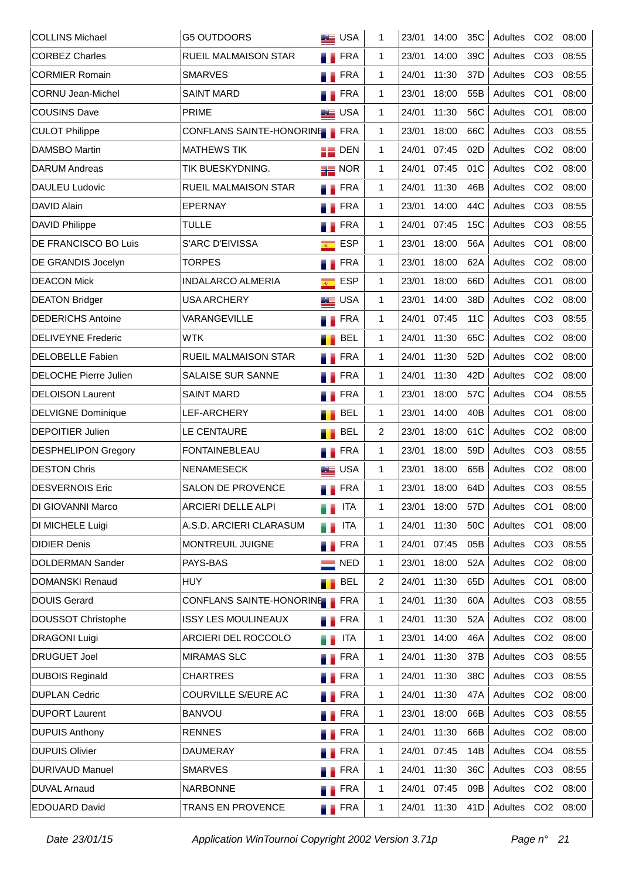| | | | | | | | | | |
|---|---|---|---|---|---|---|---|---|---|
| COLLINS Michael | G5 OUTDOORS | USA | 1 | 23/01 | 14:00 | 35C | Adultes | CO2 | 08:00 |
| CORBEZ Charles | RUEIL MALMAISON STAR | FRA | 1 | 23/01 | 14:00 | 39C | Adultes | CO3 | 08:55 |
| CORMIER Romain | SMARVES | FRA | 1 | 24/01 | 11:30 | 37D | Adultes | CO3 | 08:55 |
| CORNU Jean-Michel | SAINT MARD | FRA | 1 | 23/01 | 18:00 | 55B | Adultes | CO1 | 08:00 |
| COUSINS Dave | PRIME | USA | 1 | 24/01 | 11:30 | 56C | Adultes | CO1 | 08:00 |
| CULOT Philippe | CONFLANS SAINTE-HONORINE | FRA | 1 | 23/01 | 18:00 | 66C | Adultes | CO3 | 08:55 |
| DAMSBO Martin | MATHEWS TIK | DEN | 1 | 24/01 | 07:45 | 02D | Adultes | CO2 | 08:00 |
| DARUM Andreas | TIK BUESKYDNING. | NOR | 1 | 24/01 | 07:45 | 01C | Adultes | CO2 | 08:00 |
| DAULEU Ludovic | RUEIL MALMAISON STAR | FRA | 1 | 24/01 | 11:30 | 46B | Adultes | CO2 | 08:00 |
| DAVID Alain | EPERNAY | FRA | 1 | 23/01 | 14:00 | 44C | Adultes | CO3 | 08:55 |
| DAVID Philippe | TULLE | FRA | 1 | 24/01 | 07:45 | 15C | Adultes | CO3 | 08:55 |
| DE FRANCISCO BO Luis | S'ARC D'EIVISSA | ESP | 1 | 23/01 | 18:00 | 56A | Adultes | CO1 | 08:00 |
| DE GRANDIS Jocelyn | TORPES | FRA | 1 | 23/01 | 18:00 | 62A | Adultes | CO2 | 08:00 |
| DEACON Mick | INDALARCO ALMERIA | ESP | 1 | 23/01 | 18:00 | 66D | Adultes | CO1 | 08:00 |
| DEATON Bridger | USA ARCHERY | USA | 1 | 23/01 | 14:00 | 38D | Adultes | CO2 | 08:00 |
| DEDERICHS Antoine | VARANGEVILLE | FRA | 1 | 24/01 | 07:45 | 11C | Adultes | CO3 | 08:55 |
| DELIVEYNE Frederic | WTK | BEL | 1 | 24/01 | 11:30 | 65C | Adultes | CO2 | 08:00 |
| DELOBELLE Fabien | RUEIL MALMAISON STAR | FRA | 1 | 24/01 | 11:30 | 52D | Adultes | CO2 | 08:00 |
| DELOCHE Pierre Julien | SALAISE SUR SANNE | FRA | 1 | 24/01 | 11:30 | 42D | Adultes | CO2 | 08:00 |
| DELOISON Laurent | SAINT MARD | FRA | 1 | 23/01 | 18:00 | 57C | Adultes | CO4 | 08:55 |
| DELVIGNE Dominique | LEF-ARCHERY | BEL | 1 | 23/01 | 14:00 | 40B | Adultes | CO1 | 08:00 |
| DEPOITIER Julien | LE CENTAURE | BEL | 2 | 23/01 | 18:00 | 61C | Adultes | CO2 | 08:00 |
| DESPHELIPON Gregory | FONTAINEBLEAU | FRA | 1 | 23/01 | 18:00 | 59D | Adultes | CO3 | 08:55 |
| DESTON Chris | NENAMESECK | USA | 1 | 23/01 | 18:00 | 65B | Adultes | CO2 | 08:00 |
| DESVERNOIS Eric | SALON DE PROVENCE | FRA | 1 | 23/01 | 18:00 | 64D | Adultes | CO3 | 08:55 |
| DI GIOVANNI Marco | ARCIERI DELLE ALPI | ITA | 1 | 23/01 | 18:00 | 57D | Adultes | CO1 | 08:00 |
| DI MICHELE Luigi | A.S.D. ARCIERI CLARASUM | ITA | 1 | 24/01 | 11:30 | 50C | Adultes | CO1 | 08:00 |
| DIDIER Denis | MONTREUIL JUIGNE | FRA | 1 | 24/01 | 07:45 | 05B | Adultes | CO3 | 08:55 |
| DOLDERMAN Sander | PAYS-BAS | NED | 1 | 23/01 | 18:00 | 52A | Adultes | CO2 | 08:00 |
| DOMANSKI Renaud | HUY | BEL | 2 | 24/01 | 11:30 | 65D | Adultes | CO1 | 08:00 |
| DOUIS Gerard | CONFLANS SAINTE-HONORINE | FRA | 1 | 24/01 | 11:30 | 60A | Adultes | CO3 | 08:55 |
| DOUSSOT Christophe | ISSY LES MOULINEAUX | FRA | 1 | 24/01 | 11:30 | 52A | Adultes | CO2 | 08:00 |
| DRAGONI Luigi | ARCIERI DEL ROCCOLO | ITA | 1 | 23/01 | 14:00 | 46A | Adultes | CO2 | 08:00 |
| DRUGUET Joel | MIRAMAS SLC | FRA | 1 | 24/01 | 11:30 | 37B | Adultes | CO3 | 08:55 |
| DUBOIS Reginald | CHARTRES | FRA | 1 | 24/01 | 11:30 | 38C | Adultes | CO3 | 08:55 |
| DUPLAN Cedric | COURVILLE S/EURE AC | FRA | 1 | 24/01 | 11:30 | 47A | Adultes | CO2 | 08:00 |
| DUPORT Laurent | BANVOU | FRA | 1 | 23/01 | 18:00 | 66B | Adultes | CO3 | 08:55 |
| DUPUIS Anthony | RENNES | FRA | 1 | 24/01 | 11:30 | 66B | Adultes | CO2 | 08:00 |
| DUPUIS Olivier | DAUMERAY | FRA | 1 | 24/01 | 07:45 | 14B | Adultes | CO4 | 08:55 |
| DURIVAUD Manuel | SMARVES | FRA | 1 | 24/01 | 11:30 | 36C | Adultes | CO3 | 08:55 |
| DUVAL Arnaud | NARBONNE | FRA | 1 | 24/01 | 07:45 | 09B | Adultes | CO2 | 08:00 |
| EDOUARD David | TRANS EN PROVENCE | FRA | 1 | 24/01 | 11:30 | 41D | Adultes | CO2 | 08:00 |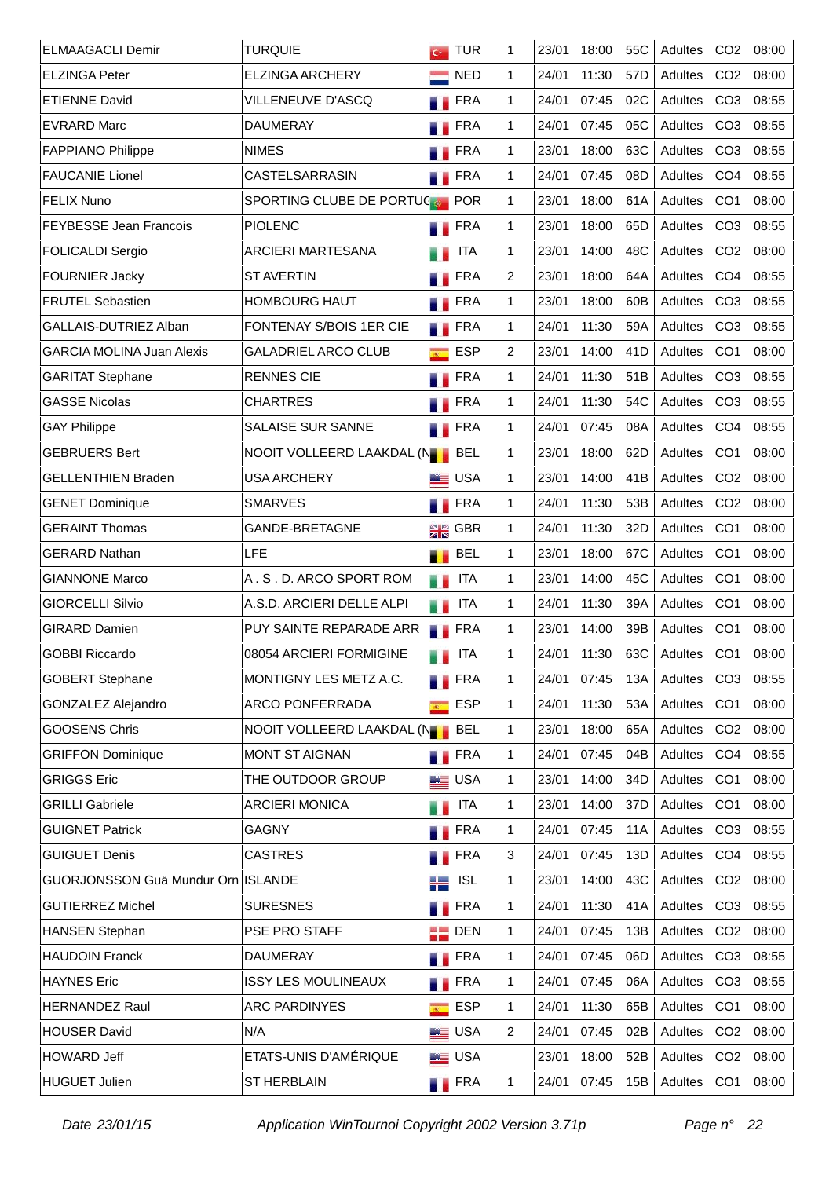| | | | | | | | | | |
|---|---|---|---|---|---|---|---|---|---|
| ELMAAGACLI Demir | TURQUIE | TUR | 1 | 23/01 | 18:00 | 55C | Adultes | CO2 | 08:00 |
| ELZINGA Peter | ELZINGA ARCHERY | NED | 1 | 24/01 | 11:30 | 57D | Adultes | CO2 | 08:00 |
| ETIENNE David | VILLENEUVE D'ASCQ | FRA | 1 | 24/01 | 07:45 | 02C | Adultes | CO3 | 08:55 |
| EVRARD Marc | DAUMERAY | FRA | 1 | 24/01 | 07:45 | 05C | Adultes | CO3 | 08:55 |
| FAPPIANO Philippe | NIMES | FRA | 1 | 23/01 | 18:00 | 63C | Adultes | CO3 | 08:55 |
| FAUCANIE Lionel | CASTELSARRASIN | FRA | 1 | 24/01 | 07:45 | 08D | Adultes | CO4 | 08:55 |
| FELIX Nuno | SPORTING CLUBE DE PORTUG | POR | 1 | 23/01 | 18:00 | 61A | Adultes | CO1 | 08:00 |
| FEYBESSE Jean Francois | PIOLENC | FRA | 1 | 23/01 | 18:00 | 65D | Adultes | CO3 | 08:55 |
| FOLICALDI Sergio | ARCIERI MARTESANA | ITA | 1 | 23/01 | 14:00 | 48C | Adultes | CO2 | 08:00 |
| FOURNIER Jacky | ST AVERTIN | FRA | 2 | 23/01 | 18:00 | 64A | Adultes | CO4 | 08:55 |
| FRUTEL Sebastien | HOMBOURG HAUT | FRA | 1 | 23/01 | 18:00 | 60B | Adultes | CO3 | 08:55 |
| GALLAIS-DUTRIEZ Alban | FONTENAY S/BOIS 1ER CIE | FRA | 1 | 24/01 | 11:30 | 59A | Adultes | CO3 | 08:55 |
| GARCIA MOLINA Juan Alexis | GALADRIEL ARCO CLUB | ESP | 2 | 23/01 | 14:00 | 41D | Adultes | CO1 | 08:00 |
| GARITAT Stephane | RENNES CIE | FRA | 1 | 24/01 | 11:30 | 51B | Adultes | CO3 | 08:55 |
| GASSE Nicolas | CHARTRES | FRA | 1 | 24/01 | 11:30 | 54C | Adultes | CO3 | 08:55 |
| GAY Philippe | SALAISE SUR SANNE | FRA | 1 | 24/01 | 07:45 | 08A | Adultes | CO4 | 08:55 |
| GEBRUERS Bert | NOOIT VOLLEERD LAAKDAL (N | BEL | 1 | 23/01 | 18:00 | 62D | Adultes | CO1 | 08:00 |
| GELLENTHIEN Braden | USA ARCHERY | USA | 1 | 23/01 | 14:00 | 41B | Adultes | CO2 | 08:00 |
| GENET Dominique | SMARVES | FRA | 1 | 24/01 | 11:30 | 53B | Adultes | CO2 | 08:00 |
| GERAINT Thomas | GANDE-BRETAGNE | GBR | 1 | 24/01 | 11:30 | 32D | Adultes | CO1 | 08:00 |
| GERARD Nathan | LFE | BEL | 1 | 23/01 | 18:00 | 67C | Adultes | CO1 | 08:00 |
| GIANNONE Marco | A . S . D. ARCO SPORT ROM | ITA | 1 | 23/01 | 14:00 | 45C | Adultes | CO1 | 08:00 |
| GIORCELLI Silvio | A.S.D. ARCIERI DELLE ALPI | ITA | 1 | 24/01 | 11:30 | 39A | Adultes | CO1 | 08:00 |
| GIRARD Damien | PUY SAINTE REPARADE ARR | FRA | 1 | 23/01 | 14:00 | 39B | Adultes | CO1 | 08:00 |
| GOBBI Riccardo | 08054 ARCIERI FORMIGINE | ITA | 1 | 24/01 | 11:30 | 63C | Adultes | CO1 | 08:00 |
| GOBERT Stephane | MONTIGNY LES METZ A.C. | FRA | 1 | 24/01 | 07:45 | 13A | Adultes | CO3 | 08:55 |
| GONZALEZ Alejandro | ARCO PONFERRADA | ESP | 1 | 24/01 | 11:30 | 53A | Adultes | CO1 | 08:00 |
| GOOSENS Chris | NOOIT VOLLEERD LAAKDAL (N | BEL | 1 | 23/01 | 18:00 | 65A | Adultes | CO2 | 08:00 |
| GRIFFON Dominique | MONT ST AIGNAN | FRA | 1 | 24/01 | 07:45 | 04B | Adultes | CO4 | 08:55 |
| GRIGGS Eric | THE OUTDOOR GROUP | USA | 1 | 23/01 | 14:00 | 34D | Adultes | CO1 | 08:00 |
| GRILLI Gabriele | ARCIERI MONICA | ITA | 1 | 23/01 | 14:00 | 37D | Adultes | CO1 | 08:00 |
| GUIGNET Patrick | GAGNY | FRA | 1 | 24/01 | 07:45 | 11A | Adultes | CO3 | 08:55 |
| GUIGUET Denis | CASTRES | FRA | 3 | 24/01 | 07:45 | 13D | Adultes | CO4 | 08:55 |
| GUORJONSSON Guä Mundur Orn | ISLANDE | ISL | 1 | 23/01 | 14:00 | 43C | Adultes | CO2 | 08:00 |
| GUTIERREZ Michel | SURESNES | FRA | 1 | 24/01 | 11:30 | 41A | Adultes | CO3 | 08:55 |
| HANSEN Stephan | PSE PRO STAFF | DEN | 1 | 24/01 | 07:45 | 13B | Adultes | CO2 | 08:00 |
| HAUDOIN Franck | DAUMERAY | FRA | 1 | 24/01 | 07:45 | 06D | Adultes | CO3 | 08:55 |
| HAYNES Eric | ISSY LES MOULINEAUX | FRA | 1 | 24/01 | 07:45 | 06A | Adultes | CO3 | 08:55 |
| HERNANDEZ Raul | ARC PARDINYES | ESP | 1 | 24/01 | 11:30 | 65B | Adultes | CO1 | 08:00 |
| HOUSER David | N/A | USA | 2 | 24/01 | 07:45 | 02B | Adultes | CO2 | 08:00 |
| HOWARD Jeff | ETATS-UNIS D'AMÉRIQUE | USA | | 23/01 | 18:00 | 52B | Adultes | CO2 | 08:00 |
| HUGUET Julien | ST HERBLAIN | FRA | 1 | 24/01 | 07:45 | 15B | Adultes | CO1 | 08:00 |

*Date 23/01/15* *Application WinTournoi Copyright 2002 Version 3.71p*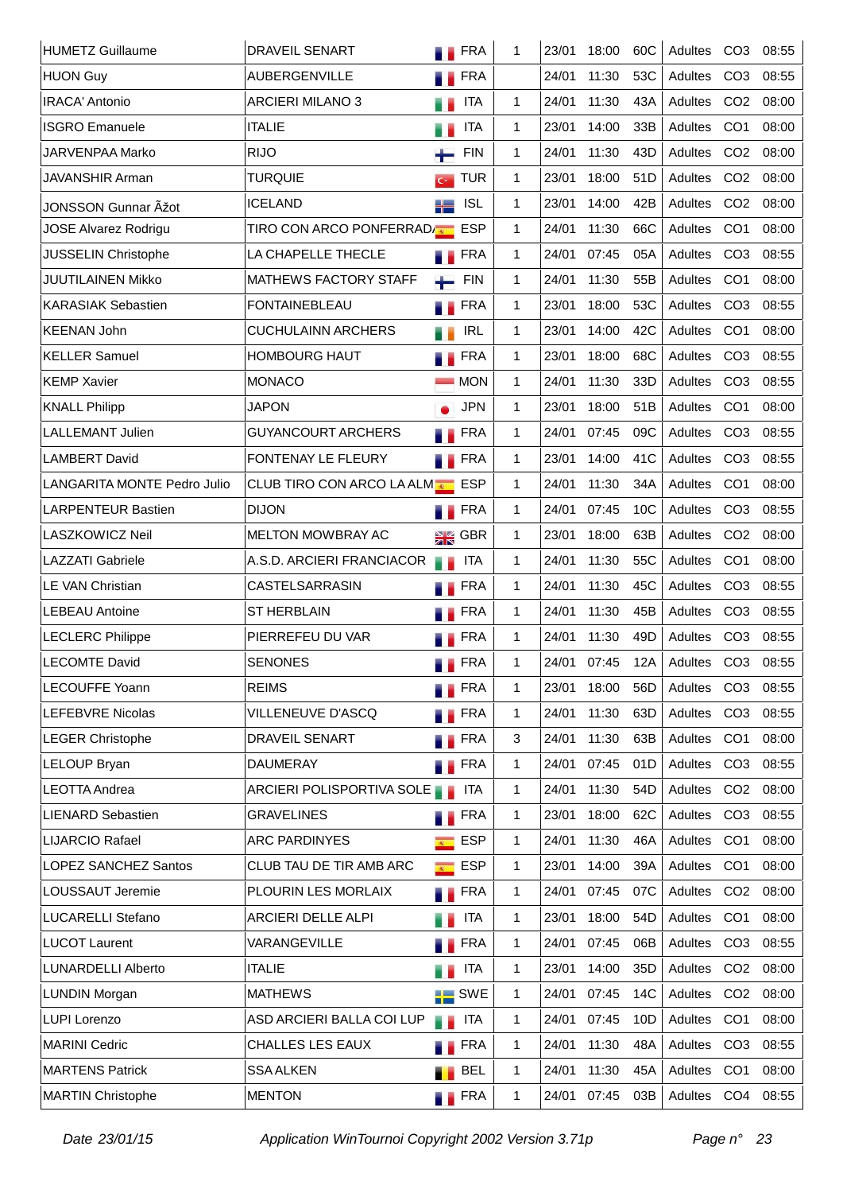| | | | | | | | | | |
|---|---|---|---|---|---|---|---|---|---|
| HUMETZ Guillaume | DRAVEIL SENART | FRA | 1 | 23/01 | 18:00 | 60C | Adultes | CO3 | 08:55 |
| HUON Guy | AUBERGENVILLE | FRA | | 24/01 | 11:30 | 53C | Adultes | CO3 | 08:55 |
| IRACA' Antonio | ARCIERI MILANO 3 | ITA | 1 | 24/01 | 11:30 | 43A | Adultes | CO2 | 08:00 |
| ISGRO Emanuele | ITALIE | ITA | 1 | 23/01 | 14:00 | 33B | Adultes | CO1 | 08:00 |
| JARVENPAA Marko | RIJO | FIN | 1 | 24/01 | 11:30 | 43D | Adultes | CO2 | 08:00 |
| JAVANSHIR Arman | TURQUIE | TUR | 1 | 23/01 | 18:00 | 51D | Adultes | CO2 | 08:00 |
| JONSSON Gunnar Ãžot | ICELAND | ISL | 1 | 23/01 | 14:00 | 42B | Adultes | CO2 | 08:00 |
| JOSE Alvarez Rodrigu | TIRO CON ARCO PONFERRAD | ESP | 1 | 24/01 | 11:30 | 66C | Adultes | CO1 | 08:00 |
| JUSSELIN Christophe | LA CHAPELLE THECLE | FRA | 1 | 24/01 | 07:45 | 05A | Adultes | CO3 | 08:55 |
| JUUTILAINEN Mikko | MATHEWS FACTORY STAFF | FIN | 1 | 24/01 | 11:30 | 55B | Adultes | CO1 | 08:00 |
| KARASIAK Sebastien | FONTAINEBLEAU | FRA | 1 | 23/01 | 18:00 | 53C | Adultes | CO3 | 08:55 |
| KEENAN John | CUCHULAINN ARCHERS | IRL | 1 | 23/01 | 14:00 | 42C | Adultes | CO1 | 08:00 |
| KELLER Samuel | HOMBOURG HAUT | FRA | 1 | 23/01 | 18:00 | 68C | Adultes | CO3 | 08:55 |
| KEMP Xavier | MONACO | MON | 1 | 24/01 | 11:30 | 33D | Adultes | CO3 | 08:55 |
| KNALL Philipp | JAPON | JPN | 1 | 23/01 | 18:00 | 51B | Adultes | CO1 | 08:00 |
| LALLEMANT Julien | GUYANCOURT ARCHERS | FRA | 1 | 24/01 | 07:45 | 09C | Adultes | CO3 | 08:55 |
| LAMBERT David | FONTENAY LE FLEURY | FRA | 1 | 23/01 | 14:00 | 41C | Adultes | CO3 | 08:55 |
| LANGARITA MONTE Pedro Julio | CLUB TIRO CON ARCO LA ALM | ESP | 1 | 24/01 | 11:30 | 34A | Adultes | CO1 | 08:00 |
| LARPENTEUR Bastien | DIJON | FRA | 1 | 24/01 | 07:45 | 10C | Adultes | CO3 | 08:55 |
| LASZKOWICZ Neil | MELTON MOWBRAY AC | GBR | 1 | 23/01 | 18:00 | 63B | Adultes | CO2 | 08:00 |
| LAZZATI Gabriele | A.S.D. ARCIERI FRANCIACOR | ITA | 1 | 24/01 | 11:30 | 55C | Adultes | CO1 | 08:00 |
| LE VAN Christian | CASTELSARRASIN | FRA | 1 | 24/01 | 11:30 | 45C | Adultes | CO3 | 08:55 |
| LEBEAU Antoine | ST HERBLAIN | FRA | 1 | 24/01 | 11:30 | 45B | Adultes | CO3 | 08:55 |
| LECLERC Philippe | PIERREFEU DU VAR | FRA | 1 | 24/01 | 11:30 | 49D | Adultes | CO3 | 08:55 |
| LECOMTE David | SENONES | FRA | 1 | 24/01 | 07:45 | 12A | Adultes | CO3 | 08:55 |
| LECOUFFE Yoann | REIMS | FRA | 1 | 23/01 | 18:00 | 56D | Adultes | CO3 | 08:55 |
| LEFEBVRE Nicolas | VILLENEUVE D'ASCQ | FRA | 1 | 24/01 | 11:30 | 63D | Adultes | CO3 | 08:55 |
| LEGER Christophe | DRAVEIL SENART | FRA | 3 | 24/01 | 11:30 | 63B | Adultes | CO1 | 08:00 |
| LELOUP Bryan | DAUMERAY | FRA | 1 | 24/01 | 07:45 | 01D | Adultes | CO3 | 08:55 |
| LEOTTA Andrea | ARCIERI POLISPORTIVA SOLE | ITA | 1 | 24/01 | 11:30 | 54D | Adultes | CO2 | 08:00 |
| LIENARD Sebastien | GRAVELINES | FRA | 1 | 23/01 | 18:00 | 62C | Adultes | CO3 | 08:55 |
| LIJARCIO Rafael | ARC PARDINYES | ESP | 1 | 24/01 | 11:30 | 46A | Adultes | CO1 | 08:00 |
| LOPEZ SANCHEZ Santos | CLUB TAU DE TIR AMB ARC | ESP | 1 | 23/01 | 14:00 | 39A | Adultes | CO1 | 08:00 |
| LOUSSAUT Jeremie | PLOURIN LES MORLAIX | FRA | 1 | 24/01 | 07:45 | 07C | Adultes | CO2 | 08:00 |
| LUCARELLI Stefano | ARCIERI DELLE ALPI | ITA | 1 | 23/01 | 18:00 | 54D | Adultes | CO1 | 08:00 |
| LUCOT Laurent | VARANGEVILLE | FRA | 1 | 24/01 | 07:45 | 06B | Adultes | CO3 | 08:55 |
| LUNARDELLI Alberto | ITALIE | ITA | 1 | 23/01 | 14:00 | 35D | Adultes | CO2 | 08:00 |
| LUNDIN Morgan | MATHEWS | SWE | 1 | 24/01 | 07:45 | 14C | Adultes | CO2 | 08:00 |
| LUPI Lorenzo | ASD ARCIERI BALLA COI LUP | ITA | 1 | 24/01 | 07:45 | 10D | Adultes | CO1 | 08:00 |
| MARINI Cedric | CHALLES LES EAUX | FRA | 1 | 24/01 | 11:30 | 48A | Adultes | CO3 | 08:55 |
| MARTENS Patrick | SSA ALKEN | BEL | 1 | 24/01 | 11:30 | 45A | Adultes | CO1 | 08:00 |
| MARTIN Christophe | MENTON | FRA | 1 | 24/01 | 07:45 | 03B | Adultes | CO4 | 08:55 |

*Date 23/01/15* *Application WinTournoi Copyright 2002 Version 3.71p*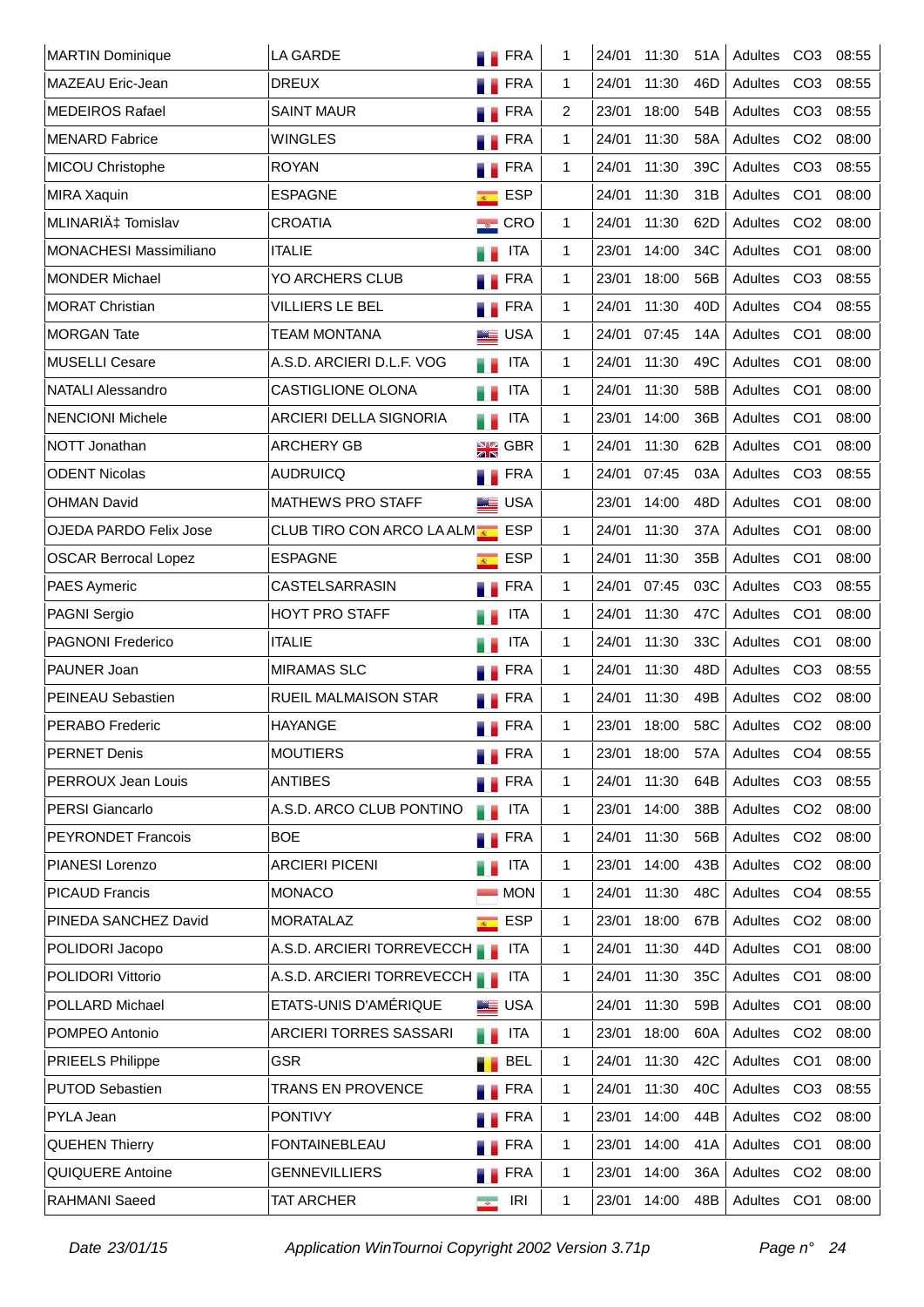| | | | | | | | | | |
|---|---|---|---|---|---|---|---|---|---|
| MARTIN Dominique | LA GARDE | FRA | 1 | 24/01 | 11:30 | 51A | Adultes | CO3 | 08:55 |
| MAZEAU Eric-Jean | DREUX | FRA | 1 | 24/01 | 11:30 | 46D | Adultes | CO3 | 08:55 |
| MEDEIROS Rafael | SAINT MAUR | FRA | 2 | 23/01 | 18:00 | 54B | Adultes | CO3 | 08:55 |
| MENARD Fabrice | WINGLES | FRA | 1 | 24/01 | 11:30 | 58A | Adultes | CO2 | 08:00 |
| MICOU Christophe | ROYAN | FRA | 1 | 24/01 | 11:30 | 39C | Adultes | CO3 | 08:55 |
| MIRA Xaquin | ESPAGNE | ESP | | 24/01 | 11:30 | 31B | Adultes | CO1 | 08:00 |
| MLINARIÄ‡ Tomislav | CROATIA | CRO | 1 | 24/01 | 11:30 | 62D | Adultes | CO2 | 08:00 |
| MONACHESI Massimiliano | ITALIE | ITA | 1 | 23/01 | 14:00 | 34C | Adultes | CO1 | 08:00 |
| MONDER Michael | YO ARCHERS CLUB | FRA | 1 | 23/01 | 18:00 | 56B | Adultes | CO3 | 08:55 |
| MORAT Christian | VILLIERS LE BEL | FRA | 1 | 24/01 | 11:30 | 40D | Adultes | CO4 | 08:55 |
| MORGAN Tate | TEAM MONTANA | USA | 1 | 24/01 | 07:45 | 14A | Adultes | CO1 | 08:00 |
| MUSELLI Cesare | A.S.D. ARCIERI D.L.F. VOG | ITA | 1 | 24/01 | 11:30 | 49C | Adultes | CO1 | 08:00 |
| NATALI Alessandro | CASTIGLIONE OLONA | ITA | 1 | 24/01 | 11:30 | 58B | Adultes | CO1 | 08:00 |
| NENCIONI Michele | ARCIERI DELLA SIGNORIA | ITA | 1 | 23/01 | 14:00 | 36B | Adultes | CO1 | 08:00 |
| NOTT Jonathan | ARCHERY GB | GBR | 1 | 24/01 | 11:30 | 62B | Adultes | CO1 | 08:00 |
| ODENT Nicolas | AUDRUICQ | FRA | 1 | 24/01 | 07:45 | 03A | Adultes | CO3 | 08:55 |
| OHMAN David | MATHEWS PRO STAFF | USA | | 23/01 | 14:00 | 48D | Adultes | CO1 | 08:00 |
| OJEDA PARDO Felix Jose | CLUB TIRO CON ARCO LA ALM | ESP | 1 | 24/01 | 11:30 | 37A | Adultes | CO1 | 08:00 |
| OSCAR Berrocal Lopez | ESPAGNE | ESP | 1 | 24/01 | 11:30 | 35B | Adultes | CO1 | 08:00 |
| PAES Aymeric | CASTELSARRASIN | FRA | 1 | 24/01 | 07:45 | 03C | Adultes | CO3 | 08:55 |
| PAGNI Sergio | HOYT PRO STAFF | ITA | 1 | 24/01 | 11:30 | 47C | Adultes | CO1 | 08:00 |
| PAGNONI Frederico | ITALIE | ITA | 1 | 24/01 | 11:30 | 33C | Adultes | CO1 | 08:00 |
| PAUNER Joan | MIRAMAS SLC | FRA | 1 | 24/01 | 11:30 | 48D | Adultes | CO3 | 08:55 |
| PEINEAU Sebastien | RUEIL MALMAISON STAR | FRA | 1 | 24/01 | 11:30 | 49B | Adultes | CO2 | 08:00 |
| PERABO Frederic | HAYANGE | FRA | 1 | 23/01 | 18:00 | 58C | Adultes | CO2 | 08:00 |
| PERNET Denis | MOUTIERS | FRA | 1 | 23/01 | 18:00 | 57A | Adultes | CO4 | 08:55 |
| PERROUX Jean Louis | ANTIBES | FRA | 1 | 24/01 | 11:30 | 64B | Adultes | CO3 | 08:55 |
| PERSI Giancarlo | A.S.D. ARCO CLUB PONTINO | ITA | 1 | 23/01 | 14:00 | 38B | Adultes | CO2 | 08:00 |
| PEYRONDET Francois | BOE | FRA | 1 | 24/01 | 11:30 | 56B | Adultes | CO2 | 08:00 |
| PIANESI Lorenzo | ARCIERI PICENI | ITA | 1 | 23/01 | 14:00 | 43B | Adultes | CO2 | 08:00 |
| PICAUD Francis | MONACO | MON | 1 | 24/01 | 11:30 | 48C | Adultes | CO4 | 08:55 |
| PINEDA SANCHEZ David | MORATALAZ | ESP | 1 | 23/01 | 18:00 | 67B | Adultes | CO2 | 08:00 |
| POLIDORI Jacopo | A.S.D. ARCIERI TORREVECCH | ITA | 1 | 24/01 | 11:30 | 44D | Adultes | CO1 | 08:00 |
| POLIDORI Vittorio | A.S.D. ARCIERI TORREVECCH | ITA | 1 | 24/01 | 11:30 | 35C | Adultes | CO1 | 08:00 |
| POLLARD Michael | ETATS-UNIS D'AMÉRIQUE | USA | | 24/01 | 11:30 | 59B | Adultes | CO1 | 08:00 |
| POMPEO Antonio | ARCIERI TORRES SASSARI | ITA | 1 | 23/01 | 18:00 | 60A | Adultes | CO2 | 08:00 |
| PRIEELS Philippe | GSR | BEL | 1 | 24/01 | 11:30 | 42C | Adultes | CO1 | 08:00 |
| PUTOD Sebastien | TRANS EN PROVENCE | FRA | 1 | 24/01 | 11:30 | 40C | Adultes | CO3 | 08:55 |
| PYLA Jean | PONTIVY | FRA | 1 | 23/01 | 14:00 | 44B | Adultes | CO2 | 08:00 |
| QUEHEN Thierry | FONTAINEBLEAU | FRA | 1 | 23/01 | 14:00 | 41A | Adultes | CO1 | 08:00 |
| QUIQUERE Antoine | GENNEVILLIERS | FRA | 1 | 23/01 | 14:00 | 36A | Adultes | CO2 | 08:00 |
| RAHMANI Saeed | TAT ARCHER | IRI | 1 | 23/01 | 14:00 | 48B | Adultes | CO1 | 08:00 |

*Date 23/01/15* *Application WinTournoi Copyright 2002 Version 3.71p*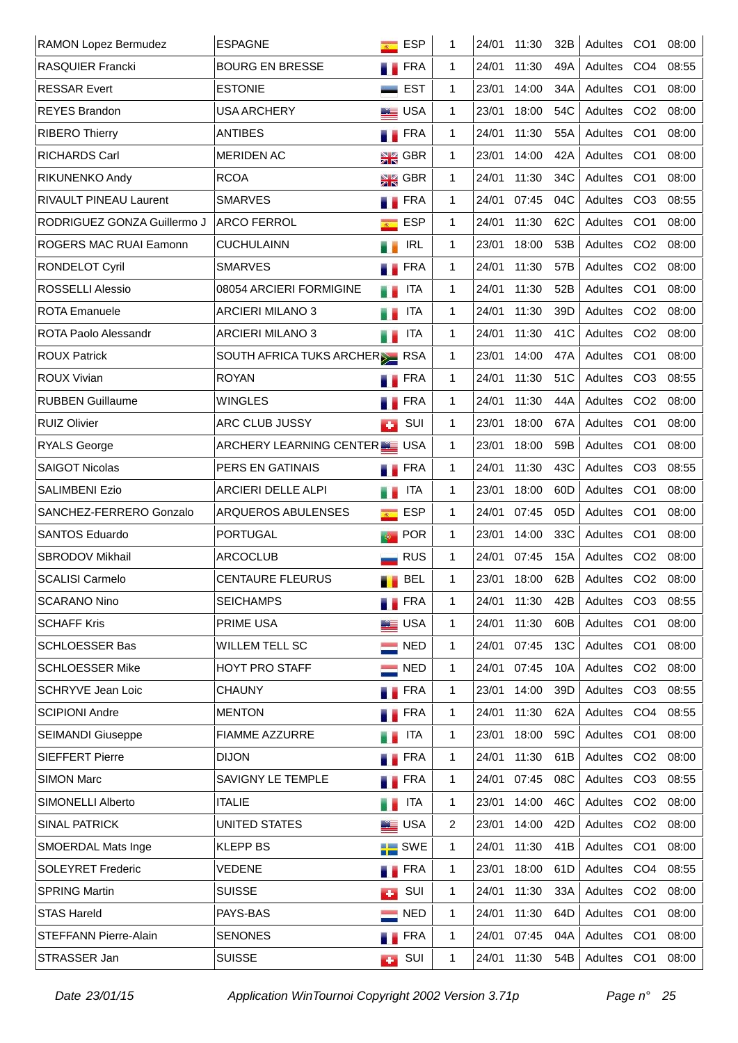| | | | | | | | | | |
|---|---|---|---|---|---|---|---|---|---|
| RAMON Lopez Bermudez | ESPAGNE | ESP | 1 | 24/01 | 11:30 | 32B | Adultes | CO1 | 08:00 |
| RASQUIER Francki | BOURG EN BRESSE | FRA | 1 | 24/01 | 11:30 | 49A | Adultes | CO4 | 08:55 |
| RESSAR Evert | ESTONIE | EST | 1 | 23/01 | 14:00 | 34A | Adultes | CO1 | 08:00 |
| REYES Brandon | USA ARCHERY | USA | 1 | 23/01 | 18:00 | 54C | Adultes | CO2 | 08:00 |
| RIBERO Thierry | ANTIBES | FRA | 1 | 24/01 | 11:30 | 55A | Adultes | CO1 | 08:00 |
| RICHARDS Carl | MERIDEN AC | GBR | 1 | 23/01 | 14:00 | 42A | Adultes | CO1 | 08:00 |
| RIKUNENKO Andy | RCOA | GBR | 1 | 24/01 | 11:30 | 34C | Adultes | CO1 | 08:00 |
| RIVAULT PINEAU Laurent | SMARVES | FRA | 1 | 24/01 | 07:45 | 04C | Adultes | CO3 | 08:55 |
| RODRIGUEZ GONZA Guillermo J | ARCO FERROL | ESP | 1 | 24/01 | 11:30 | 62C | Adultes | CO1 | 08:00 |
| ROGERS MAC RUAI Eamonn | CUCHULAINN | IRL | 1 | 23/01 | 18:00 | 53B | Adultes | CO2 | 08:00 |
| RONDELOT Cyril | SMARVES | FRA | 1 | 24/01 | 11:30 | 57B | Adultes | CO2 | 08:00 |
| ROSSELLI Alessio | 08054 ARCIERI FORMIGINE | ITA | 1 | 24/01 | 11:30 | 52B | Adultes | CO1 | 08:00 |
| ROTA Emanuele | ARCIERI MILANO 3 | ITA | 1 | 24/01 | 11:30 | 39D | Adultes | CO2 | 08:00 |
| ROTA Paolo Alessandr | ARCIERI MILANO 3 | ITA | 1 | 24/01 | 11:30 | 41C | Adultes | CO2 | 08:00 |
| ROUX Patrick | SOUTH AFRICA TUKS ARCHER | RSA | 1 | 23/01 | 14:00 | 47A | Adultes | CO1 | 08:00 |
| ROUX Vivian | ROYAN | FRA | 1 | 24/01 | 11:30 | 51C | Adultes | CO3 | 08:55 |
| RUBBEN Guillaume | WINGLES | FRA | 1 | 24/01 | 11:30 | 44A | Adultes | CO2 | 08:00 |
| RUIZ Olivier | ARC CLUB JUSSY | SUI | 1 | 23/01 | 18:00 | 67A | Adultes | CO1 | 08:00 |
| RYALS George | ARCHERY LEARNING CENTER | USA | 1 | 23/01 | 18:00 | 59B | Adultes | CO1 | 08:00 |
| SAIGOT Nicolas | PERS EN GATINAIS | FRA | 1 | 24/01 | 11:30 | 43C | Adultes | CO3 | 08:55 |
| SALIMBENI Ezio | ARCIERI DELLE ALPI | ITA | 1 | 23/01 | 18:00 | 60D | Adultes | CO1 | 08:00 |
| SANCHEZ-FERRERO Gonzalo | ARQUEROS ABULENSES | ESP | 1 | 24/01 | 07:45 | 05D | Adultes | CO1 | 08:00 |
| SANTOS Eduardo | PORTUGAL | POR | 1 | 23/01 | 14:00 | 33C | Adultes | CO1 | 08:00 |
| SBRODOV Mikhail | ARCOCLUB | RUS | 1 | 24/01 | 07:45 | 15A | Adultes | CO2 | 08:00 |
| SCALISI Carmelo | CENTAURE FLEURUS | BEL | 1 | 23/01 | 18:00 | 62B | Adultes | CO2 | 08:00 |
| SCARANO Nino | SEICHAMPS | FRA | 1 | 24/01 | 11:30 | 42B | Adultes | CO3 | 08:55 |
| SCHAFF Kris | PRIME USA | USA | 1 | 24/01 | 11:30 | 60B | Adultes | CO1 | 08:00 |
| SCHLOESSER Bas | WILLEM TELL SC | NED | 1 | 24/01 | 07:45 | 13C | Adultes | CO1 | 08:00 |
| SCHLOESSER Mike | HOYT PRO STAFF | NED | 1 | 24/01 | 07:45 | 10A | Adultes | CO2 | 08:00 |
| SCHRYVE Jean Loic | CHAUNY | FRA | 1 | 23/01 | 14:00 | 39D | Adultes | CO3 | 08:55 |
| SCIPIONI Andre | MENTON | FRA | 1 | 24/01 | 11:30 | 62A | Adultes | CO4 | 08:55 |
| SEIMANDI Giuseppe | FIAMME AZZURRE | ITA | 1 | 23/01 | 18:00 | 59C | Adultes | CO1 | 08:00 |
| SIEFFERT Pierre | DIJON | FRA | 1 | 24/01 | 11:30 | 61B | Adultes | CO2 | 08:00 |
| SIMON Marc | SAVIGNY LE TEMPLE | FRA | 1 | 24/01 | 07:45 | 08C | Adultes | CO3 | 08:55 |
| SIMONELLI Alberto | ITALIE | ITA | 1 | 23/01 | 14:00 | 46C | Adultes | CO2 | 08:00 |
| SINAL PATRICK | UNITED STATES | USA | 2 | 23/01 | 14:00 | 42D | Adultes | CO2 | 08:00 |
| SMOERDAL Mats Inge | KLEPP BS | SWE | 1 | 24/01 | 11:30 | 41B | Adultes | CO1 | 08:00 |
| SOLEYRET Frederic | VEDENE | FRA | 1 | 23/01 | 18:00 | 61D | Adultes | CO4 | 08:55 |
| SPRING Martin | SUISSE | SUI | 1 | 24/01 | 11:30 | 33A | Adultes | CO2 | 08:00 |
| STAS Hareld | PAYS-BAS | NED | 1 | 24/01 | 11:30 | 64D | Adultes | CO1 | 08:00 |
| STEFFANN Pierre-Alain | SENONES | FRA | 1 | 24/01 | 07:45 | 04A | Adultes | CO1 | 08:00 |
| STRASSER Jan | SUISSE | SUI | 1 | 24/01 | 11:30 | 54B | Adultes | CO1 | 08:00 |

*Date 23/01/15* *Application WinTournoi Copyright 2002 Version 3.71p*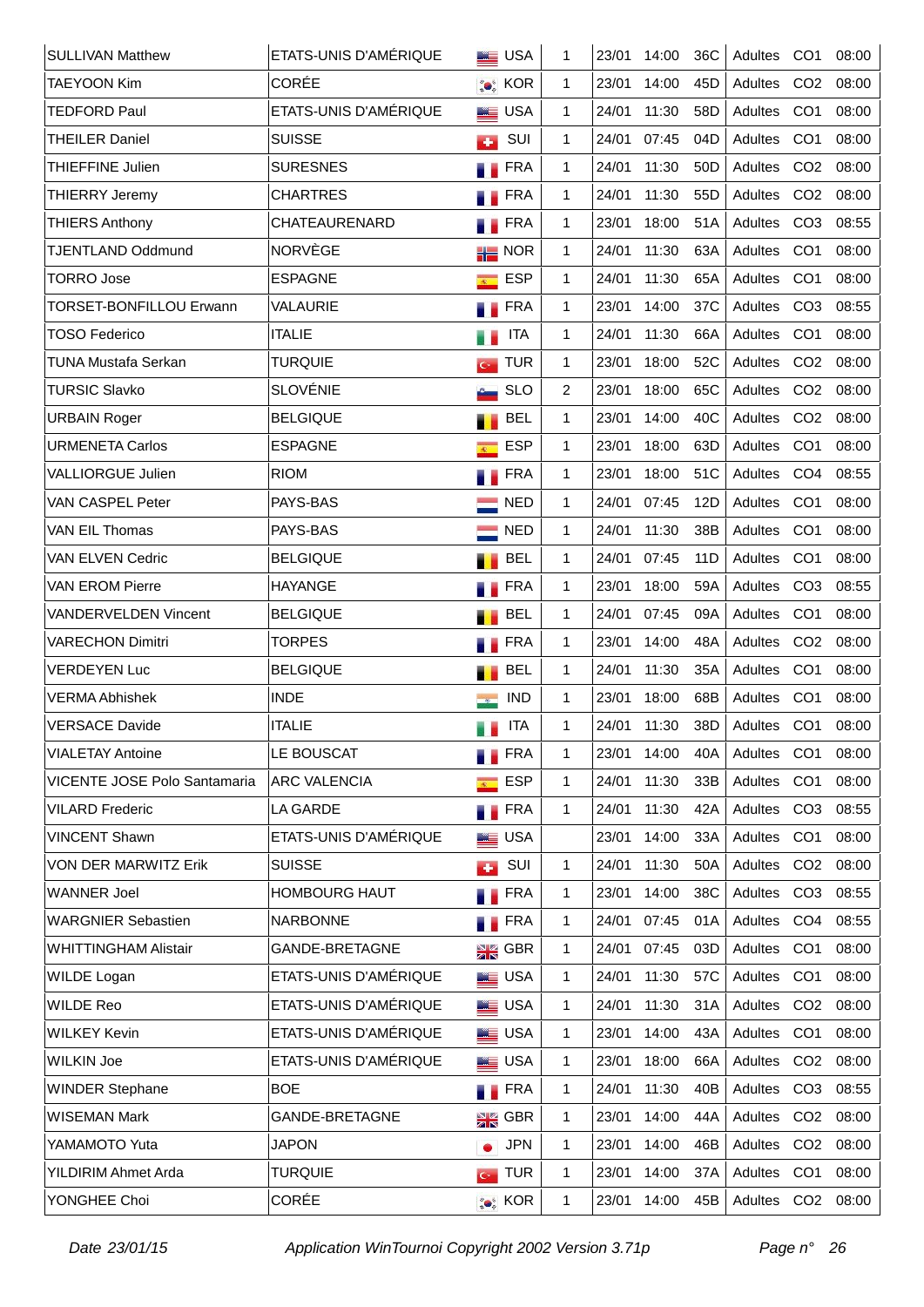| | | | | | | | | | | |
|---|---|---|---|---|---|---|---|---|---|---|
| SULLIVAN Matthew | ETATS-UNIS D'AMÉRIQUE | USA | 1 | 23/01 | 14:00 | 36C | Adultes | CO1 | 08:00 |
| TAEYOON Kim | CORÉE | KOR | 1 | 23/01 | 14:00 | 45D | Adultes | CO2 | 08:00 |
| TEDFORD Paul | ETATS-UNIS D'AMÉRIQUE | USA | 1 | 24/01 | 11:30 | 58D | Adultes | CO1 | 08:00 |
| THEILER Daniel | SUISSE | SUI | 1 | 24/01 | 07:45 | 04D | Adultes | CO1 | 08:00 |
| THIEFFINE Julien | SURESNES | FRA | 1 | 24/01 | 11:30 | 50D | Adultes | CO2 | 08:00 |
| THIERRY Jeremy | CHARTRES | FRA | 1 | 24/01 | 11:30 | 55D | Adultes | CO2 | 08:00 |
| THIERS Anthony | CHATEAURENARD | FRA | 1 | 23/01 | 18:00 | 51A | Adultes | CO3 | 08:55 |
| TJENTLAND Oddmund | NORVÈGE | NOR | 1 | 24/01 | 11:30 | 63A | Adultes | CO1 | 08:00 |
| TORRO Jose | ESPAGNE | ESP | 1 | 24/01 | 11:30 | 65A | Adultes | CO1 | 08:00 |
| TORSET-BONFILLOU Erwann | VALAURIE | FRA | 1 | 23/01 | 14:00 | 37C | Adultes | CO3 | 08:55 |
| TOSO Federico | ITALIE | ITA | 1 | 24/01 | 11:30 | 66A | Adultes | CO1 | 08:00 |
| TUNA Mustafa Serkan | TURQUIE | TUR | 1 | 23/01 | 18:00 | 52C | Adultes | CO2 | 08:00 |
| TURSIC Slavko | SLOVÉNIE | SLO | 2 | 23/01 | 18:00 | 65C | Adultes | CO2 | 08:00 |
| URBAIN Roger | BELGIQUE | BEL | 1 | 23/01 | 14:00 | 40C | Adultes | CO2 | 08:00 |
| URMENETA Carlos | ESPAGNE | ESP | 1 | 23/01 | 18:00 | 63D | Adultes | CO1 | 08:00 |
| VALLIORGUE Julien | RIOM | FRA | 1 | 23/01 | 18:00 | 51C | Adultes | CO4 | 08:55 |
| VAN CASPEL Peter | PAYS-BAS | NED | 1 | 24/01 | 07:45 | 12D | Adultes | CO1 | 08:00 |
| VAN EIL Thomas | PAYS-BAS | NED | 1 | 24/01 | 11:30 | 38B | Adultes | CO1 | 08:00 |
| VAN ELVEN Cedric | BELGIQUE | BEL | 1 | 24/01 | 07:45 | 11D | Adultes | CO1 | 08:00 |
| VAN EROM Pierre | HAYANGE | FRA | 1 | 23/01 | 18:00 | 59A | Adultes | CO3 | 08:55 |
| VANDERVELDEN Vincent | BELGIQUE | BEL | 1 | 24/01 | 07:45 | 09A | Adultes | CO1 | 08:00 |
| VARECHON Dimitri | TORPES | FRA | 1 | 23/01 | 14:00 | 48A | Adultes | CO2 | 08:00 |
| VERDEYEN Luc | BELGIQUE | BEL | 1 | 24/01 | 11:30 | 35A | Adultes | CO1 | 08:00 |
| VERMA Abhishek | INDE | IND | 1 | 23/01 | 18:00 | 68B | Adultes | CO1 | 08:00 |
| VERSACE Davide | ITALIE | ITA | 1 | 24/01 | 11:30 | 38D | Adultes | CO1 | 08:00 |
| VIALETAY Antoine | LE BOUSCAT | FRA | 1 | 23/01 | 14:00 | 40A | Adultes | CO1 | 08:00 |
| VICENTE JOSE Polo Santamaria | ARC VALENCIA | ESP | 1 | 24/01 | 11:30 | 33B | Adultes | CO1 | 08:00 |
| VILARD Frederic | LA GARDE | FRA | 1 | 24/01 | 11:30 | 42A | Adultes | CO3 | 08:55 |
| VINCENT Shawn | ETATS-UNIS D'AMÉRIQUE | USA | | 23/01 | 14:00 | 33A | Adultes | CO1 | 08:00 |
| VON DER MARWITZ Erik | SUISSE | SUI | 1 | 24/01 | 11:30 | 50A | Adultes | CO2 | 08:00 |
| WANNER Joel | HOMBOURG HAUT | FRA | 1 | 23/01 | 14:00 | 38C | Adultes | CO3 | 08:55 |
| WARGNIER Sebastien | NARBONNE | FRA | 1 | 24/01 | 07:45 | 01A | Adultes | CO4 | 08:55 |
| WHITTINGHAM Alistair | GANDE-BRETAGNE | GBR | 1 | 24/01 | 07:45 | 03D | Adultes | CO1 | 08:00 |
| WILDE Logan | ETATS-UNIS D'AMÉRIQUE | USA | 1 | 24/01 | 11:30 | 57C | Adultes | CO1 | 08:00 |
| WILDE Reo | ETATS-UNIS D'AMÉRIQUE | USA | 1 | 24/01 | 11:30 | 31A | Adultes | CO2 | 08:00 |
| WILKEY Kevin | ETATS-UNIS D'AMÉRIQUE | USA | 1 | 23/01 | 14:00 | 43A | Adultes | CO1 | 08:00 |
| WILKIN Joe | ETATS-UNIS D'AMÉRIQUE | USA | 1 | 23/01 | 18:00 | 66A | Adultes | CO2 | 08:00 |
| WINDER Stephane | BOE | FRA | 1 | 24/01 | 11:30 | 40B | Adultes | CO3 | 08:55 |
| WISEMAN Mark | GANDE-BRETAGNE | GBR | 1 | 23/01 | 14:00 | 44A | Adultes | CO2 | 08:00 |
| YAMAMOTO Yuta | JAPON | JPN | 1 | 23/01 | 14:00 | 46B | Adultes | CO2 | 08:00 |
| YILDIRIM Ahmet Arda | TURQUIE | TUR | 1 | 23/01 | 14:00 | 37A | Adultes | CO1 | 08:00 |
| YONGHEE Choi | CORÉE | KOR | 1 | 23/01 | 14:00 | 45B | Adultes | CO2 | 08:00 |

*Date 23/01/15* *Application WinTournoi Copyright 2002 Version 3.71p*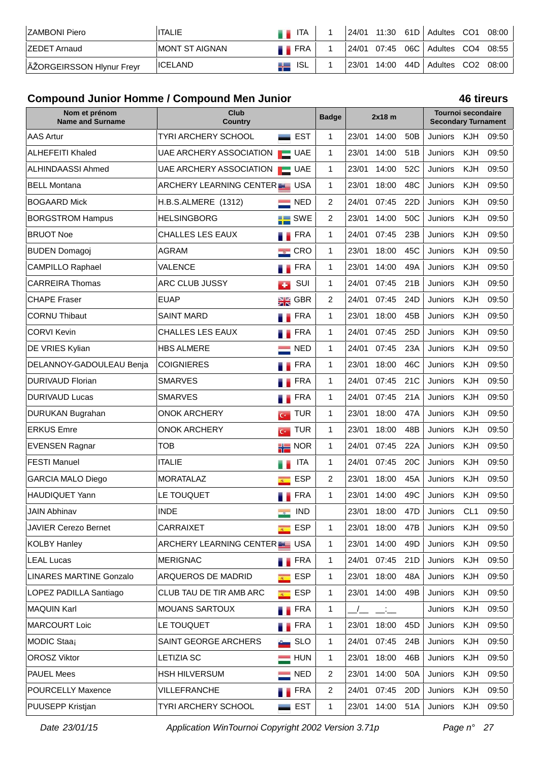| ZAMBONI Piero | ITALIE | ITA | 1 | 24/01 11:30 61D | Adultes CO1 08:00 |
|---|---|---|---|---|---|
| ZEDET Arnaud | MONT ST AIGNAN | FRA | 1 | 24/01 07:45 06C | Adultes CO4 08:55 |
| ÃŽORGEIRSSON Hlynur Freyr | ICELAND | ISL | 1 | 23/01 14:00 44D | Adultes CO2 08:00 |

## Compound Junior Homme / Compound Men Junior

**46 tireurs**

| Nom et prénom Name and Surname | Club Country | | Badge | 2x18 m | | | Tournoi secondaire Secondary Turnament | | |
|---|---|---|---|---|---|---|---|---|---|
| AAS Artur | TYRI ARCHERY SCHOOL | EST | 1 | 23/01 | 14:00 | 50B | Juniors | KJH | 09:50 |
| ALHEFEITI Khaled | UAE ARCHERY ASSOCIATION | UAE | 1 | 23/01 | 14:00 | 51B | Juniors | KJH | 09:50 |
| ALHINDAASSI Ahmed | UAE ARCHERY ASSOCIATION | UAE | 1 | 23/01 | 14:00 | 52C | Juniors | KJH | 09:50 |
| BELL Montana | ARCHERY LEARNING CENTER | USA | 1 | 23/01 | 18:00 | 48C | Juniors | KJH | 09:50 |
| BOGAARD Mick | H.B.S.ALMERE (1312) | NED | 2 | 24/01 | 07:45 | 22D | Juniors | KJH | 09:50 |
| BORGSTROM Hampus | HELSINGBORG | SWE | 2 | 23/01 | 14:00 | 50C | Juniors | KJH | 09:50 |
| BRUOT Noe | CHALLES LES EAUX | FRA | 1 | 24/01 | 07:45 | 23B | Juniors | KJH | 09:50 |
| BUDEN Domagoj | AGRAM | CRO | 1 | 23/01 | 18:00 | 45C | Juniors | KJH | 09:50 |
| CAMPILLO Raphael | VALENCE | FRA | 1 | 23/01 | 14:00 | 49A | Juniors | KJH | 09:50 |
| CARREIRA Thomas | ARC CLUB JUSSY | SUI | 1 | 24/01 | 07:45 | 21B | Juniors | KJH | 09:50 |
| CHAPE Fraser | EUAP | GBR | 2 | 24/01 | 07:45 | 24D | Juniors | KJH | 09:50 |
| CORNU Thibaut | SAINT MARD | FRA | 1 | 23/01 | 18:00 | 45B | Juniors | KJH | 09:50 |
| CORVI Kevin | CHALLES LES EAUX | FRA | 1 | 24/01 | 07:45 | 25D | Juniors | KJH | 09:50 |
| DE VRIES Kylian | HBS ALMERE | NED | 1 | 24/01 | 07:45 | 23A | Juniors | KJH | 09:50 |
| DELANNOY-GADOULEAU Benja | COIGNIERES | FRA | 1 | 23/01 | 18:00 | 46C | Juniors | KJH | 09:50 |
| DURIVAUD Florian | SMARVES | FRA | 1 | 24/01 | 07:45 | 21C | Juniors | KJH | 09:50 |
| DURIVAUD Lucas | SMARVES | FRA | 1 | 24/01 | 07:45 | 21A | Juniors | KJH | 09:50 |
| DURUKAN Bugrahan | ONOK ARCHERY | TUR | 1 | 23/01 | 18:00 | 47A | Juniors | KJH | 09:50 |
| ERKUS Emre | ONOK ARCHERY | TUR | 1 | 23/01 | 18:00 | 48B | Juniors | KJH | 09:50 |
| EVENSEN Ragnar | TOB | NOR | 1 | 24/01 | 07:45 | 22A | Juniors | KJH | 09:50 |
| FESTI Manuel | ITALIE | ITA | 1 | 24/01 | 07:45 | 20C | Juniors | KJH | 09:50 |
| GARCIA MALO Diego | MORATALAZ | ESP | 2 | 23/01 | 18:00 | 45A | Juniors | KJH | 09:50 |
| HAUDIQUET Yann | LE TOUQUET | FRA | 1 | 23/01 | 14:00 | 49C | Juniors | KJH | 09:50 |
| JAIN Abhinav | INDE | IND | | 23/01 | 18:00 | 47D | Juniors | CL1 | 09:50 |
| JAVIER Cerezo Bernet | CARRAIXET | ESP | 1 | 23/01 | 18:00 | 47B | Juniors | KJH | 09:50 |
| KOLBY Hanley | ARCHERY LEARNING CENTER | USA | 1 | 23/01 | 14:00 | 49D | Juniors | KJH | 09:50 |
| LEAL Lucas | MERIGNAC | FRA | 1 | 24/01 | 07:45 | 21D | Juniors | KJH | 09:50 |
| LINARES MARTINE Gonzalo | ARQUEROS DE MADRID | ESP | 1 | 23/01 | 18:00 | 48A | Juniors | KJH | 09:50 |
| LOPEZ PADILLA Santiago | CLUB TAU DE TIR AMB ARC | ESP | 1 | 23/01 | 14:00 | 49B | Juniors | KJH | 09:50 |
| MAQUIN Karl | MOUANS SARTOUX | FRA | 1 | __/__ | __:__ | | Juniors | KJH | 09:50 |
| MARCOURT Loic | LE TOUQUET | FRA | 1 | 23/01 | 18:00 | 45D | Juniors | KJH | 09:50 |
| MODIC Staa¡ | SAINT GEORGE ARCHERS | SLO | 1 | 24/01 | 07:45 | 24B | Juniors | KJH | 09:50 |
| OROSZ Viktor | LETIZIA SC | HUN | 1 | 23/01 | 18:00 | 46B | Juniors | KJH | 09:50 |
| PAUEL Mees | HSH HILVERSUM | NED | 2 | 23/01 | 14:00 | 50A | Juniors | KJH | 09:50 |
| POURCELLY Maxence | VILLEFRANCHE | FRA | 2 | 24/01 | 07:45 | 20D | Juniors | KJH | 09:50 |
| PUUSEPP Kristjan | TYRI ARCHERY SCHOOL | EST | 1 | 23/01 | 14:00 | 51A | Juniors | KJH | 09:50 |

*Date 23/01/15* *Application WinTournoi Copyright 2002 Version 3.71p*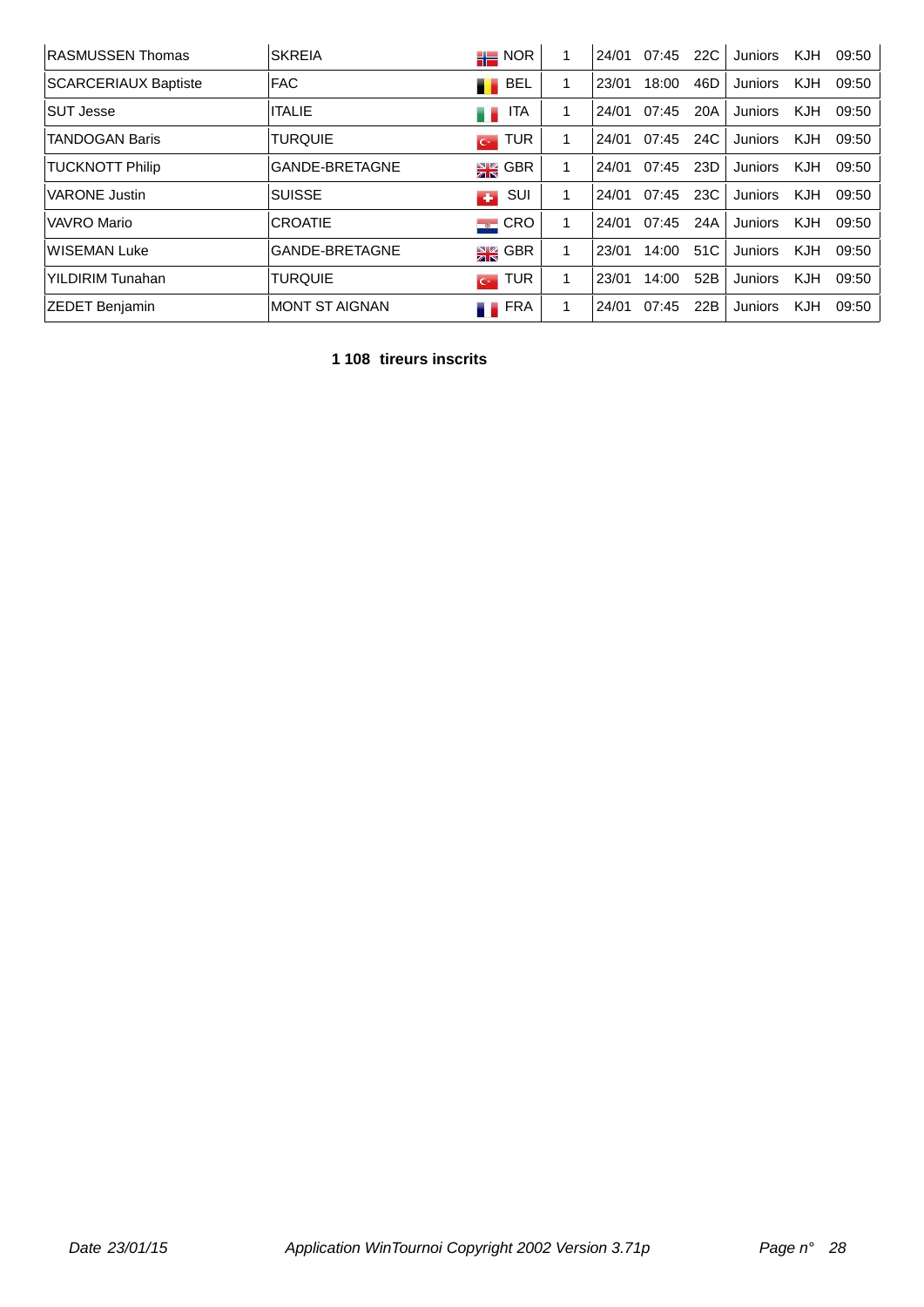| | | | | | | | | | | |
|---|---|---|---|---|---|---|---|---|---|---|
| RASMUSSEN Thomas | SKREIA | NOR | 1 | 24/01 | 07:45 | 22C | Juniors | KJH | 09:50 |
| SCARCERIAUX Baptiste | FAC | BEL | 1 | 23/01 | 18:00 | 46D | Juniors | KJH | 09:50 |
| SUT Jesse | ITALIE | ITA | 1 | 24/01 | 07:45 | 20A | Juniors | KJH | 09:50 |
| TANDOGAN Baris | TURQUIE | TUR | 1 | 24/01 | 07:45 | 24C | Juniors | KJH | 09:50 |
| TUCKNOTT Philip | GANDE-BRETAGNE | GBR | 1 | 24/01 | 07:45 | 23D | Juniors | KJH | 09:50 |
| VARONE Justin | SUISSE | SUI | 1 | 24/01 | 07:45 | 23C | Juniors | KJH | 09:50 |
| VAVRO Mario | CROATIE | CRO | 1 | 24/01 | 07:45 | 24A | Juniors | KJH | 09:50 |
| WISEMAN Luke | GANDE-BRETAGNE | GBR | 1 | 23/01 | 14:00 | 51C | Juniors | KJH | 09:50 |
| YILDIRIM Tunahan | TURQUIE | TUR | 1 | 23/01 | 14:00 | 52B | Juniors | KJH | 09:50 |
| ZEDET Benjamin | MONT ST AIGNAN | FRA | 1 | 24/01 | 07:45 | 22B | Juniors | KJH | 09:50 |

**1 108 tireurs inscrits**

*Date 23/01/15* *Application WinTournoi Copyright 2002 Version 3.71p*